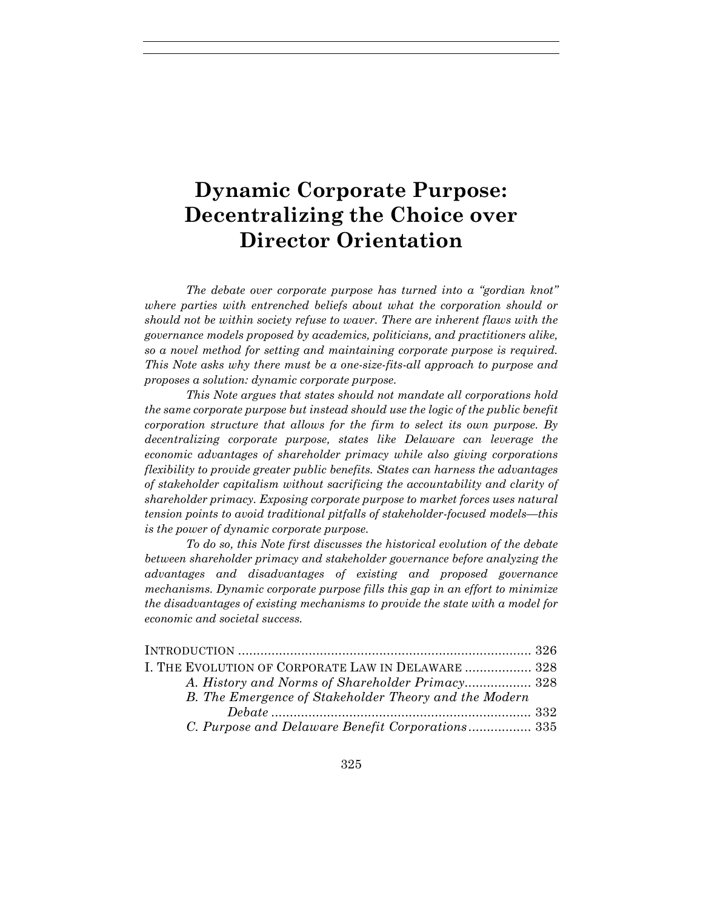# Dynamic Corporate Purpose: Decentralizing the Choice over Director Orientation

*The debate over corporate purpose has turned into a "gordian knot" where parties with entrenched beliefs about what the corporation should or should not be within society refuse to waver. There are inherent flaws with the governance models proposed by academics, politicians, and practitioners alike, so a novel method for setting and maintaining corporate purpose is required. This Note asks why there must be a one-size-fits-all approach to purpose and proposes a solution: dynamic corporate purpose.*

*This Note argues that states should not mandate all corporations hold the same corporate purpose but instead should use the logic of the public benefit corporation structure that allows for the firm to select its own purpose. By decentralizing corporate purpose, states like Delaware can leverage the economic advantages of shareholder primacy while also giving corporations flexibility to provide greater public benefits. States can harness the advantages of stakeholder capitalism without sacrificing the accountability and clarity of shareholder primacy. Exposing corporate purpose to market forces uses natural tension points to avoid traditional pitfalls of stakeholder-focused models—this is the power of dynamic corporate purpose.*

*To do so, this Note first discusses the historical evolution of the debate between shareholder primacy and stakeholder governance before analyzing the advantages and disadvantages of existing and proposed governance mechanisms. Dynamic corporate purpose fills this gap in an effort to minimize the disadvantages of existing mechanisms to provide the state with a model for economic and societal success.*

INTRODUCTION ............................................................................ 326
I. THE EVOLUTION OF CORPORATE LAW IN DELAWARE .................. 328
 *A. History and Norms of Shareholder Primacy*.................. 328
 *B. The Emergence of Stakeholder Theory and the Modern Debate* ...................................................................... 332
 *C. Purpose and Delaware Benefit Corporations*................. 335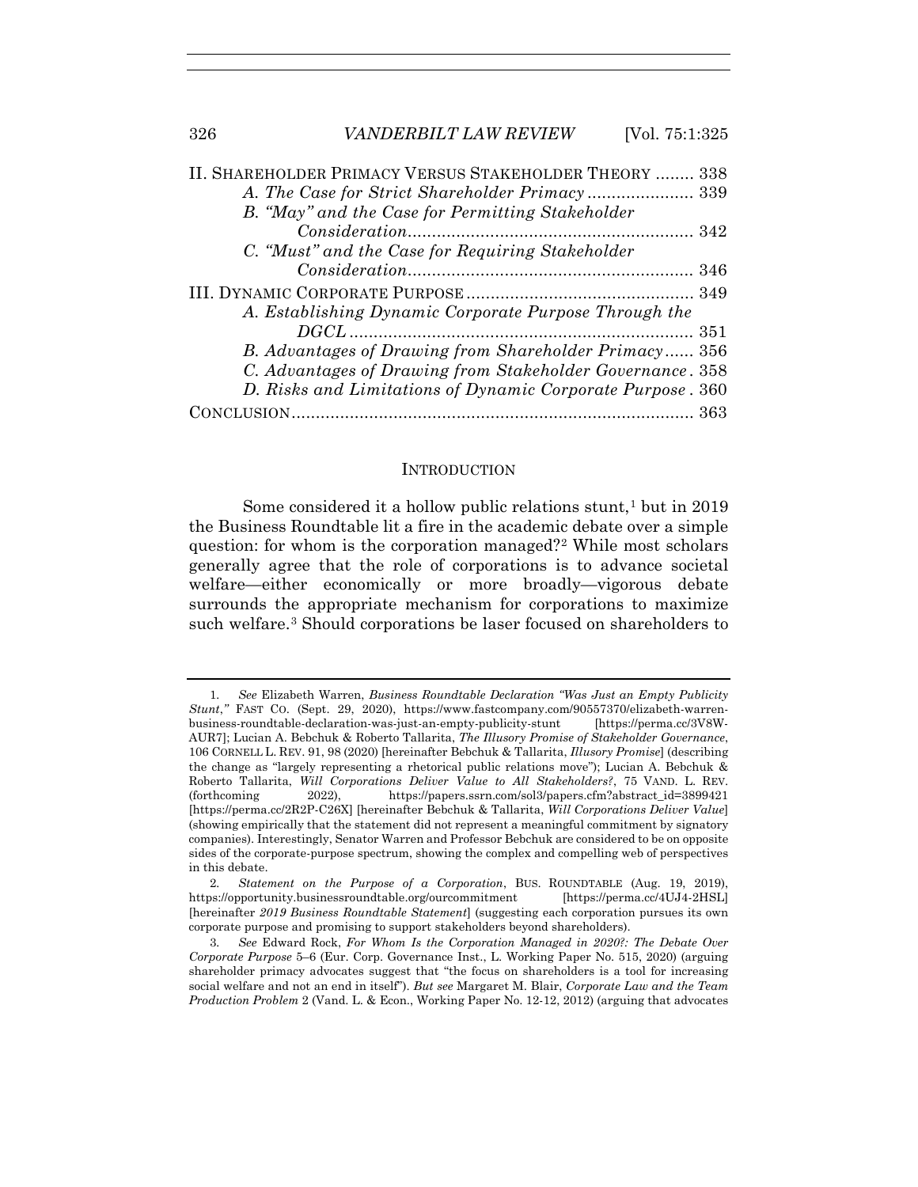II. SHAREHOLDER PRIMACY VERSUS STAKEHOLDER THEORY ........ 338
   *A. The Case for Strict Shareholder Primacy* ...................... 339
   *B. "May" and the Case for Permitting Stakeholder Consideration* .......................................................... 342
   *C. "Must" and the Case for Requiring Stakeholder Consideration* .......................................................... 346
III. DYNAMIC CORPORATE PURPOSE .............................................. 349
   *A. Establishing Dynamic Corporate Purpose Through the DGCL* ...................................................................... 351
   *B. Advantages of Drawing from Shareholder Primacy* ...... 356
   *C. Advantages of Drawing from Stakeholder Governance* . 358
   *D. Risks and Limitations of Dynamic Corporate Purpose* . 360
CONCLUSION ................................................................................... 363

## INTRODUCTION

Some considered it a hollow public relations stunt,[1] but in 2019 the Business Roundtable lit a fire in the academic debate over a simple question: for whom is the corporation managed?[2] While most scholars generally agree that the role of corporations is to advance societal welfare—either economically or more broadly—vigorous debate surrounds the appropriate mechanism for corporations to maximize such welfare.[3] Should corporations be laser focused on shareholders to

---

1. *See* Elizabeth Warren, *Business Roundtable Declaration "Was Just an Empty Publicity Stunt*,*"* FAST CO. (Sept. 29, 2020), https://www.fastcompany.com/90557370/elizabeth-warren-business-roundtable-declaration-was-just-an-empty-publicity-stunt [https://perma.cc/3V8W-AUR7]; Lucian A. Bebchuk & Roberto Tallarita, *The Illusory Promise of Stakeholder Governance*, 106 CORNELL L. REV. 91, 98 (2020) [hereinafter Bebchuk & Tallarita, *Illusory Promise*] (describing the change as "largely representing a rhetorical public relations move"); Lucian A. Bebchuk & Roberto Tallarita, *Will Corporations Deliver Value to All Stakeholders?*, 75 VAND. L. REV. (forthcoming 2022), https://papers.ssrn.com/sol3/papers.cfm?abstract_id=3899421 [https://perma.cc/2R2P-C26X] [hereinafter Bebchuk & Tallarita, *Will Corporations Deliver Value*] (showing empirically that the statement did not represent a meaningful commitment by signatory companies). Interestingly, Senator Warren and Professor Bebchuk are considered to be on opposite sides of the corporate-purpose spectrum, showing the complex and compelling web of perspectives in this debate.

2. *Statement on the Purpose of a Corporation*, BUS. ROUNDTABLE (Aug. 19, 2019), https://opportunity.businessroundtable.org/ourcommitment [https://perma.cc/4UJ4-2HSL] [hereinafter *2019 Business Roundtable Statement*] (suggesting each corporation pursues its own corporate purpose and promising to support stakeholders beyond shareholders).

3. *See* Edward Rock, *For Whom Is the Corporation Managed in 2020?: The Debate Over Corporate Purpose* 5–6 (Eur. Corp. Governance Inst., L. Working Paper No. 515, 2020) (arguing shareholder primacy advocates suggest that "the focus on shareholders is a tool for increasing social welfare and not an end in itself"). *But see* Margaret M. Blair, *Corporate Law and the Team Production Problem* 2 (Vand. L. & Econ., Working Paper No. 12-12, 2012) (arguing that advocates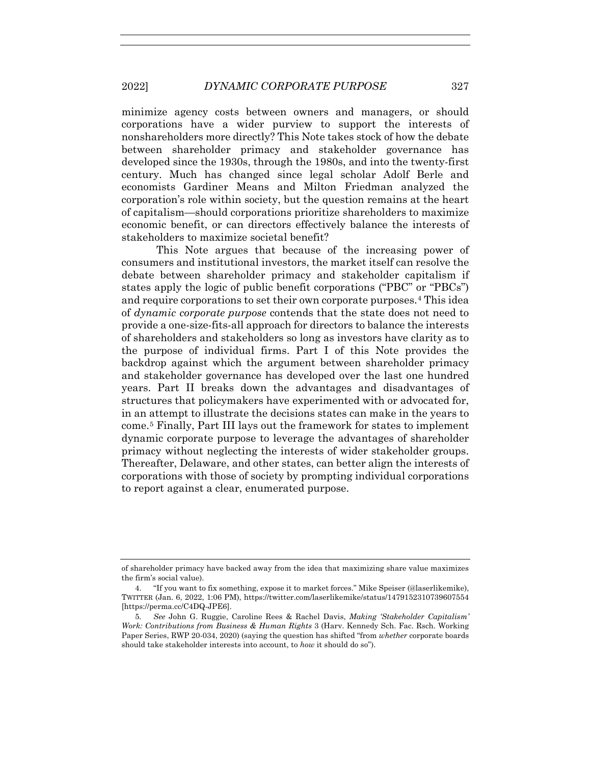minimize agency costs between owners and managers, or should corporations have a wider purview to support the interests of nonshareholders more directly? This Note takes stock of how the debate between shareholder primacy and stakeholder governance has developed since the 1930s, through the 1980s, and into the twenty-first century. Much has changed since legal scholar Adolf Berle and economists Gardiner Means and Milton Friedman analyzed the corporation's role within society, but the question remains at the heart of capitalism—should corporations prioritize shareholders to maximize economic benefit, or can directors effectively balance the interests of stakeholders to maximize societal benefit?

This Note argues that because of the increasing power of consumers and institutional investors, the market itself can resolve the debate between shareholder primacy and stakeholder capitalism if states apply the logic of public benefit corporations ("PBC" or "PBCs") and require corporations to set their own corporate purposes.[4] This idea of *dynamic corporate purpose* contends that the state does not need to provide a one-size-fits-all approach for directors to balance the interests of shareholders and stakeholders so long as investors have clarity as to the purpose of individual firms. Part I of this Note provides the backdrop against which the argument between shareholder primacy and stakeholder governance has developed over the last one hundred years. Part II breaks down the advantages and disadvantages of structures that policymakers have experimented with or advocated for, in an attempt to illustrate the decisions states can make in the years to come.[5] Finally, Part III lays out the framework for states to implement dynamic corporate purpose to leverage the advantages of shareholder primacy without neglecting the interests of wider stakeholder groups. Thereafter, Delaware, and other states, can better align the interests of corporations with those of society by prompting individual corporations to report against a clear, enumerated purpose.

---

of shareholder primacy have backed away from the idea that maximizing share value maximizes the firm's social value).

4. "If you want to fix something, expose it to market forces." Mike Speiser (@laserlikemike), TWITTER (Jan. 6, 2022, 1:06 PM), https://twitter.com/laserlikemike/status/1479152310739607554 [https://perma.cc/C4DQ-JPE6].

5. *See* John G. Ruggie, Caroline Rees & Rachel Davis, *Making 'Stakeholder Capitalism' Work: Contributions from Business & Human Rights* 3 (Harv. Kennedy Sch. Fac. Rsch. Working Paper Series, RWP 20-034, 2020) (saying the question has shifted "from *whether* corporate boards should take stakeholder interests into account, to *how* it should do so").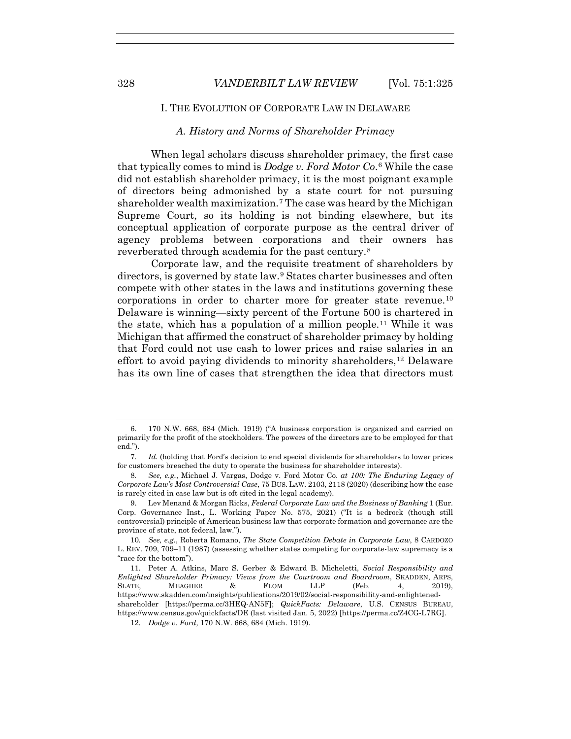# I. THE EVOLUTION OF CORPORATE LAW IN DELAWARE

## *A. History and Norms of Shareholder Primacy*

When legal scholars discuss shareholder primacy, the first case that typically comes to mind is *Dodge v. Ford Motor Co.*[6] While the case did not establish shareholder primacy, it is the most poignant example of directors being admonished by a state court for not pursuing shareholder wealth maximization.[7] The case was heard by the Michigan Supreme Court, so its holding is not binding elsewhere, but its conceptual application of corporate purpose as the central driver of agency problems between corporations and their owners has reverberated through academia for the past century.[8]

Corporate law, and the requisite treatment of shareholders by directors, is governed by state law.[9] States charter businesses and often compete with other states in the laws and institutions governing these corporations in order to charter more for greater state revenue.[10] Delaware is winning—sixty percent of the Fortune 500 is chartered in the state, which has a population of a million people.[11] While it was Michigan that affirmed the construct of shareholder primacy by holding that Ford could not use cash to lower prices and raise salaries in an effort to avoid paying dividends to minority shareholders,[12] Delaware has its own line of cases that strengthen the idea that directors must

---

6. 170 N.W. 668, 684 (Mich. 1919) ("A business corporation is organized and carried on primarily for the profit of the stockholders. The powers of the directors are to be employed for that end.").

7. *Id.* (holding that Ford's decision to end special dividends for shareholders to lower prices for customers breached the duty to operate the business for shareholder interests).

8. *See, e.g.*, Michael J. Vargas, Dodge v. Ford Motor Co. *at 100: The Enduring Legacy of Corporate Law's Most Controversial Case*, 75 BUS. LAW. 2103, 2118 (2020) (describing how the case is rarely cited in case law but is oft cited in the legal academy).

9. Lev Menand & Morgan Ricks, *Federal Corporate Law and the Business of Banking* 1 (Eur. Corp. Governance Inst., L. Working Paper No. 575, 2021) ("It is a bedrock (though still controversial) principle of American business law that corporate formation and governance are the province of state, not federal, law.").

10. *See, e.g.*, Roberta Romano, *The State Competition Debate in Corporate Law*, 8 CARDOZO L. REV. 709, 709–11 (1987) (assessing whether states competing for corporate-law supremacy is a "race for the bottom").

11. Peter A. Atkins, Marc S. Gerber & Edward B. Micheletti, *Social Responsibility and Enlighted Shareholder Primacy: Views from the Courtroom and Boardroom*, SKADDEN, ARPS, SLATE, MEAGHER & FLOM LLP (Feb. 4, 2019), https://www.skadden.com/insights/publications/2019/02/social-responsibility-and-enlightened-shareholder [https://perma.cc/3HEQ-AN5F]; *QuickFacts: Delaware*, U.S. CENSUS BUREAU, https://www.census.gov/quickfacts/DE (last visited Jan. 5, 2022) [https://perma.cc/Z4CG-L7RG].

12. *Dodge v. Ford*, 170 N.W. 668, 684 (Mich. 1919).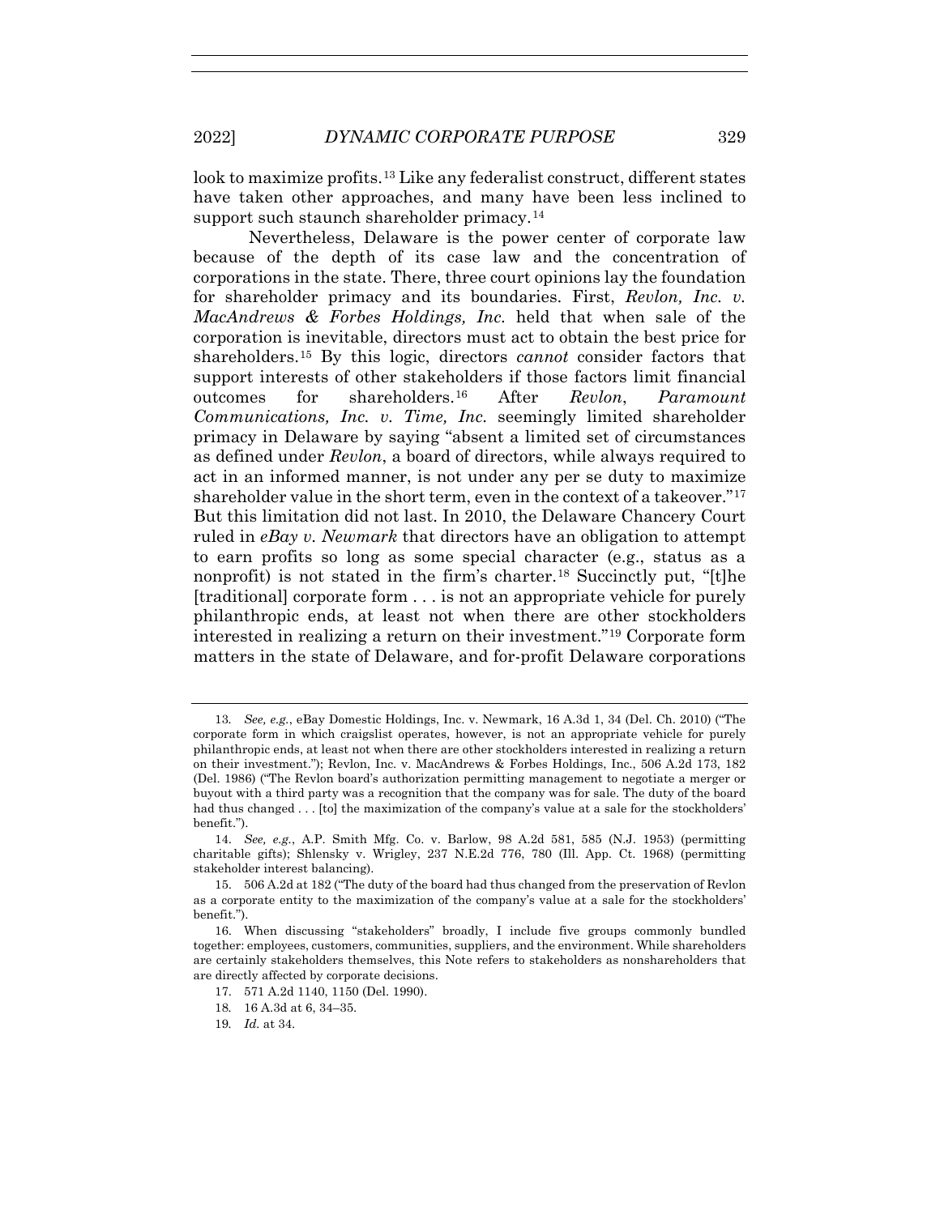look to maximize profits.[13] Like any federalist construct, different states have taken other approaches, and many have been less inclined to support such staunch shareholder primacy.[14]

Nevertheless, Delaware is the power center of corporate law because of the depth of its case law and the concentration of corporations in the state. There, three court opinions lay the foundation for shareholder primacy and its boundaries. First, *Revlon, Inc. v. MacAndrews & Forbes Holdings, Inc.* held that when sale of the corporation is inevitable, directors must act to obtain the best price for shareholders.[15] By this logic, directors *cannot* consider factors that support interests of other stakeholders if those factors limit financial outcomes for shareholders.[16] After *Revlon*, *Paramount Communications, Inc. v. Time, Inc.* seemingly limited shareholder primacy in Delaware by saying "absent a limited set of circumstances as defined under *Revlon*, a board of directors, while always required to act in an informed manner, is not under any per se duty to maximize shareholder value in the short term, even in the context of a takeover."[17] But this limitation did not last. In 2010, the Delaware Chancery Court ruled in *eBay v. Newmark* that directors have an obligation to attempt to earn profits so long as some special character (e.g., status as a nonprofit) is not stated in the firm's charter.[18] Succinctly put, "[t]he [traditional] corporate form . . . is not an appropriate vehicle for purely philanthropic ends, at least not when there are other stockholders interested in realizing a return on their investment."[19] Corporate form matters in the state of Delaware, and for-profit Delaware corporations

---

13. *See, e.g.*, eBay Domestic Holdings, Inc. v. Newmark, 16 A.3d 1, 34 (Del. Ch. 2010) ("The corporate form in which craigslist operates, however, is not an appropriate vehicle for purely philanthropic ends, at least not when there are other stockholders interested in realizing a return on their investment."); Revlon, Inc. v. MacAndrews & Forbes Holdings, Inc., 506 A.2d 173, 182 (Del. 1986) ("The Revlon board's authorization permitting management to negotiate a merger or buyout with a third party was a recognition that the company was for sale. The duty of the board had thus changed . . . [to] the maximization of the company's value at a sale for the stockholders' benefit.").

14. *See, e.g.*, A.P. Smith Mfg. Co. v. Barlow, 98 A.2d 581, 585 (N.J. 1953) (permitting charitable gifts); Shlensky v. Wrigley, 237 N.E.2d 776, 780 (Ill. App. Ct. 1968) (permitting stakeholder interest balancing).

15. 506 A.2d at 182 ("The duty of the board had thus changed from the preservation of Revlon as a corporate entity to the maximization of the company's value at a sale for the stockholders' benefit.").

16. When discussing "stakeholders" broadly, I include five groups commonly bundled together: employees, customers, communities, suppliers, and the environment. While shareholders are certainly stakeholders themselves, this Note refers to stakeholders as nonshareholders that are directly affected by corporate decisions.

17. 571 A.2d 1140, 1150 (Del. 1990).

18. 16 A.3d at 6, 34–35.

19. *Id.* at 34.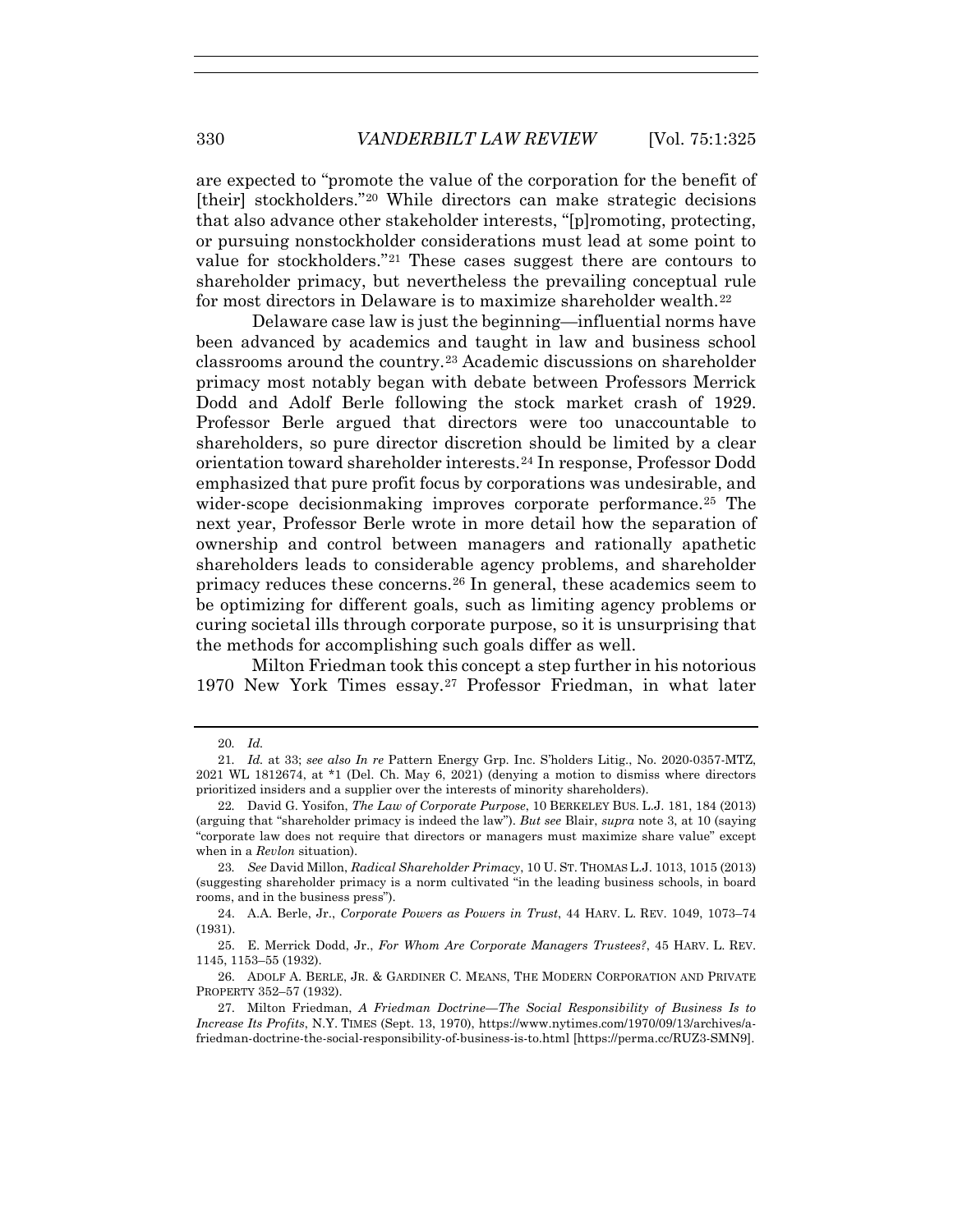are expected to "promote the value of the corporation for the benefit of [their] stockholders."[20] While directors can make strategic decisions that also advance other stakeholder interests, "[p]romoting, protecting, or pursuing nonstockholder considerations must lead at some point to value for stockholders."[21] These cases suggest there are contours to shareholder primacy, but nevertheless the prevailing conceptual rule for most directors in Delaware is to maximize shareholder wealth.[22]

Delaware case law is just the beginning—influential norms have been advanced by academics and taught in law and business school classrooms around the country.[23] Academic discussions on shareholder primacy most notably began with debate between Professors Merrick Dodd and Adolf Berle following the stock market crash of 1929. Professor Berle argued that directors were too unaccountable to shareholders, so pure director discretion should be limited by a clear orientation toward shareholder interests.[24] In response, Professor Dodd emphasized that pure profit focus by corporations was undesirable, and wider-scope decisionmaking improves corporate performance.[25] The next year, Professor Berle wrote in more detail how the separation of ownership and control between managers and rationally apathetic shareholders leads to considerable agency problems, and shareholder primacy reduces these concerns.[26] In general, these academics seem to be optimizing for different goals, such as limiting agency problems or curing societal ills through corporate purpose, so it is unsurprising that the methods for accomplishing such goals differ as well.

Milton Friedman took this concept a step further in his notorious 1970 New York Times essay.[27] Professor Friedman, in what later

---

20. *Id.*

21. *Id.* at 33; *see also In re* Pattern Energy Grp. Inc. S'holders Litig., No. 2020-0357-MTZ, 2021 WL 1812674, at *1 (Del. Ch. May 6, 2021) (denying a motion to dismiss where directors prioritized insiders and a supplier over the interests of minority shareholders).

22. David G. Yosifon, *The Law of Corporate Purpose*, 10 BERKELEY BUS. L.J. 181, 184 (2013) (arguing that "shareholder primacy is indeed the law"). *But see* Blair, *supra* note 3, at 10 (saying "corporate law does not require that directors or managers must maximize share value" except when in a *Revlon* situation).

23. *See* David Millon, *Radical Shareholder Primacy*, 10 U. ST. THOMAS L.J. 1013, 1015 (2013) (suggesting shareholder primacy is a norm cultivated "in the leading business schools, in board rooms, and in the business press").

24. A.A. Berle, Jr., *Corporate Powers as Powers in Trust*, 44 HARV. L. REV. 1049, 1073–74 (1931).

25. E. Merrick Dodd, Jr., *For Whom Are Corporate Managers Trustees?*, 45 HARV. L. REV. 1145, 1153–55 (1932).

26. ADOLF A. BERLE, JR. & GARDINER C. MEANS, THE MODERN CORPORATION AND PRIVATE PROPERTY 352–57 (1932).

27. Milton Friedman, *A Friedman Doctrine—The Social Responsibility of Business Is to Increase Its Profits*, N.Y. TIMES (Sept. 13, 1970), https://www.nytimes.com/1970/09/13/archives/a-friedman-doctrine-the-social-responsibility-of-business-is-to.html [https://perma.cc/RUZ3-SMN9].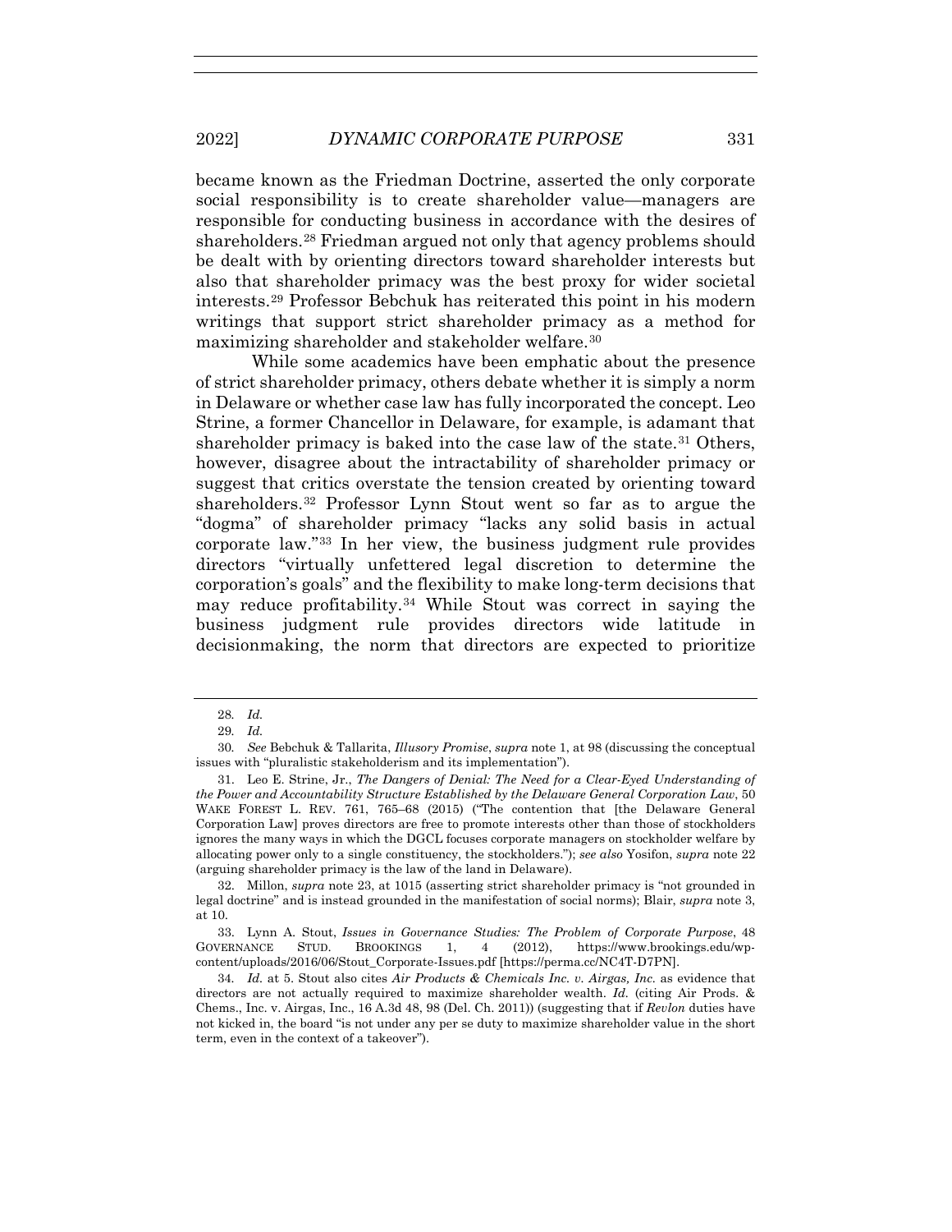became known as the Friedman Doctrine, asserted the only corporate social responsibility is to create shareholder value—managers are responsible for conducting business in accordance with the desires of shareholders.[28] Friedman argued not only that agency problems should be dealt with by orienting directors toward shareholder interests but also that shareholder primacy was the best proxy for wider societal interests.[29] Professor Bebchuk has reiterated this point in his modern writings that support strict shareholder primacy as a method for maximizing shareholder and stakeholder welfare.[30]

While some academics have been emphatic about the presence of strict shareholder primacy, others debate whether it is simply a norm in Delaware or whether case law has fully incorporated the concept. Leo Strine, a former Chancellor in Delaware, for example, is adamant that shareholder primacy is baked into the case law of the state.[31] Others, however, disagree about the intractability of shareholder primacy or suggest that critics overstate the tension created by orienting toward shareholders.[32] Professor Lynn Stout went so far as to argue the "dogma" of shareholder primacy "lacks any solid basis in actual corporate law."[33] In her view, the business judgment rule provides directors "virtually unfettered legal discretion to determine the corporation's goals" and the flexibility to make long-term decisions that may reduce profitability.[34] While Stout was correct in saying the business judgment rule provides directors wide latitude in decisionmaking, the norm that directors are expected to prioritize

---

28. *Id.*

29. *Id.*

30. *See* Bebchuk & Tallarita, *Illusory Promise*, *supra* note 1, at 98 (discussing the conceptual issues with "pluralistic stakeholderism and its implementation").

31. Leo E. Strine, Jr., *The Dangers of Denial: The Need for a Clear-Eyed Understanding of the Power and Accountability Structure Established by the Delaware General Corporation Law*, 50 WAKE FOREST L. REV. 761, 765–68 (2015) ("The contention that [the Delaware General Corporation Law] proves directors are free to promote interests other than those of stockholders ignores the many ways in which the DGCL focuses corporate managers on stockholder welfare by allocating power only to a single constituency, the stockholders."); *see also* Yosifon, *supra* note 22 (arguing shareholder primacy is the law of the land in Delaware).

32. Millon, *supra* note 23, at 1015 (asserting strict shareholder primacy is "not grounded in legal doctrine" and is instead grounded in the manifestation of social norms); Blair, *supra* note 3, at 10.

33. Lynn A. Stout, *Issues in Governance Studies: The Problem of Corporate Purpose*, 48 GOVERNANCE STUD. BROOKINGS 1, 4 (2012), https://www.brookings.edu/wp-content/uploads/2016/06/Stout_Corporate-Issues.pdf [https://perma.cc/NC4T-D7PN].

34. *Id.* at 5. Stout also cites *Air Products & Chemicals Inc. v. Airgas, Inc.* as evidence that directors are not actually required to maximize shareholder wealth. *Id.* (citing Air Prods. & Chems., Inc. v. Airgas, Inc., 16 A.3d 48, 98 (Del. Ch. 2011)) (suggesting that if *Revlon* duties have not kicked in, the board "is not under any per se duty to maximize shareholder value in the short term, even in the context of a takeover").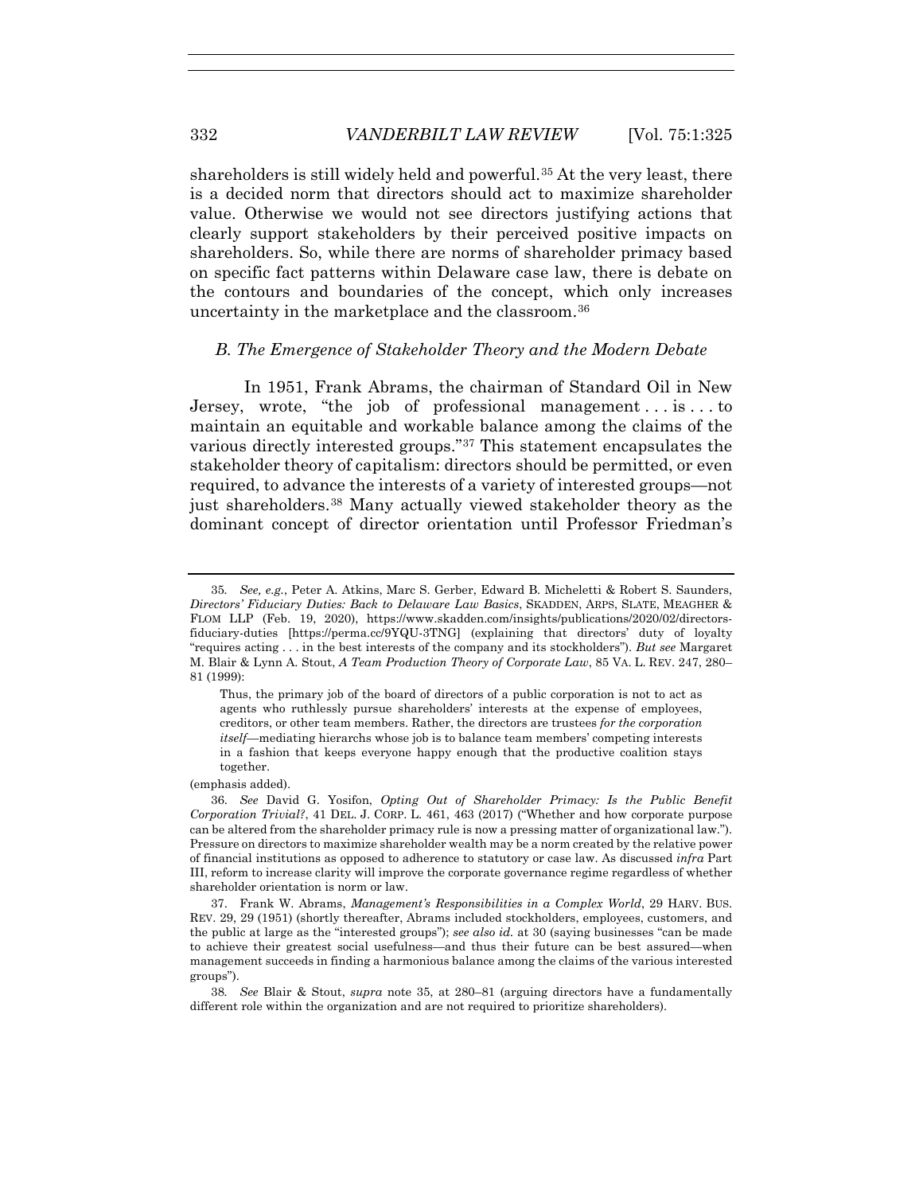shareholders is still widely held and powerful.[35] At the very least, there is a decided norm that directors should act to maximize shareholder value. Otherwise we would not see directors justifying actions that clearly support stakeholders by their perceived positive impacts on shareholders. So, while there are norms of shareholder primacy based on specific fact patterns within Delaware case law, there is debate on the contours and boundaries of the concept, which only increases uncertainty in the marketplace and the classroom.[36]

### *B. The Emergence of Stakeholder Theory and the Modern Debate*

In 1951, Frank Abrams, the chairman of Standard Oil in New Jersey, wrote, "the job of professional management . . . is . . . to maintain an equitable and workable balance among the claims of the various directly interested groups."[37] This statement encapsulates the stakeholder theory of capitalism: directors should be permitted, or even required, to advance the interests of a variety of interested groups—not just shareholders.[38] Many actually viewed stakeholder theory as the dominant concept of director orientation until Professor Friedman's

---

35. *See, e.g.*, Peter A. Atkins, Marc S. Gerber, Edward B. Micheletti & Robert S. Saunders, *Directors' Fiduciary Duties: Back to Delaware Law Basics*, SKADDEN, ARPS, SLATE, MEAGHER & FLOM LLP (Feb. 19, 2020), https://www.skadden.com/insights/publications/2020/02/directors-fiduciary-duties [https://perma.cc/9YQU-3TNG] (explaining that directors' duty of loyalty "requires acting . . . in the best interests of the company and its stockholders"). *But see* Margaret M. Blair & Lynn A. Stout, *A Team Production Theory of Corporate Law*, 85 VA. L. REV. 247, 280–81 (1999):

> Thus, the primary job of the board of directors of a public corporation is not to act as agents who ruthlessly pursue shareholders' interests at the expense of employees, creditors, or other team members. Rather, the directors are trustees *for the corporation itself*—mediating hierarchs whose job is to balance team members' competing interests in a fashion that keeps everyone happy enough that the productive coalition stays together.

(emphasis added).

36. *See* David G. Yosifon, *Opting Out of Shareholder Primacy: Is the Public Benefit Corporation Trivial?*, 41 DEL. J. CORP. L. 461, 463 (2017) ("Whether and how corporate purpose can be altered from the shareholder primacy rule is now a pressing matter of organizational law."). Pressure on directors to maximize shareholder wealth may be a norm created by the relative power of financial institutions as opposed to adherence to statutory or case law. As discussed *infra* Part III, reform to increase clarity will improve the corporate governance regime regardless of whether shareholder orientation is norm or law.

37. Frank W. Abrams, *Management's Responsibilities in a Complex World*, 29 HARV. BUS. REV. 29, 29 (1951) (shortly thereafter, Abrams included stockholders, employees, customers, and the public at large as the "interested groups"); *see also id.* at 30 (saying businesses "can be made to achieve their greatest social usefulness—and thus their future can be best assured—when management succeeds in finding a harmonious balance among the claims of the various interested groups").

38. *See* Blair & Stout, *supra* note 35, at 280–81 (arguing directors have a fundamentally different role within the organization and are not required to prioritize shareholders).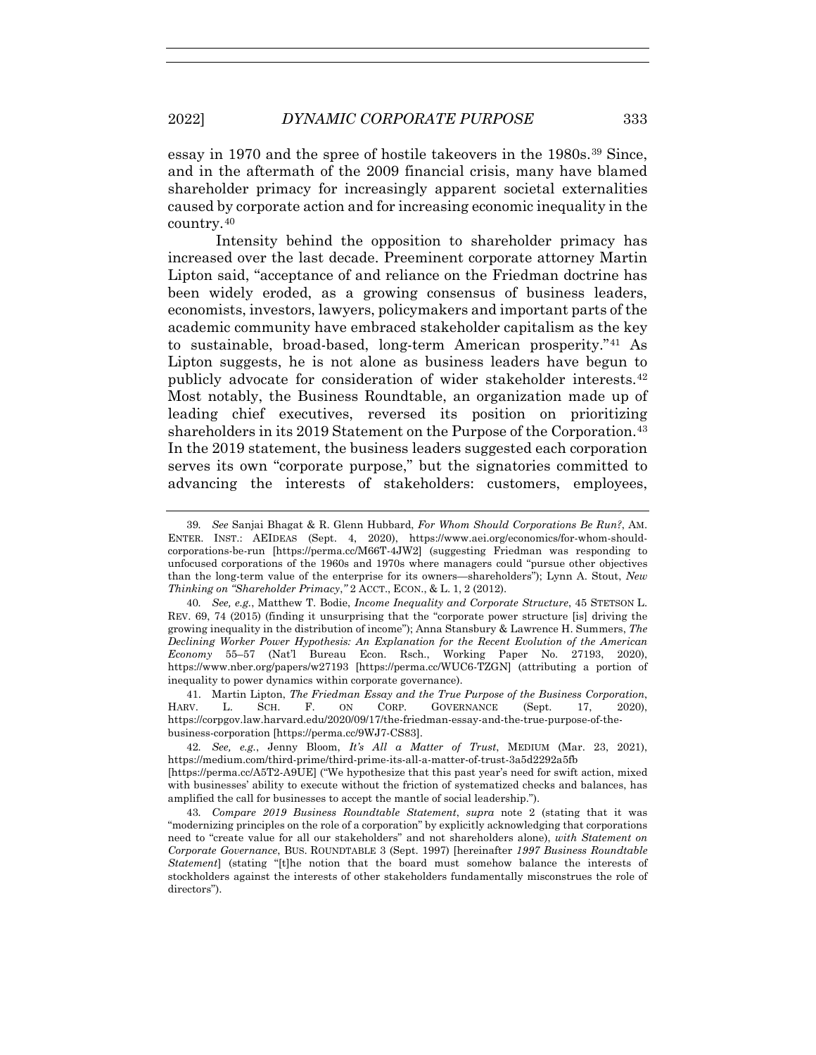essay in 1970 and the spree of hostile takeovers in the 1980s.[39] Since, and in the aftermath of the 2009 financial crisis, many have blamed shareholder primacy for increasingly apparent societal externalities caused by corporate action and for increasing economic inequality in the country.[40]

Intensity behind the opposition to shareholder primacy has increased over the last decade. Preeminent corporate attorney Martin Lipton said, "acceptance of and reliance on the Friedman doctrine has been widely eroded, as a growing consensus of business leaders, economists, investors, lawyers, policymakers and important parts of the academic community have embraced stakeholder capitalism as the key to sustainable, broad-based, long-term American prosperity."[41] As Lipton suggests, he is not alone as business leaders have begun to publicly advocate for consideration of wider stakeholder interests.[42] Most notably, the Business Roundtable, an organization made up of leading chief executives, reversed its position on prioritizing shareholders in its 2019 Statement on the Purpose of the Corporation.[43] In the 2019 statement, the business leaders suggested each corporation serves its own "corporate purpose," but the signatories committed to advancing the interests of stakeholders: customers, employees,

---

39. *See* Sanjai Bhagat & R. Glenn Hubbard, *For Whom Should Corporations Be Run?*, AM. ENTER. INST.: AEIDEAS (Sept. 4, 2020), https://www.aei.org/economics/for-whom-should-corporations-be-run [https://perma.cc/M66T-4JW2] (suggesting Friedman was responding to unfocused corporations of the 1960s and 1970s where managers could "pursue other objectives than the long-term value of the enterprise for its owners—shareholders"); Lynn A. Stout, *New Thinking on "Shareholder Primacy*,*"* 2 ACCT., ECON., & L. 1, 2 (2012).

40. *See, e.g.*, Matthew T. Bodie, *Income Inequality and Corporate Structure*, 45 STETSON L. REV. 69, 74 (2015) (finding it unsurprising that the "corporate power structure [is] driving the growing inequality in the distribution of income"); Anna Stansbury & Lawrence H. Summers, *The Declining Worker Power Hypothesis: An Explanation for the Recent Evolution of the American Economy* 55–57 (Nat'l Bureau Econ. Rsch., Working Paper No. 27193, 2020), https://www.nber.org/papers/w27193 [https://perma.cc/WUC6-TZGN] (attributing a portion of inequality to power dynamics within corporate governance).

41. Martin Lipton, *The Friedman Essay and the True Purpose of the Business Corporation*, HARV. L. SCH. F. ON CORP. GOVERNANCE (Sept. 17, 2020), https://corpgov.law.harvard.edu/2020/09/17/the-friedman-essay-and-the-true-purpose-of-the-business-corporation [https://perma.cc/9WJ7-CS83].

42. *See, e.g.*, Jenny Bloom, *It's All a Matter of Trust*, MEDIUM (Mar. 23, 2021), https://medium.com/third-prime/third-prime-its-all-a-matter-of-trust-3a5d2292a5fb [https://perma.cc/A5T2-A9UE] ("We hypothesize that this past year's need for swift action, mixed with businesses' ability to execute without the friction of systematized checks and balances, has amplified the call for businesses to accept the mantle of social leadership.").

43. *Compare 2019 Business Roundtable Statement*, *supra* note 2 (stating that it was "modernizing principles on the role of a corporation" by explicitly acknowledging that corporations need to "create value for all our stakeholders" and not shareholders alone), *with Statement on Corporate Governance*, BUS. ROUNDTABLE 3 (Sept. 1997) [hereinafter *1997 Business Roundtable Statement*] (stating "[t]he notion that the board must somehow balance the interests of stockholders against the interests of other stakeholders fundamentally misconstrues the role of directors").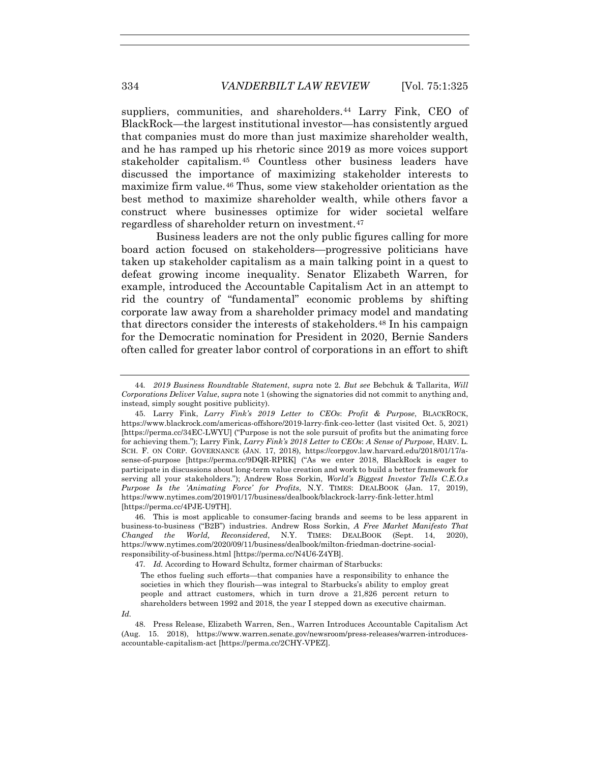suppliers, communities, and shareholders.[44] Larry Fink, CEO of BlackRock—the largest institutional investor—has consistently argued that companies must do more than just maximize shareholder wealth, and he has ramped up his rhetoric since 2019 as more voices support stakeholder capitalism.[45] Countless other business leaders have discussed the importance of maximizing stakeholder interests to maximize firm value.[46] Thus, some view stakeholder orientation as the best method to maximize shareholder wealth, while others favor a construct where businesses optimize for wider societal welfare regardless of shareholder return on investment.[47]

Business leaders are not the only public figures calling for more board action focused on stakeholders—progressive politicians have taken up stakeholder capitalism as a main talking point in a quest to defeat growing income inequality. Senator Elizabeth Warren, for example, introduced the Accountable Capitalism Act in an attempt to rid the country of "fundamental" economic problems by shifting corporate law away from a shareholder primacy model and mandating that directors consider the interests of stakeholders.[48] In his campaign for the Democratic nomination for President in 2020, Bernie Sanders often called for greater labor control of corporations in an effort to shift

---

44. *2019 Business Roundtable Statement*, *supra* note 2. *But see* Bebchuk & Tallarita, *Will Corporations Deliver Value*, *supra* note 1 (showing the signatories did not commit to anything and, instead, simply sought positive publicity).

45. Larry Fink, *Larry Fink's 2019 Letter to CEOs*: *Profit & Purpose*, BLACKROCK, https://www.blackrock.com/americas-offshore/2019-larry-fink-ceo-letter (last visited Oct. 5, 2021) [https://perma.cc/34EC-LWYU] ("Purpose is not the sole pursuit of profits but the animating force for achieving them."); Larry Fink, *Larry Fink's 2018 Letter to CEOs*: *A Sense of Purpose*, HARV. L. SCH. F. ON CORP. GOVERNANCE (JAN. 17, 2018), https://corpgov.law.harvard.edu/2018/01/17/a-sense-of-purpose [https://perma.cc/9DQR-RPRK] ("As we enter 2018, BlackRock is eager to participate in discussions about long-term value creation and work to build a better framework for serving all your stakeholders."); Andrew Ross Sorkin, *World's Biggest Investor Tells C.E.O.s Purpose Is the 'Animating Force' for Profits*, N.Y. TIMES: DEALBOOK (Jan. 17, 2019), https://www.nytimes.com/2019/01/17/business/dealbook/blackrock-larry-fink-letter.html [https://perma.cc/4PJE-U9TH].

46. This is most applicable to consumer-facing brands and seems to be less apparent in business-to-business ("B2B") industries. Andrew Ross Sorkin, *A Free Market Manifesto That Changed the World, Reconsidered*, N.Y. TIMES: DEALBOOK (Sept. 14, 2020), https://www.nytimes.com/2020/09/11/business/dealbook/milton-friedman-doctrine-social-responsibility-of-business.html [https://perma.cc/N4U6-Z4YB].

47. *Id.* According to Howard Schultz, former chairman of Starbucks:

> The ethos fueling such efforts—that companies have a responsibility to enhance the societies in which they flourish—was integral to Starbucks's ability to employ great people and attract customers, which in turn drove a 21,826 percent return to shareholders between 1992 and 2018, the year I stepped down as executive chairman.

*Id.*

48. Press Release, Elizabeth Warren, Sen., Warren Introduces Accountable Capitalism Act (Aug. 15. 2018), https://www.warren.senate.gov/newsroom/press-releases/warren-introduces-accountable-capitalism-act [https://perma.cc/2CHY-VPEZ].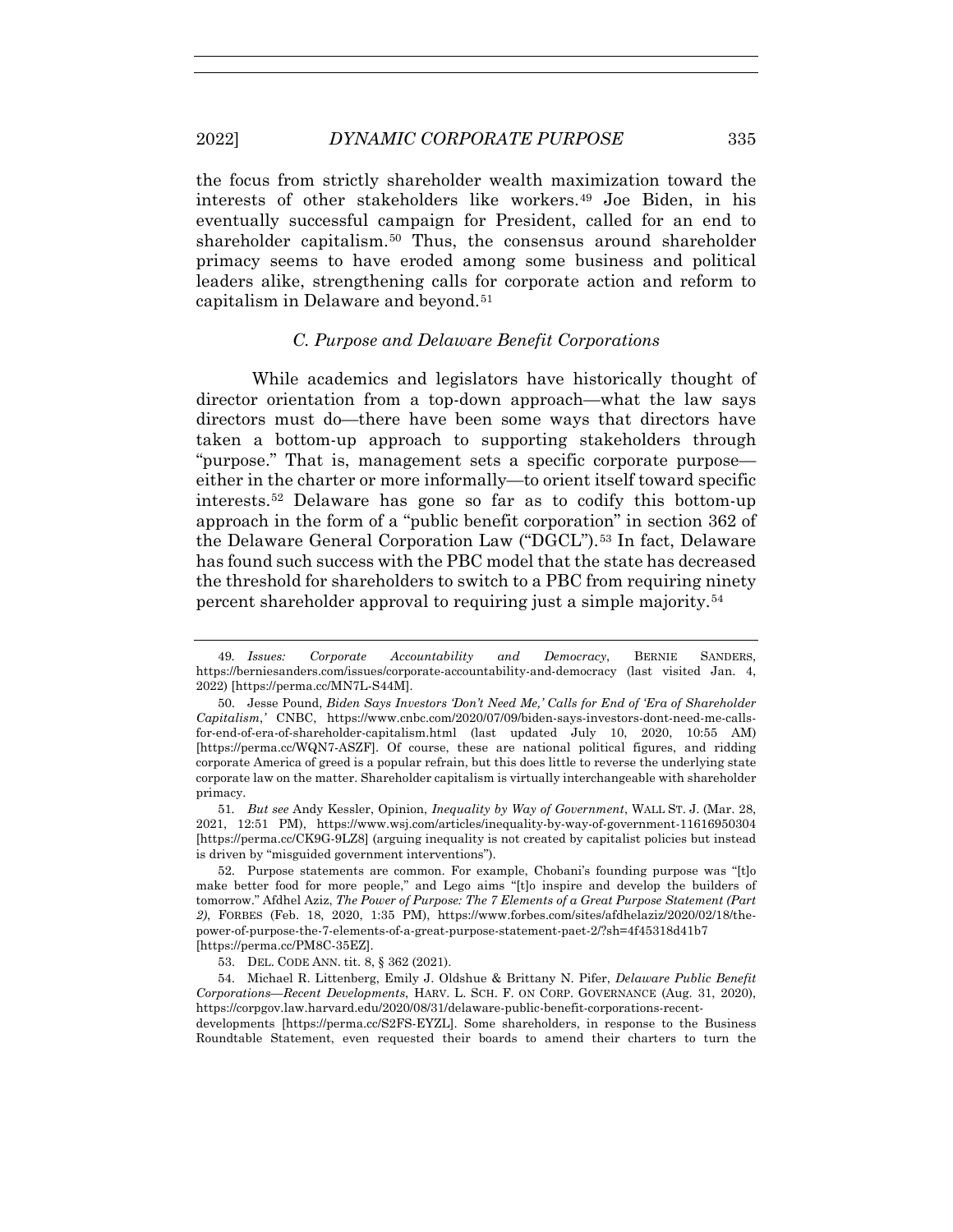the focus from strictly shareholder wealth maximization toward the interests of other stakeholders like workers.[49] Joe Biden, in his eventually successful campaign for President, called for an end to shareholder capitalism.[50] Thus, the consensus around shareholder primacy seems to have eroded among some business and political leaders alike, strengthening calls for corporate action and reform to capitalism in Delaware and beyond.[51]

### *C. Purpose and Delaware Benefit Corporations*

While academics and legislators have historically thought of director orientation from a top-down approach—what the law says directors must do—there have been some ways that directors have taken a bottom-up approach to supporting stakeholders through "purpose." That is, management sets a specific corporate purpose—either in the charter or more informally—to orient itself toward specific interests.[52] Delaware has gone so far as to codify this bottom-up approach in the form of a "public benefit corporation" in section 362 of the Delaware General Corporation Law ("DGCL").[53] In fact, Delaware has found such success with the PBC model that the state has decreased the threshold for shareholders to switch to a PBC from requiring ninety percent shareholder approval to requiring just a simple majority.[54]

---

49. *Issues: Corporate Accountability and Democracy*, BERNIE SANDERS, https://berniesanders.com/issues/corporate-accountability-and-democracy (last visited Jan. 4, 2022) [https://perma.cc/MN7L-S44M].

50. Jesse Pound, *Biden Says Investors 'Don't Need Me,' Calls for End of 'Era of Shareholder Capitalism*,*'* CNBC, https://www.cnbc.com/2020/07/09/biden-says-investors-dont-need-me-calls-for-end-of-era-of-shareholder-capitalism.html (last updated July 10, 2020, 10:55 AM) [https://perma.cc/WQN7-ASZF]. Of course, these are national political figures, and ridding corporate America of greed is a popular refrain, but this does little to reverse the underlying state corporate law on the matter. Shareholder capitalism is virtually interchangeable with shareholder primacy.

51. *But see* Andy Kessler, Opinion, *Inequality by Way of Government*, WALL ST. J. (Mar. 28, 2021, 12:51 PM), https://www.wsj.com/articles/inequality-by-way-of-government-11616950304 [https://perma.cc/CK9G-9LZ8] (arguing inequality is not created by capitalist policies but instead is driven by "misguided government interventions").

52. Purpose statements are common. For example, Chobani's founding purpose was "[t]o make better food for more people," and Lego aims "[t]o inspire and develop the builders of tomorrow." Afdhel Aziz, *The Power of Purpose: The 7 Elements of a Great Purpose Statement (Part 2)*, FORBES (Feb. 18, 2020, 1:35 PM), https://www.forbes.com/sites/afdhelaziz/2020/02/18/the-power-of-purpose-the-7-elements-of-a-great-purpose-statement-paet-2/?sh=4f45318d41b7 [https://perma.cc/PM8C-35EZ].

53. DEL. CODE ANN. tit. 8, § 362 (2021).

54. Michael R. Littenberg, Emily J. Oldshue & Brittany N. Pifer, *Delaware Public Benefit Corporations—Recent Developments*, HARV. L. SCH. F. ON CORP. GOVERNANCE (Aug. 31, 2020), https://corpgov.law.harvard.edu/2020/08/31/delaware-public-benefit-corporations-recent-developments [https://perma.cc/S2FS-EYZL]. Some shareholders, in response to the Business Roundtable Statement, even requested their boards to amend their charters to turn the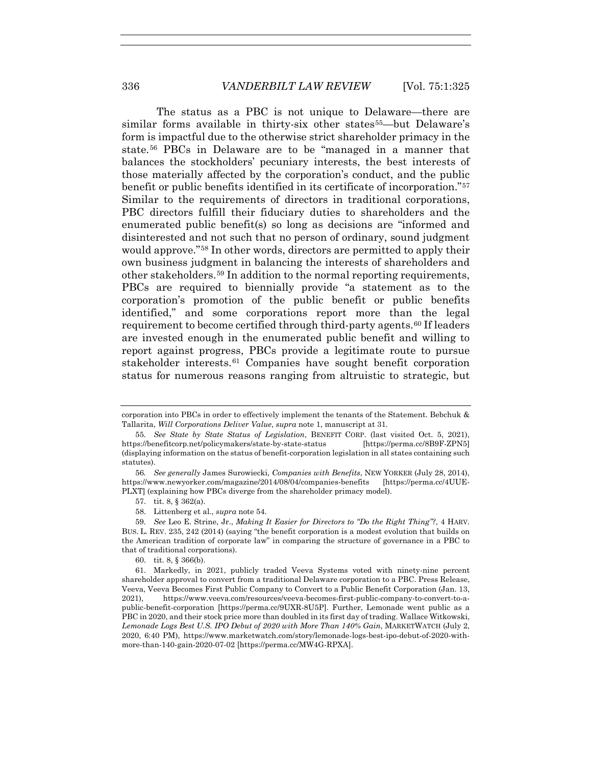The status as a PBC is not unique to Delaware—there are similar forms available in thirty-six other states[55]—but Delaware's form is impactful due to the otherwise strict shareholder primacy in the state.[56] PBCs in Delaware are to be "managed in a manner that balances the stockholders' pecuniary interests, the best interests of those materially affected by the corporation's conduct, and the public benefit or public benefits identified in its certificate of incorporation."[57] Similar to the requirements of directors in traditional corporations, PBC directors fulfill their fiduciary duties to shareholders and the enumerated public benefit(s) so long as decisions are "informed and disinterested and not such that no person of ordinary, sound judgment would approve."[58] In other words, directors are permitted to apply their own business judgment in balancing the interests of shareholders and other stakeholders.[59] In addition to the normal reporting requirements, PBCs are required to biennially provide "a statement as to the corporation's promotion of the public benefit or public benefits identified," and some corporations report more than the legal requirement to become certified through third-party agents.[60] If leaders are invested enough in the enumerated public benefit and willing to report against progress, PBCs provide a legitimate route to pursue stakeholder interests.[61] Companies have sought benefit corporation status for numerous reasons ranging from altruistic to strategic, but

---

corporation into PBCs in order to effectively implement the tenants of the Statement. Bebchuk & Tallarita, *Will Corporations Deliver Value*, *supra* note 1, manuscript at 31.

55. *See State by State Status of Legislation*, BENEFIT CORP. (last visited Oct. 5, 2021), https://benefitcorp.net/policymakers/state-by-state-status [https://perma.cc/8B9F-ZPN5] (displaying information on the status of benefit-corporation legislation in all states containing such statutes).

56. *See generally* James Surowiecki, *Companies with Benefits*, NEW YORKER (July 28, 2014), https://www.newyorker.com/magazine/2014/08/04/companies-benefits [https://perma.cc/4UUE-PLXT] (explaining how PBCs diverge from the shareholder primacy model).

57. tit. 8, § 362(a).

58. Littenberg et al., *supra* note 54.

59. *See* Leo E. Strine, Jr., *Making It Easier for Directors to "Do the Right Thing"?*, 4 HARV. BUS. L. REV. 235, 242 (2014) (saying "the benefit corporation is a modest evolution that builds on the American tradition of corporate law" in comparing the structure of governance in a PBC to that of traditional corporations).

60. tit. 8, § 366(b).

61. Markedly, in 2021, publicly traded Veeva Systems voted with ninety-nine percent shareholder approval to convert from a traditional Delaware corporation to a PBC. Press Release, Veeva, Veeva Becomes First Public Company to Convert to a Public Benefit Corporation (Jan. 13, 2021), https://www.veeva.com/resources/veeva-becomes-first-public-company-to-convert-to-a-public-benefit-corporation [https://perma.cc/9UXR-8U5P]. Further, Lemonade went public as a PBC in 2020, and their stock price more than doubled in its first day of trading. Wallace Witkowski, *Lemonade Logs Best U.S. IPO Debut of 2020 with More Than 140% Gain*, MARKETWATCH (July 2, 2020, 6:40 PM), https://www.marketwatch.com/story/lemonade-logs-best-ipo-debut-of-2020-with-more-than-140-gain-2020-07-02 [https://perma.cc/MW4G-RPXA].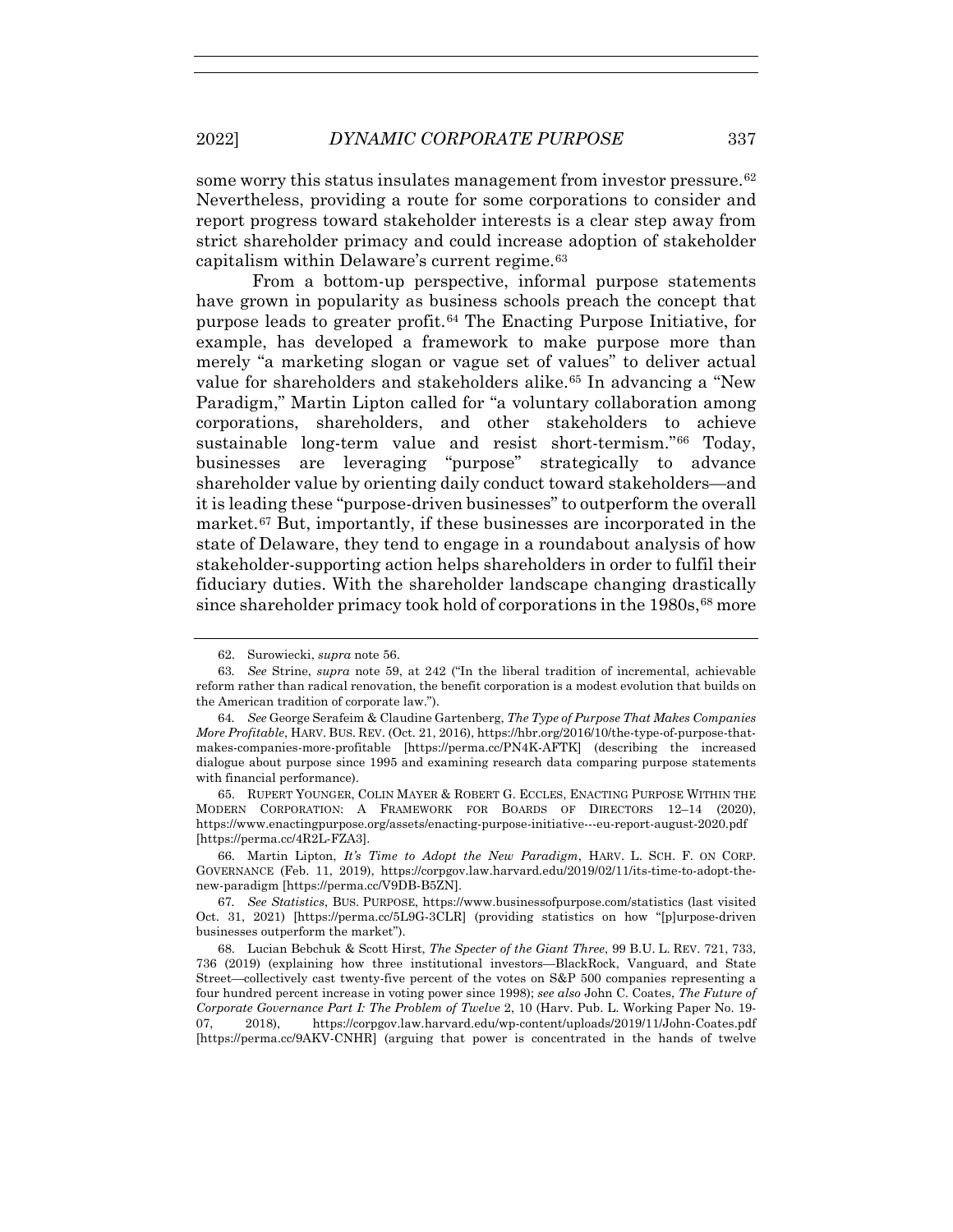some worry this status insulates management from investor pressure.[62] Nevertheless, providing a route for some corporations to consider and report progress toward stakeholder interests is a clear step away from strict shareholder primacy and could increase adoption of stakeholder capitalism within Delaware's current regime.[63]

From a bottom-up perspective, informal purpose statements have grown in popularity as business schools preach the concept that purpose leads to greater profit.[64] The Enacting Purpose Initiative, for example, has developed a framework to make purpose more than merely "a marketing slogan or vague set of values" to deliver actual value for shareholders and stakeholders alike.[65] In advancing a "New Paradigm," Martin Lipton called for "a voluntary collaboration among corporations, shareholders, and other stakeholders to achieve sustainable long-term value and resist short-termism."[66] Today, businesses are leveraging "purpose" strategically to advance shareholder value by orienting daily conduct toward stakeholders—and it is leading these "purpose-driven businesses" to outperform the overall market.[67] But, importantly, if these businesses are incorporated in the state of Delaware, they tend to engage in a roundabout analysis of how stakeholder-supporting action helps shareholders in order to fulfil their fiduciary duties. With the shareholder landscape changing drastically since shareholder primacy took hold of corporations in the 1980s,[68] more

---

62. Surowiecki, *supra* note 56.

63. *See* Strine, *supra* note 59, at 242 ("In the liberal tradition of incremental, achievable reform rather than radical renovation, the benefit corporation is a modest evolution that builds on the American tradition of corporate law.").

64. *See* George Serafeim & Claudine Gartenberg, *The Type of Purpose That Makes Companies More Profitable*, HARV. BUS. REV. (Oct. 21, 2016), https://hbr.org/2016/10/the-type-of-purpose-that-makes-companies-more-profitable [https://perma.cc/PN4K-AFTK] (describing the increased dialogue about purpose since 1995 and examining research data comparing purpose statements with financial performance).

65. RUPERT YOUNGER, COLIN MAYER & ROBERT G. ECCLES, ENACTING PURPOSE WITHIN THE MODERN CORPORATION: A FRAMEWORK FOR BOARDS OF DIRECTORS 12–14 (2020), https://www.enactingpurpose.org/assets/enacting-purpose-initiative---eu-report-august-2020.pdf [https://perma.cc/4R2L-FZA3].

66. Martin Lipton, *It's Time to Adopt the New Paradigm*, HARV. L. SCH. F. ON CORP. GOVERNANCE (Feb. 11, 2019), https://corpgov.law.harvard.edu/2019/02/11/its-time-to-adopt-the-new-paradigm [https://perma.cc/V9DB-B5ZN].

67. *See Statistics*, BUS. PURPOSE, https://www.businessofpurpose.com/statistics (last visited Oct. 31, 2021) [https://perma.cc/5L9G-3CLR] (providing statistics on how "[p]urpose-driven businesses outperform the market").

68. Lucian Bebchuk & Scott Hirst, *The Specter of the Giant Three*, 99 B.U. L. REV. 721, 733, 736 (2019) (explaining how three institutional investors—BlackRock, Vanguard, and State Street—collectively cast twenty-five percent of the votes on S&P 500 companies representing a four hundred percent increase in voting power since 1998); *see also* John C. Coates, *The Future of Corporate Governance Part I: The Problem of Twelve* 2, 10 (Harv. Pub. L. Working Paper No. 19-07, 2018), https://corpgov.law.harvard.edu/wp-content/uploads/2019/11/John-Coates.pdf [https://perma.cc/9AKV-CNHR] (arguing that power is concentrated in the hands of twelve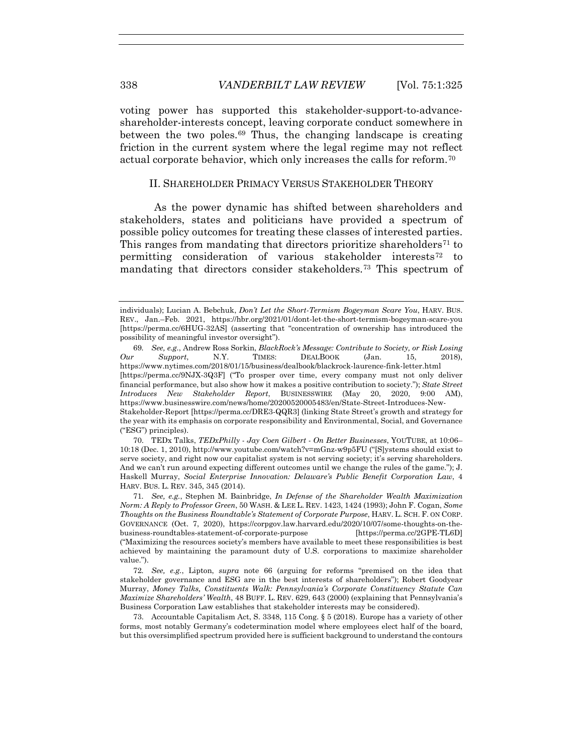voting power has supported this stakeholder-support-to-advance-shareholder-interests concept, leaving corporate conduct somewhere in between the two poles.[69] Thus, the changing landscape is creating friction in the current system where the legal regime may not reflect actual corporate behavior, which only increases the calls for reform.[70]

## II. SHAREHOLDER PRIMACY VERSUS STAKEHOLDER THEORY

As the power dynamic has shifted between shareholders and stakeholders, states and politicians have provided a spectrum of possible policy outcomes for treating these classes of interested parties. This ranges from mandating that directors prioritize shareholders[71] to permitting consideration of various stakeholder interests[72] to mandating that directors consider stakeholders.[73] This spectrum of

---

individuals); Lucian A. Bebchuk, *Don't Let the Short-Termism Bogeyman Scare You*, HARV. BUS. REV., Jan.–Feb. 2021, https://hbr.org/2021/01/dont-let-the-short-termism-bogeyman-scare-you [https://perma.cc/6HUG-32AS] (asserting that "concentration of ownership has introduced the possibility of meaningful investor oversight").

69. *See, e.g.*, Andrew Ross Sorkin, *BlackRock's Message: Contribute to Society, or Risk Losing Our Support*, N.Y. TIMES: DEALBOOK (Jan. 15, 2018), https://www.nytimes.com/2018/01/15/business/dealbook/blackrock-laurence-fink-letter.html [https://perma.cc/9NJX-3Q3F] ("To prosper over time, every company must not only deliver financial performance, but also show how it makes a positive contribution to society."); *State Street Introduces New Stakeholder Report*, BUSINESSWIRE (May 20, 2020, 9:00 AM), https://www.businesswire.com/news/home/20200520005483/en/State-Street-Introduces-New-Stakeholder-Report [https://perma.cc/DRE3-QQR3] (linking State Street's growth and strategy for the year with its emphasis on corporate responsibility and Environmental, Social, and Governance ("ESG") principles).

70. TEDx Talks, *TEDxPhilly - Jay Coen Gilbert - On Better Businesses*, YOUTUBE, at 10:06–10:18 (Dec. 1, 2010), http://www.youtube.com/watch?v=mGnz-w9p5FU ("[S]ystems should exist to serve society, and right now our capitalist system is not serving society; it's serving shareholders. And we can't run around expecting different outcomes until we change the rules of the game."); J. Haskell Murray, *Social Enterprise Innovation: Delaware's Public Benefit Corporation Law*, 4 HARV. BUS. L. REV. 345, 345 (2014).

71. *See, e.g.*, Stephen M. Bainbridge, *In Defense of the Shareholder Wealth Maximization Norm: A Reply to Professor Green*, 50 WASH. & LEE L. REV. 1423, 1424 (1993); John F. Cogan, *Some Thoughts on the Business Roundtable's Statement of Corporate Purpose*, HARV. L. SCH. F. ON CORP. GOVERNANCE (Oct. 7, 2020), https://corpgov.law.harvard.edu/2020/10/07/some-thoughts-on-the-business-roundtables-statement-of-corporate-purpose [https://perma.cc/2GPE-TL6D] ("Maximizing the resources society's members have available to meet these responsibilities is best achieved by maintaining the paramount duty of U.S. corporations to maximize shareholder value.").

72. *See, e.g.*, Lipton, *supra* note 66 (arguing for reforms "premised on the idea that stakeholder governance and ESG are in the best interests of shareholders"); Robert Goodyear Murray, *Money Talks, Constituents Walk: Pennsylvania's Corporate Constituency Statute Can Maximize Shareholders' Wealth*, 48 BUFF. L. REV. 629, 643 (2000) (explaining that Pennsylvania's Business Corporation Law establishes that stakeholder interests may be considered).

73. Accountable Capitalism Act, S. 3348, 115 Cong. § 5 (2018). Europe has a variety of other forms, most notably Germany's codetermination model where employees elect half of the board, but this oversimplified spectrum provided here is sufficient background to understand the contours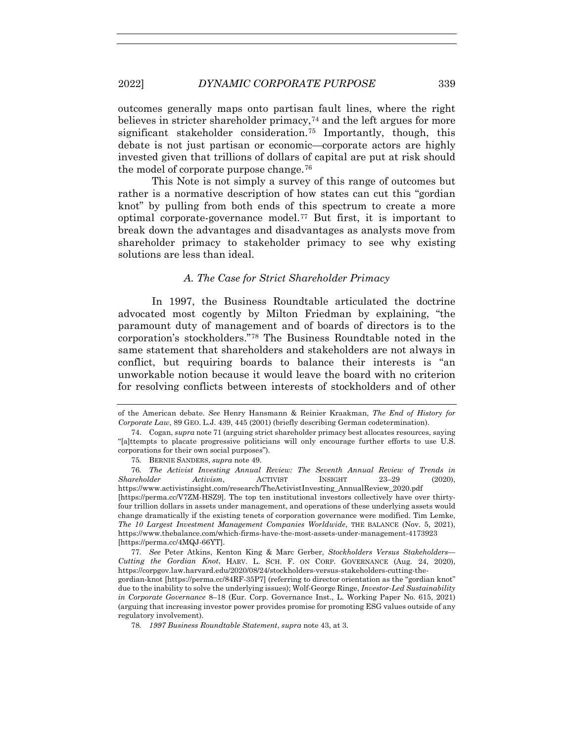outcomes generally maps onto partisan fault lines, where the right believes in stricter shareholder primacy,[74] and the left argues for more significant stakeholder consideration.[75] Importantly, though, this debate is not just partisan or economic—corporate actors are highly invested given that trillions of dollars of capital are put at risk should the model of corporate purpose change.[76]

This Note is not simply a survey of this range of outcomes but rather is a normative description of how states can cut this "gordian knot" by pulling from both ends of this spectrum to create a more optimal corporate-governance model.[77] But first, it is important to break down the advantages and disadvantages as analysts move from shareholder primacy to stakeholder primacy to see why existing solutions are less than ideal.

### *A. The Case for Strict Shareholder Primacy*

In 1997, the Business Roundtable articulated the doctrine advocated most cogently by Milton Friedman by explaining, "the paramount duty of management and of boards of directors is to the corporation's stockholders."[78] The Business Roundtable noted in the same statement that shareholders and stakeholders are not always in conflict, but requiring boards to balance their interests is "an unworkable notion because it would leave the board with no criterion for resolving conflicts between interests of stockholders and of other

---

of the American debate. *See* Henry Hansmann & Reinier Kraakman, *The End of History for Corporate Law*, 89 GEO. L.J. 439, 445 (2001) (briefly describing German codetermination).

74. Cogan, *supra* note 71 (arguing strict shareholder primacy best allocates resources, saying "[a]ttempts to placate progressive politicians will only encourage further efforts to use U.S. corporations for their own social purposes").

75. BERNIE SANDERS, *supra* note 49.

76. *The Activist Investing Annual Review: The Seventh Annual Review of Trends in Shareholder Activism*, ACTIVIST INSIGHT 23–29 (2020), https://www.activistinsight.com/research/TheActivistInvesting_AnnualReview_2020.pdf [https://perma.cc/V7ZM-HSZ9]. The top ten institutional investors collectively have over thirty-four trillion dollars in assets under management, and operations of these underlying assets would change dramatically if the existing tenets of corporation governance were modified. Tim Lemke, *The 10 Largest Investment Management Companies Worldwide*, THE BALANCE (Nov. 5, 2021), https://www.thebalance.com/which-firms-have-the-most-assets-under-management-4173923 [https://perma.cc/4MQJ-66YT].

77. *See* Peter Atkins, Kenton King & Marc Gerber, *Stockholders Versus Stakeholders—Cutting the Gordian Knot*, HARV. L. SCH. F. ON CORP. GOVERNANCE (Aug. 24, 2020), https://corpgov.law.harvard.edu/2020/08/24/stockholders-versus-stakeholders-cutting-the-gordian-knot [https://perma.cc/84RF-35P7] (referring to director orientation as the "gordian knot" due to the inability to solve the underlying issues); Wolf-George Ringe, *Investor-Led Sustainability in Corporate Governance* 8–18 (Eur. Corp. Governance Inst., L. Working Paper No. 615, 2021) (arguing that increasing investor power provides promise for promoting ESG values outside of any regulatory involvement).

78. *1997 Business Roundtable Statement*, *supra* note 43, at 3.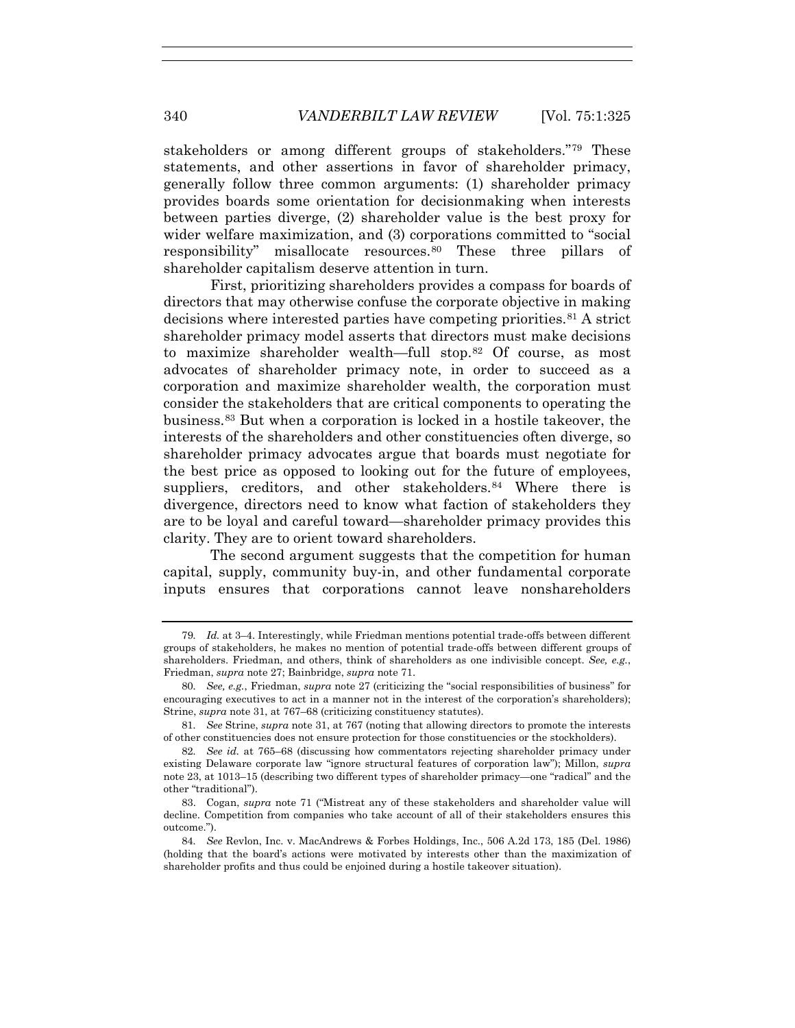stakeholders or among different groups of stakeholders."[79] These statements, and other assertions in favor of shareholder primacy, generally follow three common arguments: (1) shareholder primacy provides boards some orientation for decisionmaking when interests between parties diverge, (2) shareholder value is the best proxy for wider welfare maximization, and (3) corporations committed to "social responsibility" misallocate resources.[80] These three pillars of shareholder capitalism deserve attention in turn.

First, prioritizing shareholders provides a compass for boards of directors that may otherwise confuse the corporate objective in making decisions where interested parties have competing priorities.[81] A strict shareholder primacy model asserts that directors must make decisions to maximize shareholder wealth—full stop.[82] Of course, as most advocates of shareholder primacy note, in order to succeed as a corporation and maximize shareholder wealth, the corporation must consider the stakeholders that are critical components to operating the business.[83] But when a corporation is locked in a hostile takeover, the interests of the shareholders and other constituencies often diverge, so shareholder primacy advocates argue that boards must negotiate for the best price as opposed to looking out for the future of employees, suppliers, creditors, and other stakeholders.[84] Where there is divergence, directors need to know what faction of stakeholders they are to be loyal and careful toward—shareholder primacy provides this clarity. They are to orient toward shareholders.

The second argument suggests that the competition for human capital, supply, community buy-in, and other fundamental corporate inputs ensures that corporations cannot leave nonshareholders

---

79. *Id.* at 3–4. Interestingly, while Friedman mentions potential trade-offs between different groups of stakeholders, he makes no mention of potential trade-offs between different groups of shareholders. Friedman, and others, think of shareholders as one indivisible concept. *See, e.g.*, Friedman, *supra* note 27; Bainbridge, *supra* note 71.

80. *See, e.g.*, Friedman, *supra* note 27 (criticizing the "social responsibilities of business" for encouraging executives to act in a manner not in the interest of the corporation's shareholders); Strine, *supra* note 31, at 767–68 (criticizing constituency statutes).

81. *See* Strine, *supra* note 31, at 767 (noting that allowing directors to promote the interests of other constituencies does not ensure protection for those constituencies or the stockholders).

82. *See id.* at 765–68 (discussing how commentators rejecting shareholder primacy under existing Delaware corporate law "ignore structural features of corporation law"); Millon, *supra* note 23, at 1013–15 (describing two different types of shareholder primacy—one "radical" and the other "traditional").

83. Cogan, *supra* note 71 ("Mistreat any of these stakeholders and shareholder value will decline. Competition from companies who take account of all of their stakeholders ensures this outcome.").

84. *See* Revlon, Inc. v. MacAndrews & Forbes Holdings, Inc., 506 A.2d 173, 185 (Del. 1986) (holding that the board's actions were motivated by interests other than the maximization of shareholder profits and thus could be enjoined during a hostile takeover situation).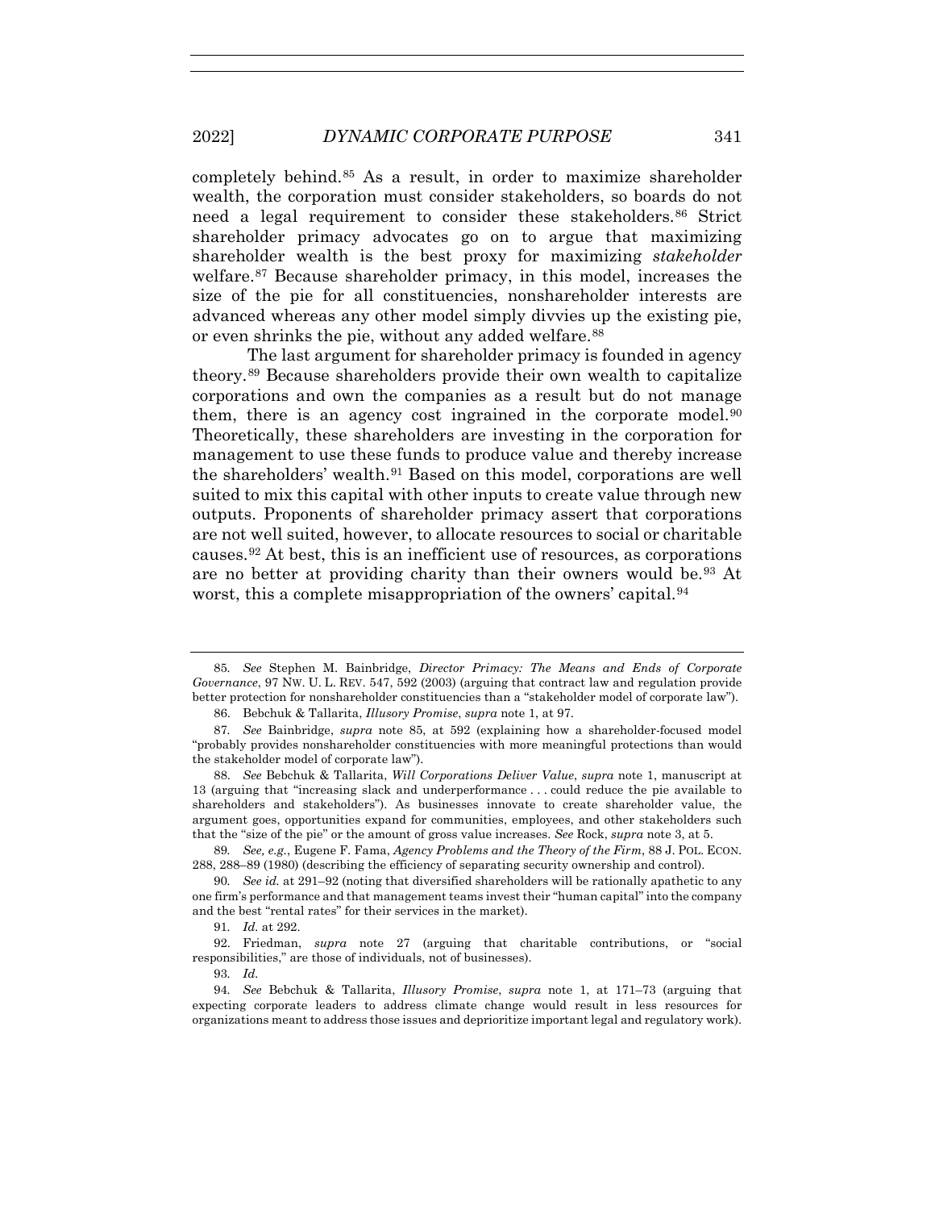completely behind.[85] As a result, in order to maximize shareholder wealth, the corporation must consider stakeholders, so boards do not need a legal requirement to consider these stakeholders.[86] Strict shareholder primacy advocates go on to argue that maximizing shareholder wealth is the best proxy for maximizing *stakeholder* welfare.[87] Because shareholder primacy, in this model, increases the size of the pie for all constituencies, nonshareholder interests are advanced whereas any other model simply divvies up the existing pie, or even shrinks the pie, without any added welfare.[88]

The last argument for shareholder primacy is founded in agency theory.[89] Because shareholders provide their own wealth to capitalize corporations and own the companies as a result but do not manage them, there is an agency cost ingrained in the corporate model.[90] Theoretically, these shareholders are investing in the corporation for management to use these funds to produce value and thereby increase the shareholders' wealth.[91] Based on this model, corporations are well suited to mix this capital with other inputs to create value through new outputs. Proponents of shareholder primacy assert that corporations are not well suited, however, to allocate resources to social or charitable causes.[92] At best, this is an inefficient use of resources, as corporations are no better at providing charity than their owners would be.[93] At worst, this a complete misappropriation of the owners' capital.[94]

---

85. *See* Stephen M. Bainbridge, *Director Primacy: The Means and Ends of Corporate Governance*, 97 NW. U. L. REV. 547, 592 (2003) (arguing that contract law and regulation provide better protection for nonshareholder constituencies than a "stakeholder model of corporate law").

86. Bebchuk & Tallarita, *Illusory Promise*, *supra* note 1, at 97.

87. *See* Bainbridge, *supra* note 85, at 592 (explaining how a shareholder-focused model "probably provides nonshareholder constituencies with more meaningful protections than would the stakeholder model of corporate law").

88. *See* Bebchuk & Tallarita, *Will Corporations Deliver Value*, *supra* note 1, manuscript at 13 (arguing that "increasing slack and underperformance . . . could reduce the pie available to shareholders and stakeholders"). As businesses innovate to create shareholder value, the argument goes, opportunities expand for communities, employees, and other stakeholders such that the "size of the pie" or the amount of gross value increases. *See* Rock, *supra* note 3, at 5.

89. *See, e.g.*, Eugene F. Fama, *Agency Problems and the Theory of the Firm*, 88 J. POL. ECON. 288, 288–89 (1980) (describing the efficiency of separating security ownership and control).

90. *See id.* at 291–92 (noting that diversified shareholders will be rationally apathetic to any one firm's performance and that management teams invest their "human capital" into the company and the best "rental rates" for their services in the market).

91. *Id.* at 292.

92. Friedman, *supra* note 27 (arguing that charitable contributions, or "social responsibilities," are those of individuals, not of businesses).

93. *Id.*

94. *See* Bebchuk & Tallarita, *Illusory Promise*, *supra* note 1, at 171–73 (arguing that expecting corporate leaders to address climate change would result in less resources for organizations meant to address those issues and deprioritize important legal and regulatory work).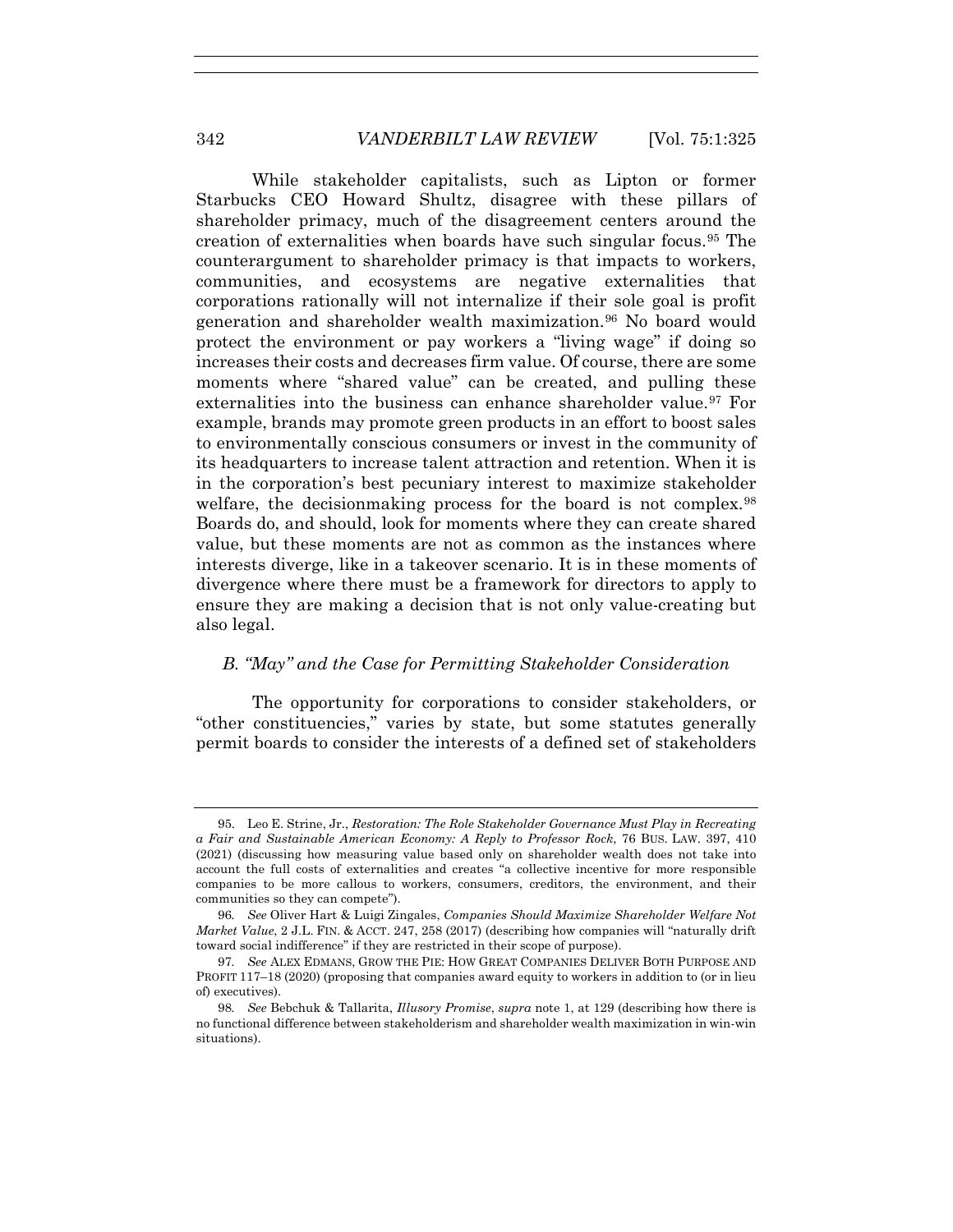While stakeholder capitalists, such as Lipton or former Starbucks CEO Howard Shultz, disagree with these pillars of shareholder primacy, much of the disagreement centers around the creation of externalities when boards have such singular focus.[95] The counterargument to shareholder primacy is that impacts to workers, communities, and ecosystems are negative externalities that corporations rationally will not internalize if their sole goal is profit generation and shareholder wealth maximization.[96] No board would protect the environment or pay workers a "living wage" if doing so increases their costs and decreases firm value. Of course, there are some moments where "shared value" can be created, and pulling these externalities into the business can enhance shareholder value.[97] For example, brands may promote green products in an effort to boost sales to environmentally conscious consumers or invest in the community of its headquarters to increase talent attraction and retention. When it is in the corporation's best pecuniary interest to maximize stakeholder welfare, the decisionmaking process for the board is not complex.[98] Boards do, and should, look for moments where they can create shared value, but these moments are not as common as the instances where interests diverge, like in a takeover scenario. It is in these moments of divergence where there must be a framework for directors to apply to ensure they are making a decision that is not only value-creating but also legal.

### *B. "May" and the Case for Permitting Stakeholder Consideration*

The opportunity for corporations to consider stakeholders, or "other constituencies," varies by state, but some statutes generally permit boards to consider the interests of a defined set of stakeholders

---

95. Leo E. Strine, Jr., *Restoration: The Role Stakeholder Governance Must Play in Recreating a Fair and Sustainable American Economy: A Reply to Professor Rock*, 76 BUS. LAW. 397, 410 (2021) (discussing how measuring value based only on shareholder wealth does not take into account the full costs of externalities and creates "a collective incentive for more responsible companies to be more callous to workers, consumers, creditors, the environment, and their communities so they can compete").

96. *See* Oliver Hart & Luigi Zingales, *Companies Should Maximize Shareholder Welfare Not Market Value*, 2 J.L. FIN. & ACCT. 247, 258 (2017) (describing how companies will "naturally drift toward social indifference" if they are restricted in their scope of purpose).

97. *See* ALEX EDMANS, GROW THE PIE: HOW GREAT COMPANIES DELIVER BOTH PURPOSE AND PROFIT 117–18 (2020) (proposing that companies award equity to workers in addition to (or in lieu of) executives).

98. *See* Bebchuk & Tallarita, *Illusory Promise*, *supra* note 1, at 129 (describing how there is no functional difference between stakeholderism and shareholder wealth maximization in win-win situations).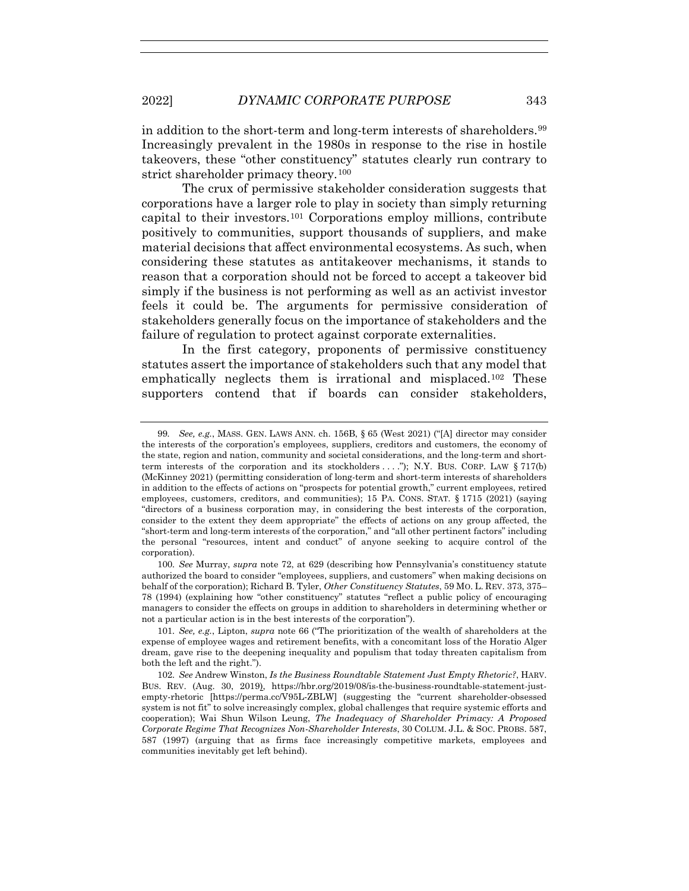in addition to the short-term and long-term interests of shareholders.[99] Increasingly prevalent in the 1980s in response to the rise in hostile takeovers, these "other constituency" statutes clearly run contrary to strict shareholder primacy theory.[100]

The crux of permissive stakeholder consideration suggests that corporations have a larger role to play in society than simply returning capital to their investors.[101] Corporations employ millions, contribute positively to communities, support thousands of suppliers, and make material decisions that affect environmental ecosystems. As such, when considering these statutes as antitakeover mechanisms, it stands to reason that a corporation should not be forced to accept a takeover bid simply if the business is not performing as well as an activist investor feels it could be. The arguments for permissive consideration of stakeholders generally focus on the importance of stakeholders and the failure of regulation to protect against corporate externalities.

In the first category, proponents of permissive constituency statutes assert the importance of stakeholders such that any model that emphatically neglects them is irrational and misplaced.[102] These supporters contend that if boards can consider stakeholders,

---

99. *See, e.g.*, MASS. GEN. LAWS ANN. ch. 156B, § 65 (West 2021) ("[A] director may consider the interests of the corporation's employees, suppliers, creditors and customers, the economy of the state, region and nation, community and societal considerations, and the long-term and short-term interests of the corporation and its stockholders . . . ."); N.Y. BUS. CORP. LAW § 717(b) (McKinney 2021) (permitting consideration of long-term and short-term interests of shareholders in addition to the effects of actions on "prospects for potential growth," current employees, retired employees, customers, creditors, and communities); 15 PA. CONS. STAT. § 1715 (2021) (saying "directors of a business corporation may, in considering the best interests of the corporation, consider to the extent they deem appropriate" the effects of actions on any group affected, the "short-term and long-term interests of the corporation," and "all other pertinent factors" including the personal "resources, intent and conduct" of anyone seeking to acquire control of the corporation).

100. *See* Murray, *supra* note 72, at 629 (describing how Pennsylvania's constituency statute authorized the board to consider "employees, suppliers, and customers" when making decisions on behalf of the corporation); Richard B. Tyler, *Other Constituency Statutes*, 59 MO. L. REV. 373, 375–78 (1994) (explaining how "other constituency" statutes "reflect a public policy of encouraging managers to consider the effects on groups in addition to shareholders in determining whether or not a particular action is in the best interests of the corporation").

101. *See, e.g.*, Lipton, *supra* note 66 ("The prioritization of the wealth of shareholders at the expense of employee wages and retirement benefits, with a concomitant loss of the Horatio Alger dream, gave rise to the deepening inequality and populism that today threaten capitalism from both the left and the right.").

102. *See* Andrew Winston, *Is the Business Roundtable Statement Just Empty Rhetoric?*, HARV. BUS. REV. (Aug. 30, 2019), https://hbr.org/2019/08/is-the-business-roundtable-statement-just-empty-rhetoric [https://perma.cc/V95L-ZBLW] (suggesting the "current shareholder-obsessed system is not fit" to solve increasingly complex, global challenges that require systemic efforts and cooperation); Wai Shun Wilson Leung, *The Inadequacy of Shareholder Primacy: A Proposed Corporate Regime That Recognizes Non-Shareholder Interests*, 30 COLUM. J.L. & SOC. PROBS. 587, 587 (1997) (arguing that as firms face increasingly competitive markets, employees and communities inevitably get left behind).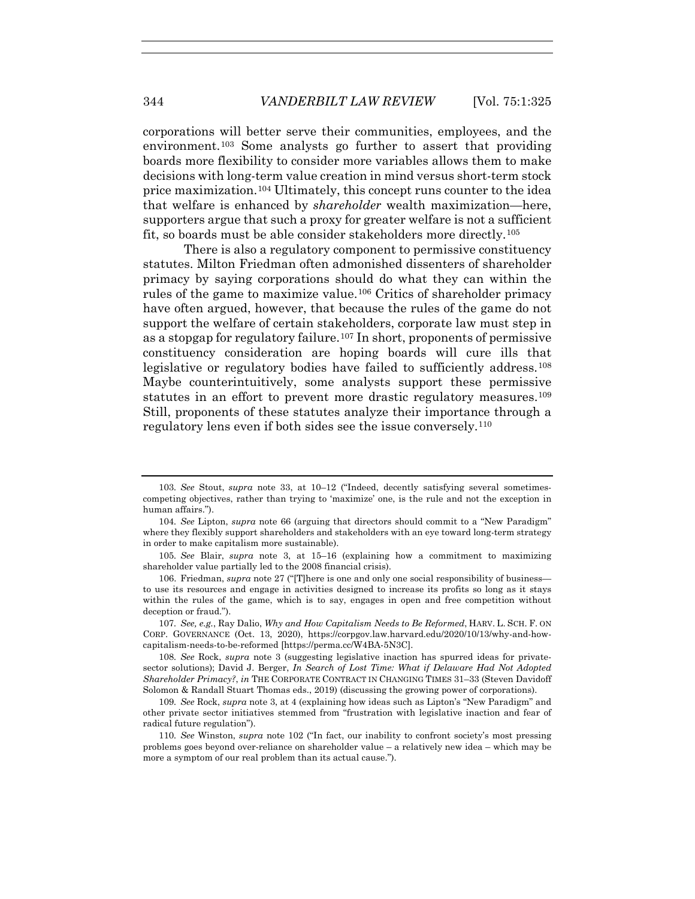corporations will better serve their communities, employees, and the environment.[103] Some analysts go further to assert that providing boards more flexibility to consider more variables allows them to make decisions with long-term value creation in mind versus short-term stock price maximization.[104] Ultimately, this concept runs counter to the idea that welfare is enhanced by *shareholder* wealth maximization—here, supporters argue that such a proxy for greater welfare is not a sufficient fit, so boards must be able consider stakeholders more directly.[105]

There is also a regulatory component to permissive constituency statutes. Milton Friedman often admonished dissenters of shareholder primacy by saying corporations should do what they can within the rules of the game to maximize value.[106] Critics of shareholder primacy have often argued, however, that because the rules of the game do not support the welfare of certain stakeholders, corporate law must step in as a stopgap for regulatory failure.[107] In short, proponents of permissive constituency consideration are hoping boards will cure ills that legislative or regulatory bodies have failed to sufficiently address.[108] Maybe counterintuitively, some analysts support these permissive statutes in an effort to prevent more drastic regulatory measures.[109] Still, proponents of these statutes analyze their importance through a regulatory lens even if both sides see the issue conversely.[110]

---

103. *See* Stout, *supra* note 33, at 10–12 ("Indeed, decently satisfying several sometimes-competing objectives, rather than trying to 'maximize' one, is the rule and not the exception in human affairs.").

104. *See* Lipton, *supra* note 66 (arguing that directors should commit to a "New Paradigm" where they flexibly support shareholders and stakeholders with an eye toward long-term strategy in order to make capitalism more sustainable).

105. *See* Blair, *supra* note 3, at 15–16 (explaining how a commitment to maximizing shareholder value partially led to the 2008 financial crisis).

106. Friedman, *supra* note 27 ("[T]here is one and only one social responsibility of business—to use its resources and engage in activities designed to increase its profits so long as it stays within the rules of the game, which is to say, engages in open and free competition without deception or fraud.").

107. *See, e.g.*, Ray Dalio, *Why and How Capitalism Needs to Be Reformed*, HARV. L. SCH. F. ON CORP. GOVERNANCE (Oct. 13, 2020), https://corpgov.law.harvard.edu/2020/10/13/why-and-how-capitalism-needs-to-be-reformed [https://perma.cc/W4BA-5N3C].

108. *See* Rock, *supra* note 3 (suggesting legislative inaction has spurred ideas for private-sector solutions); David J. Berger, *In Search of Lost Time: What if Delaware Had Not Adopted Shareholder Primacy?*, *in* THE CORPORATE CONTRACT IN CHANGING TIMES 31–33 (Steven Davidoff Solomon & Randall Stuart Thomas eds., 2019) (discussing the growing power of corporations).

109. *See* Rock, *supra* note 3, at 4 (explaining how ideas such as Lipton's "New Paradigm" and other private sector initiatives stemmed from "frustration with legislative inaction and fear of radical future regulation").

110. *See* Winston, *supra* note 102 ("In fact, our inability to confront society's most pressing problems goes beyond over-reliance on shareholder value – a relatively new idea – which may be more a symptom of our real problem than its actual cause.").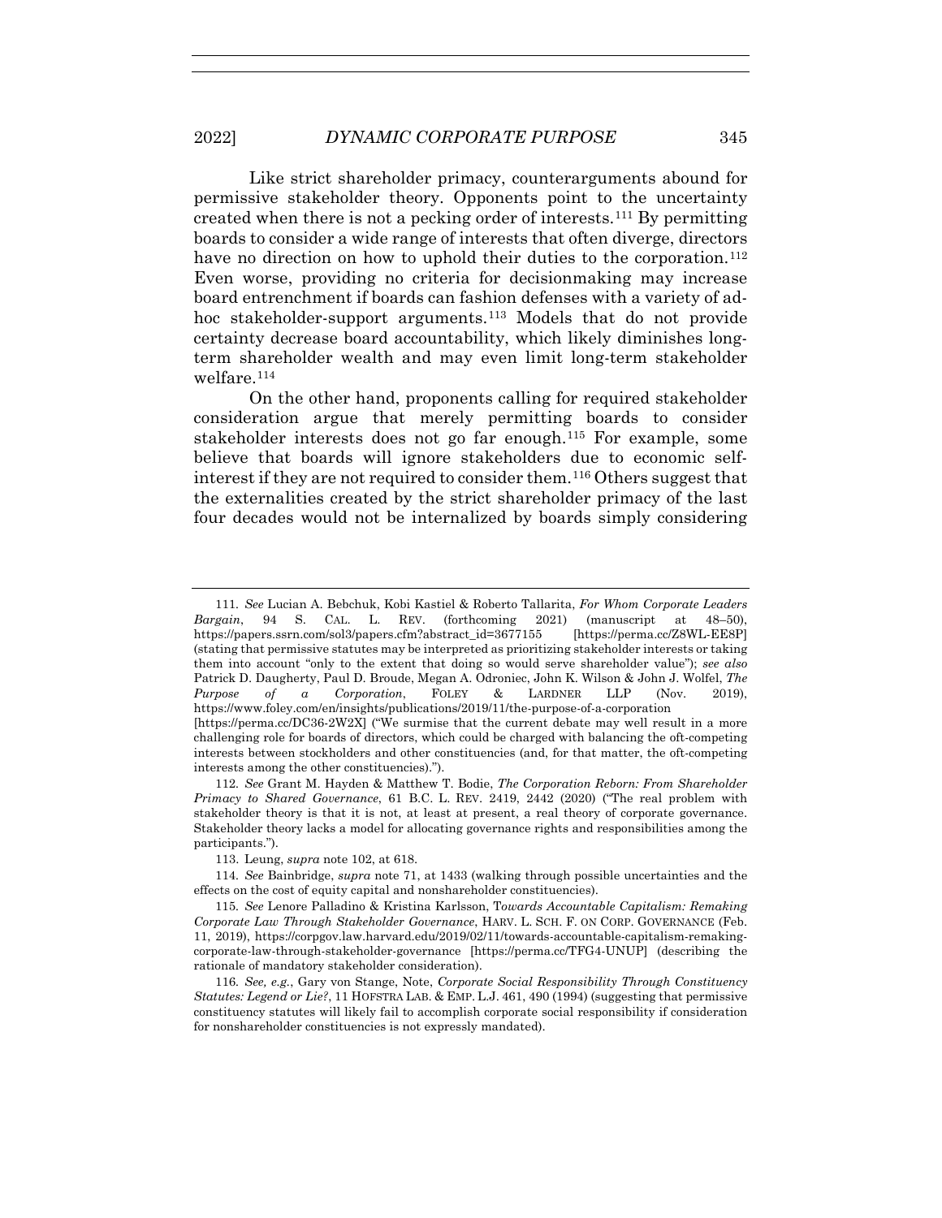Like strict shareholder primacy, counterarguments abound for permissive stakeholder theory. Opponents point to the uncertainty created when there is not a pecking order of interests.[111] By permitting boards to consider a wide range of interests that often diverge, directors have no direction on how to uphold their duties to the corporation.[112] Even worse, providing no criteria for decisionmaking may increase board entrenchment if boards can fashion defenses with a variety of ad-hoc stakeholder-support arguments.[113] Models that do not provide certainty decrease board accountability, which likely diminishes long-term shareholder wealth and may even limit long-term stakeholder welfare.[114]

On the other hand, proponents calling for required stakeholder consideration argue that merely permitting boards to consider stakeholder interests does not go far enough.[115] For example, some believe that boards will ignore stakeholders due to economic self-interest if they are not required to consider them.[116] Others suggest that the externalities created by the strict shareholder primacy of the last four decades would not be internalized by boards simply considering

---

111. *See* Lucian A. Bebchuk, Kobi Kastiel & Roberto Tallarita, *For Whom Corporate Leaders Bargain*, 94 S. CAL. L. REV. (forthcoming 2021) (manuscript at 48–50), https://papers.ssrn.com/sol3/papers.cfm?abstract_id=3677155 [https://perma.cc/Z8WL-EE8P] (stating that permissive statutes may be interpreted as prioritizing stakeholder interests or taking them into account "only to the extent that doing so would serve shareholder value"); *see also* Patrick D. Daugherty, Paul D. Broude, Megan A. Odroniec, John K. Wilson & John J. Wolfel, *The Purpose of a Corporation*, FOLEY & LARDNER LLP (Nov. 2019), https://www.foley.com/en/insights/publications/2019/11/the-purpose-of-a-corporation [https://perma.cc/DC36-2W2X] ("We surmise that the current debate may well result in a more challenging role for boards of directors, which could be charged with balancing the oft-competing interests between stockholders and other constituencies (and, for that matter, the oft-competing interests among the other constituencies).").

112. *See* Grant M. Hayden & Matthew T. Bodie, *The Corporation Reborn: From Shareholder Primacy to Shared Governance*, 61 B.C. L. REV. 2419, 2442 (2020) ("The real problem with stakeholder theory is that it is not, at least at present, a real theory of corporate governance. Stakeholder theory lacks a model for allocating governance rights and responsibilities among the participants.").

113. Leung, *supra* note 102, at 618.

114. *See* Bainbridge, *supra* note 71, at 1433 (walking through possible uncertainties and the effects on the cost of equity capital and nonshareholder constituencies).

115. *See* Lenore Palladino & Kristina Karlsson, *Towards Accountable Capitalism: Remaking Corporate Law Through Stakeholder Governance*, HARV. L. SCH. F. ON CORP. GOVERNANCE (Feb. 11, 2019), https://corpgov.law.harvard.edu/2019/02/11/towards-accountable-capitalism-remaking-corporate-law-through-stakeholder-governance [https://perma.cc/TFG4-UNUP] (describing the rationale of mandatory stakeholder consideration).

116. *See, e.g.*, Gary von Stange, Note, *Corporate Social Responsibility Through Constituency Statutes: Legend or Lie?*, 11 HOFSTRA LAB. & EMP. L.J. 461, 490 (1994) (suggesting that permissive constituency statutes will likely fail to accomplish corporate social responsibility if consideration for nonshareholder constituencies is not expressly mandated).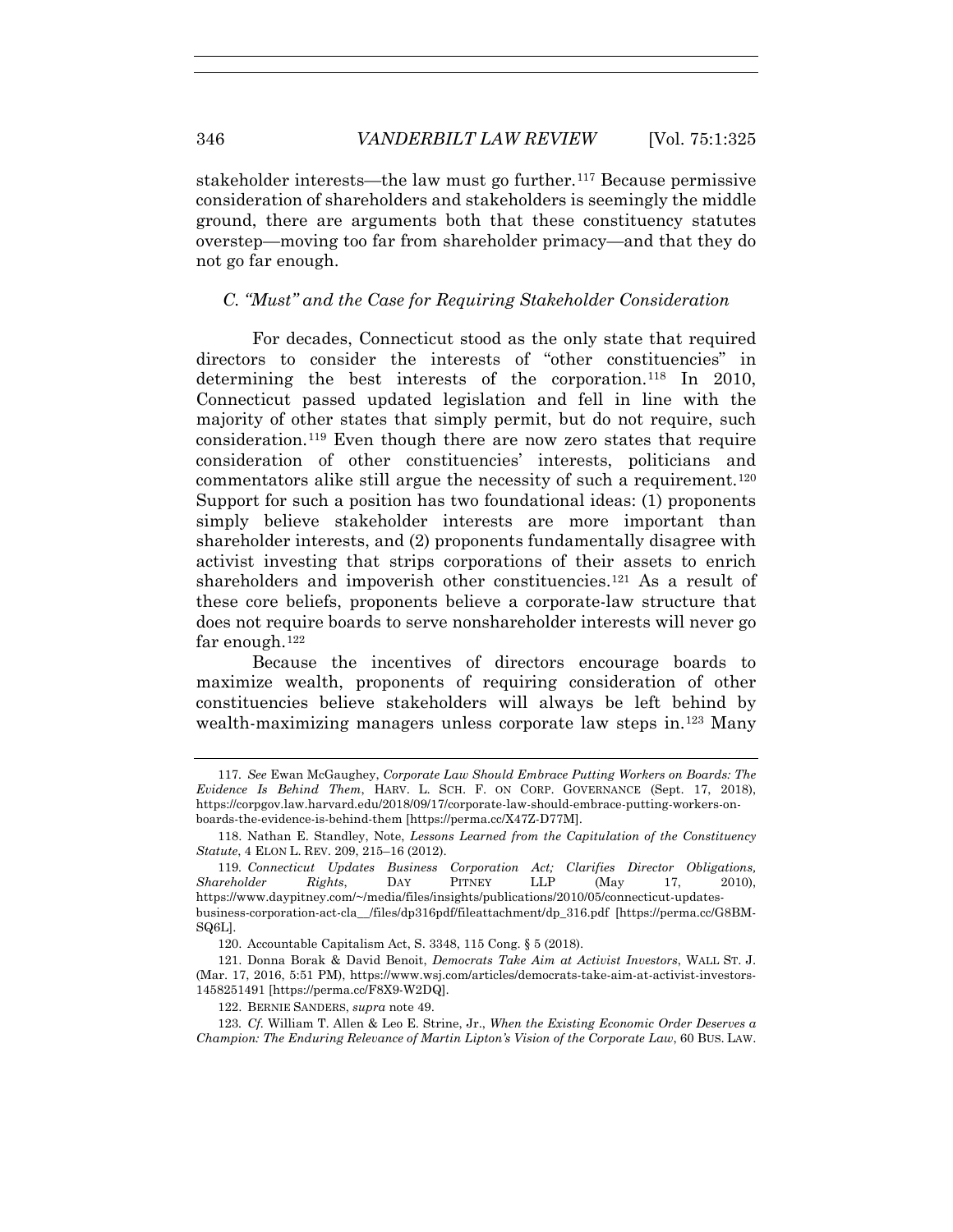stakeholder interests—the law must go further.[117] Because permissive consideration of shareholders and stakeholders is seemingly the middle ground, there are arguments both that these constituency statutes overstep—moving too far from shareholder primacy—and that they do not go far enough.

### *C. "Must" and the Case for Requiring Stakeholder Consideration*

For decades, Connecticut stood as the only state that required directors to consider the interests of "other constituencies" in determining the best interests of the corporation.[118] In 2010, Connecticut passed updated legislation and fell in line with the majority of other states that simply permit, but do not require, such consideration.[119] Even though there are now zero states that require consideration of other constituencies' interests, politicians and commentators alike still argue the necessity of such a requirement.[120] Support for such a position has two foundational ideas: (1) proponents simply believe stakeholder interests are more important than shareholder interests, and (2) proponents fundamentally disagree with activist investing that strips corporations of their assets to enrich shareholders and impoverish other constituencies.[121] As a result of these core beliefs, proponents believe a corporate-law structure that does not require boards to serve nonshareholder interests will never go far enough.[122]

Because the incentives of directors encourage boards to maximize wealth, proponents of requiring consideration of other constituencies believe stakeholders will always be left behind by wealth-maximizing managers unless corporate law steps in.[123] Many

---

117. *See* Ewan McGaughey, *Corporate Law Should Embrace Putting Workers on Boards: The Evidence Is Behind Them*, HARV. L. SCH. F. ON CORP. GOVERNANCE (Sept. 17, 2018), https://corpgov.law.harvard.edu/2018/09/17/corporate-law-should-embrace-putting-workers-on-boards-the-evidence-is-behind-them [https://perma.cc/X47Z-D77M].

118. Nathan E. Standley, Note, *Lessons Learned from the Capitulation of the Constituency Statute*, 4 ELON L. REV. 209, 215–16 (2012).

119. *Connecticut Updates Business Corporation Act; Clarifies Director Obligations, Shareholder Rights*, DAY PITNEY LLP (May 17, 2010), https://www.daypitney.com/~/media/files/insights/publications/2010/05/connecticut-updates-business-corporation-act-cla__/files/dp316pdf/fileattachment/dp_316.pdf [https://perma.cc/G8BM-SQ6L].

120. Accountable Capitalism Act, S. 3348, 115 Cong. § 5 (2018).

121. Donna Borak & David Benoit, *Democrats Take Aim at Activist Investors*, WALL ST. J. (Mar. 17, 2016, 5:51 PM), https://www.wsj.com/articles/democrats-take-aim-at-activist-investors-1458251491 [https://perma.cc/F8X9-W2DQ].

122. BERNIE SANDERS, *supra* note 49.

123. *Cf.* William T. Allen & Leo E. Strine, Jr., *When the Existing Economic Order Deserves a Champion: The Enduring Relevance of Martin Lipton's Vision of the Corporate Law*, 60 BUS. LAW.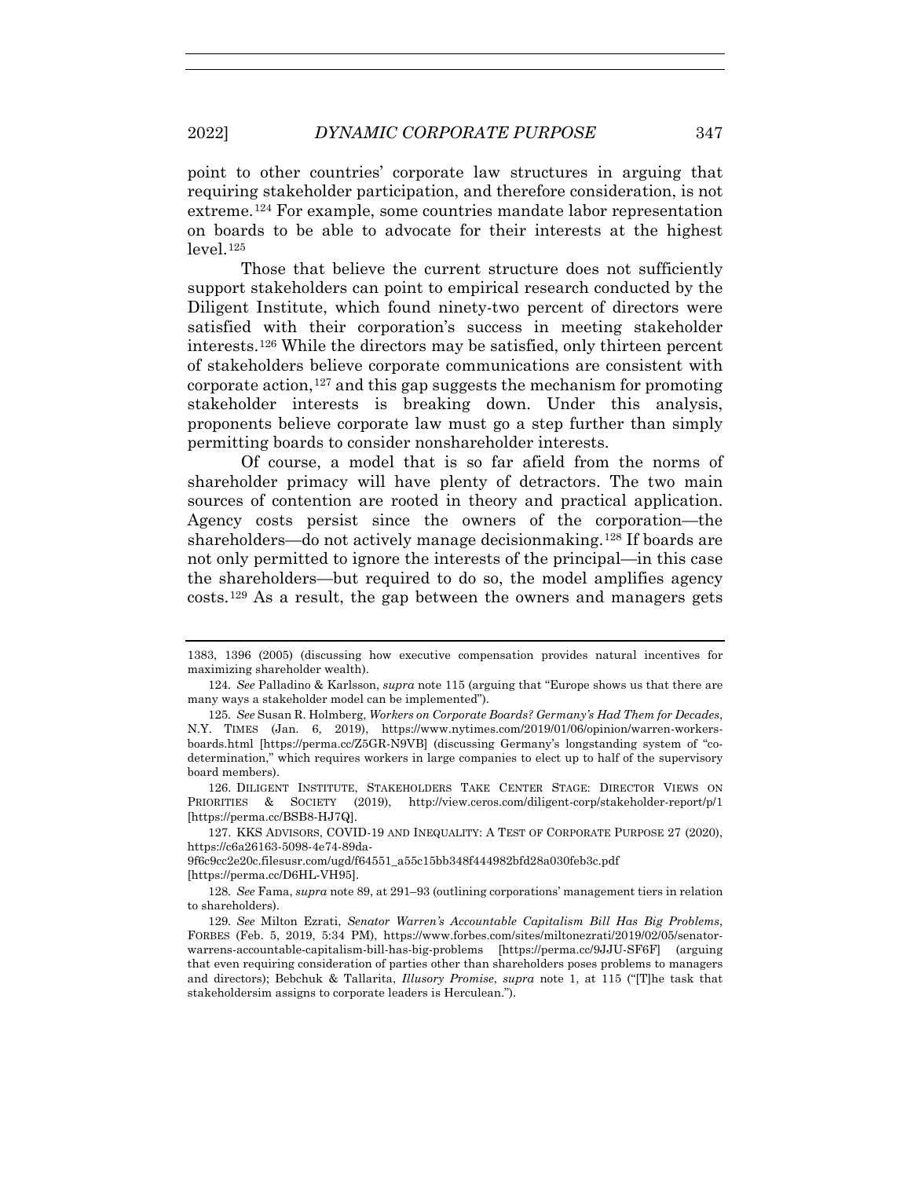point to other countries' corporate law structures in arguing that requiring stakeholder participation, and therefore consideration, is not extreme.[124] For example, some countries mandate labor representation on boards to be able to advocate for their interests at the highest level.[125]

Those that believe the current structure does not sufficiently support stakeholders can point to empirical research conducted by the Diligent Institute, which found ninety-two percent of directors were satisfied with their corporation's success in meeting stakeholder interests.[126] While the directors may be satisfied, only thirteen percent of stakeholders believe corporate communications are consistent with corporate action,[127] and this gap suggests the mechanism for promoting stakeholder interests is breaking down. Under this analysis, proponents believe corporate law must go a step further than simply permitting boards to consider nonshareholder interests.

Of course, a model that is so far afield from the norms of shareholder primacy will have plenty of detractors. The two main sources of contention are rooted in theory and practical application. Agency costs persist since the owners of the corporation—the shareholders—do not actively manage decisionmaking.[128] If boards are not only permitted to ignore the interests of the principal—in this case the shareholders—but required to do so, the model amplifies agency costs.[129] As a result, the gap between the owners and managers gets

---

1383, 1396 (2005) (discussing how executive compensation provides natural incentives for maximizing shareholder wealth).

124. *See* Palladino & Karlsson, *supra* note 115 (arguing that "Europe shows us that there are many ways a stakeholder model can be implemented").

125. *See* Susan R. Holmberg, *Workers on Corporate Boards? Germany's Had Them for Decades*, N.Y. TIMES (Jan. 6, 2019), https://www.nytimes.com/2019/01/06/opinion/warren-workers-boards.html [https://perma.cc/Z5GR-N9VB] (discussing Germany's longstanding system of "co-determination," which requires workers in large companies to elect up to half of the supervisory board members).

126. DILIGENT INSTITUTE, STAKEHOLDERS TAKE CENTER STAGE: DIRECTOR VIEWS ON PRIORITIES & SOCIETY (2019), http://view.ceros.com/diligent-corp/stakeholder-report/p/1 [https://perma.cc/BSB8-HJ7Q].

127. KKS ADVISORS, COVID-19 AND INEQUALITY: A TEST OF CORPORATE PURPOSE 27 (2020), https://c6a26163-5098-4e74-89da-9f6c9cc2e20c.filesusr.com/ugd/f64551_a55c15bb348f444982bfd28a030feb3c.pdf [https://perma.cc/D6HL-VH95].

128. *See* Fama, *supra* note 89, at 291–93 (outlining corporations' management tiers in relation to shareholders).

129. *See* Milton Ezrati, *Senator Warren's Accountable Capitalism Bill Has Big Problems*, FORBES (Feb. 5, 2019, 5:34 PM), https://www.forbes.com/sites/miltonezrati/2019/02/05/senator-warrens-accountable-capitalism-bill-has-big-problems [https://perma.cc/9JJU-SF6F] (arguing that even requiring consideration of parties other than shareholders poses problems to managers and directors); Bebchuk & Tallarita, *Illusory Promise*, *supra* note 1, at 115 ("[T]he task that stakeholdersim assigns to corporate leaders is Herculean.").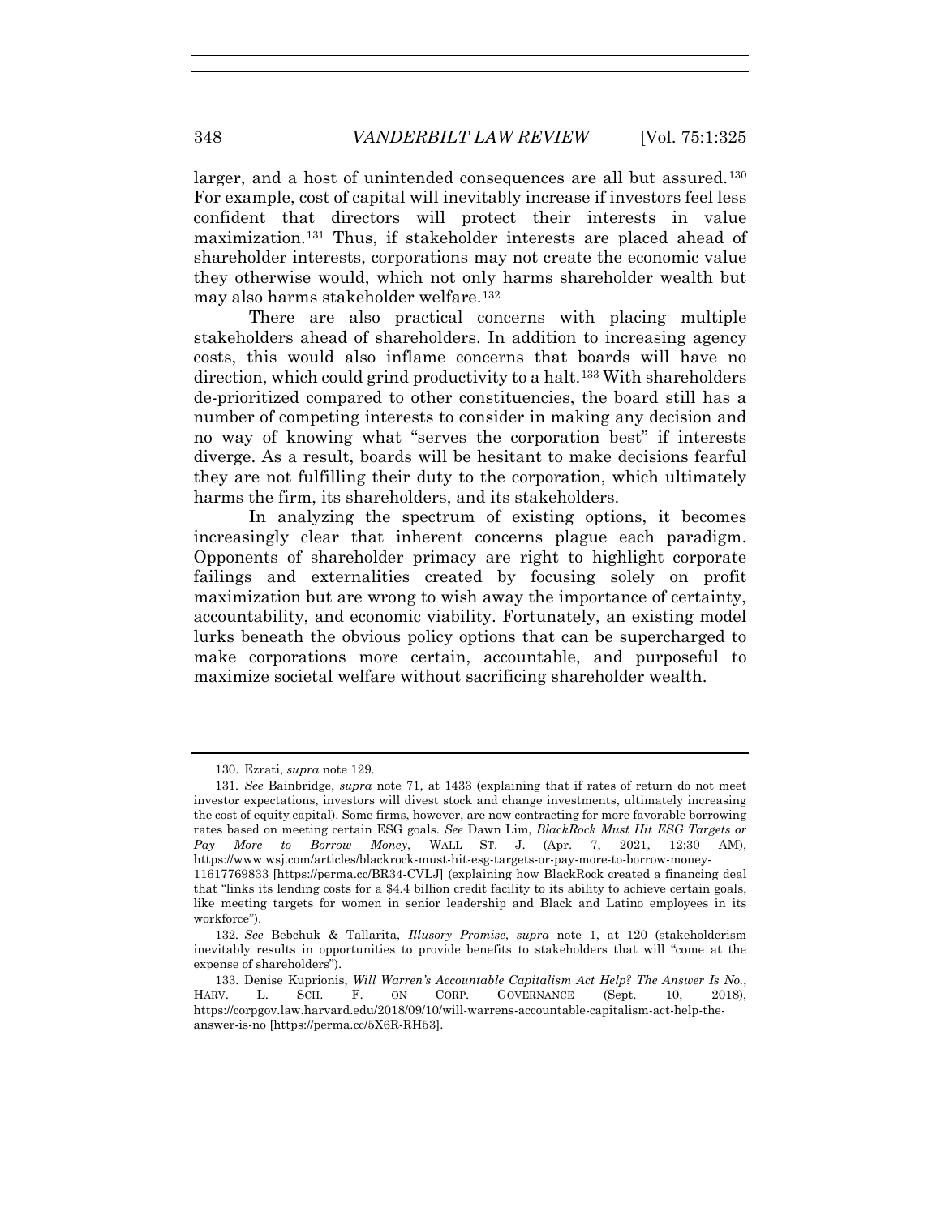larger, and a host of unintended consequences are all but assured.[130] For example, cost of capital will inevitably increase if investors feel less confident that directors will protect their interests in value maximization.[131] Thus, if stakeholder interests are placed ahead of shareholder interests, corporations may not create the economic value they otherwise would, which not only harms shareholder wealth but may also harms stakeholder welfare.[132]

There are also practical concerns with placing multiple stakeholders ahead of shareholders. In addition to increasing agency costs, this would also inflame concerns that boards will have no direction, which could grind productivity to a halt.[133] With shareholders de-prioritized compared to other constituencies, the board still has a number of competing interests to consider in making any decision and no way of knowing what "serves the corporation best" if interests diverge. As a result, boards will be hesitant to make decisions fearful they are not fulfilling their duty to the corporation, which ultimately harms the firm, its shareholders, and its stakeholders.

In analyzing the spectrum of existing options, it becomes increasingly clear that inherent concerns plague each paradigm. Opponents of shareholder primacy are right to highlight corporate failings and externalities created by focusing solely on profit maximization but are wrong to wish away the importance of certainty, accountability, and economic viability. Fortunately, an existing model lurks beneath the obvious policy options that can be supercharged to make corporations more certain, accountable, and purposeful to maximize societal welfare without sacrificing shareholder wealth.

---

130. Ezrati, *supra* note 129.

131. *See* Bainbridge, *supra* note 71, at 1433 (explaining that if rates of return do not meet investor expectations, investors will divest stock and change investments, ultimately increasing the cost of equity capital). Some firms, however, are now contracting for more favorable borrowing rates based on meeting certain ESG goals. *See* Dawn Lim, *BlackRock Must Hit ESG Targets or Pay More to Borrow Money*, WALL ST. J. (Apr. 7, 2021, 12:30 AM), https://www.wsj.com/articles/blackrock-must-hit-esg-targets-or-pay-more-to-borrow-money-11617769833 [https://perma.cc/BR34-CVLJ] (explaining how BlackRock created a financing deal that "links its lending costs for a $4.4 billion credit facility to its ability to achieve certain goals, like meeting targets for women in senior leadership and Black and Latino employees in its workforce").

132. *See* Bebchuk & Tallarita, *Illusory Promise*, *supra* note 1, at 120 (stakeholderism inevitably results in opportunities to provide benefits to stakeholders that will "come at the expense of shareholders").

133. Denise Kuprionis, *Will Warren's Accountable Capitalism Act Help? The Answer Is No.*, HARV. L. SCH. F. ON CORP. GOVERNANCE (Sept. 10, 2018), https://corpgov.law.harvard.edu/2018/09/10/will-warrens-accountable-capitalism-act-help-the-answer-is-no [https://perma.cc/5X6R-RH53].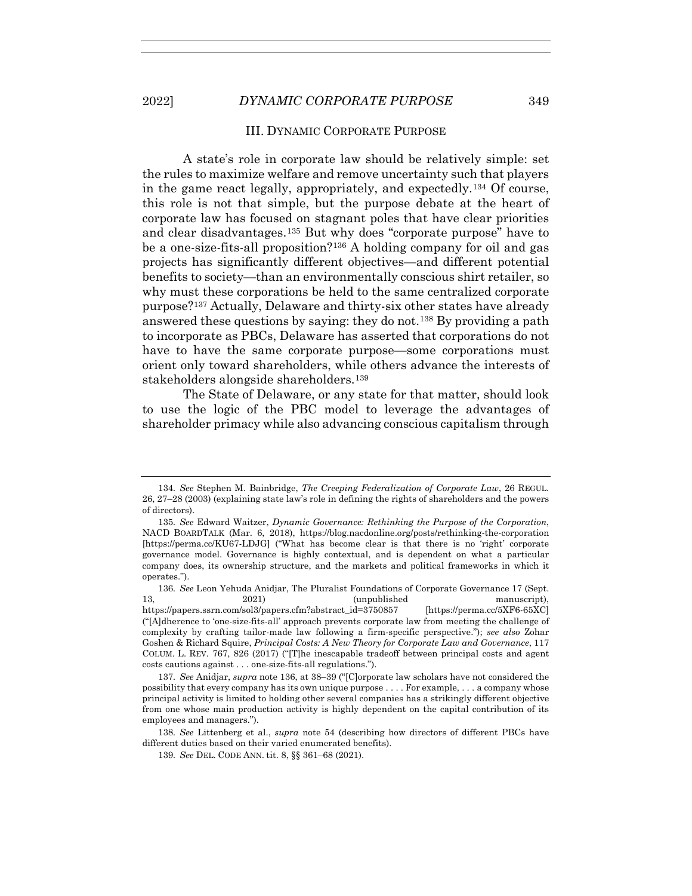## III. DYNAMIC CORPORATE PURPOSE

A state's role in corporate law should be relatively simple: set the rules to maximize welfare and remove uncertainty such that players in the game react legally, appropriately, and expectedly.[134] Of course, this role is not that simple, but the purpose debate at the heart of corporate law has focused on stagnant poles that have clear priorities and clear disadvantages.[135] But why does "corporate purpose" have to be a one-size-fits-all proposition?[136] A holding company for oil and gas projects has significantly different objectives—and different potential benefits to society—than an environmentally conscious shirt retailer, so why must these corporations be held to the same centralized corporate purpose?[137] Actually, Delaware and thirty-six other states have already answered these questions by saying: they do not.[138] By providing a path to incorporate as PBCs, Delaware has asserted that corporations do not have to have the same corporate purpose—some corporations must orient only toward shareholders, while others advance the interests of stakeholders alongside shareholders.[139]

The State of Delaware, or any state for that matter, should look to use the logic of the PBC model to leverage the advantages of shareholder primacy while also advancing conscious capitalism through

---

134. *See* Stephen M. Bainbridge, *The Creeping Federalization of Corporate Law*, 26 REGUL. 26, 27–28 (2003) (explaining state law's role in defining the rights of shareholders and the powers of directors).

135. *See* Edward Waitzer, *Dynamic Governance: Rethinking the Purpose of the Corporation*, NACD BOARDTALK (Mar. 6, 2018), https://blog.nacdonline.org/posts/rethinking-the-corporation [https://perma.cc/KU67-LDJG] ("What has become clear is that there is no 'right' corporate governance model. Governance is highly contextual, and is dependent on what a particular company does, its ownership structure, and the markets and political frameworks in which it operates.").

136. *See* Leon Yehuda Anidjar, The Pluralist Foundations of Corporate Governance 17 (Sept. 13, 2021) (unpublished manuscript), https://papers.ssrn.com/sol3/papers.cfm?abstract_id=3750857 [https://perma.cc/5XF6-65XC] ("[A]dherence to 'one-size-fits-all' approach prevents corporate law from meeting the challenge of complexity by crafting tailor-made law following a firm-specific perspective."); *see also* Zohar Goshen & Richard Squire, *Principal Costs: A New Theory for Corporate Law and Governance*, 117 COLUM. L. REV. 767, 826 (2017) ("[T]he inescapable tradeoff between principal costs and agent costs cautions against . . . one-size-fits-all regulations.").

137. *See* Anidjar, *supra* note 136, at 38–39 ("[C]orporate law scholars have not considered the possibility that every company has its own unique purpose . . . . For example, . . . a company whose principal activity is limited to holding other several companies has a strikingly different objective from one whose main production activity is highly dependent on the capital contribution of its employees and managers.").

138. *See* Littenberg et al., *supra* note 54 (describing how directors of different PBCs have different duties based on their varied enumerated benefits).

139. *See* DEL. CODE ANN. tit. 8, §§ 361–68 (2021).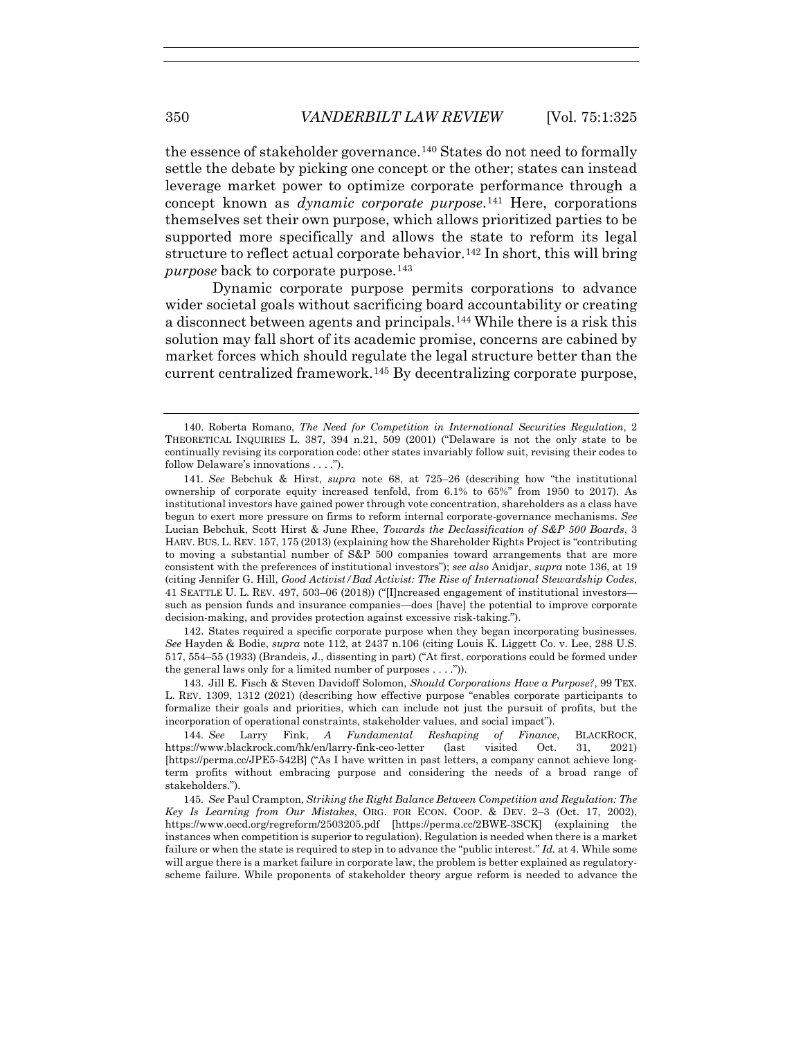the essence of stakeholder governance.[140] States do not need to formally settle the debate by picking one concept or the other; states can instead leverage market power to optimize corporate performance through a concept known as *dynamic corporate purpose*.[141] Here, corporations themselves set their own purpose, which allows prioritized parties to be supported more specifically and allows the state to reform its legal structure to reflect actual corporate behavior.[142] In short, this will bring *purpose* back to corporate purpose.[143]

Dynamic corporate purpose permits corporations to advance wider societal goals without sacrificing board accountability or creating a disconnect between agents and principals.[144] While there is a risk this solution may fall short of its academic promise, concerns are cabined by market forces which should regulate the legal structure better than the current centralized framework.[145] By decentralizing corporate purpose,

---

140. Roberta Romano, *The Need for Competition in International Securities Regulation*, 2 THEORETICAL INQUIRIES L. 387, 394 n.21, 509 (2001) ("Delaware is not the only state to be continually revising its corporation code: other states invariably follow suit, revising their codes to follow Delaware's innovations . . . .").

141. *See* Bebchuk & Hirst, *supra* note 68, at 725–26 (describing how "the institutional ownership of corporate equity increased tenfold, from 6.1% to 65%" from 1950 to 2017). As institutional investors have gained power through vote concentration, shareholders as a class have begun to exert more pressure on firms to reform internal corporate-governance mechanisms. *See* Lucian Bebchuk, Scott Hirst & June Rhee, *Towards the Declassification of S&P 500 Boards*, 3 HARV. BUS. L. REV. 157, 175 (2013) (explaining how the Shareholder Rights Project is "contributing to moving a substantial number of S&P 500 companies toward arrangements that are more consistent with the preferences of institutional investors"); *see also* Anidjar, *supra* note 136, at 19 (citing Jennifer G. Hill, *Good Activist/Bad Activist: The Rise of International Stewardship Codes*, 41 SEATTLE U. L. REV. 497, 503–06 (2018)) ("[I]ncreased engagement of institutional investors—such as pension funds and insurance companies—does [have] the potential to improve corporate decision-making, and provides protection against excessive risk-taking.").

142. States required a specific corporate purpose when they began incorporating businesses. *See* Hayden & Bodie, *supra* note 112, at 2437 n.106 (citing Louis K. Liggett Co. v. Lee, 288 U.S. 517, 554–55 (1933) (Brandeis, J., dissenting in part) ("At first, corporations could be formed under the general laws only for a limited number of purposes . . . .")).

143. Jill E. Fisch & Steven Davidoff Solomon, *Should Corporations Have a Purpose?*, 99 TEX. L. REV. 1309, 1312 (2021) (describing how effective purpose "enables corporate participants to formalize their goals and priorities, which can include not just the pursuit of profits, but the incorporation of operational constraints, stakeholder values, and social impact").

144. *See* Larry Fink, *A Fundamental Reshaping of Finance*, BLACKROCK, https://www.blackrock.com/hk/en/larry-fink-ceo-letter (last visited Oct. 31, 2021) [https://perma.cc/JPE5-542B] ("As I have written in past letters, a company cannot achieve long-term profits without embracing purpose and considering the needs of a broad range of stakeholders.").

145. *See* Paul Crampton, *Striking the Right Balance Between Competition and Regulation: The Key Is Learning from Our Mistakes*, ORG. FOR ECON. COOP. & DEV. 2–3 (Oct. 17, 2002), https://www.oecd.org/regreform/2503205.pdf [https://perma.cc/2BWE-3SCK] (explaining the instances when competition is superior to regulation). Regulation is needed when there is a market failure or when the state is required to step in to advance the "public interest." *Id.* at 4. While some will argue there is a market failure in corporate law, the problem is better explained as regulatory-scheme failure. While proponents of stakeholder theory argue reform is needed to advance the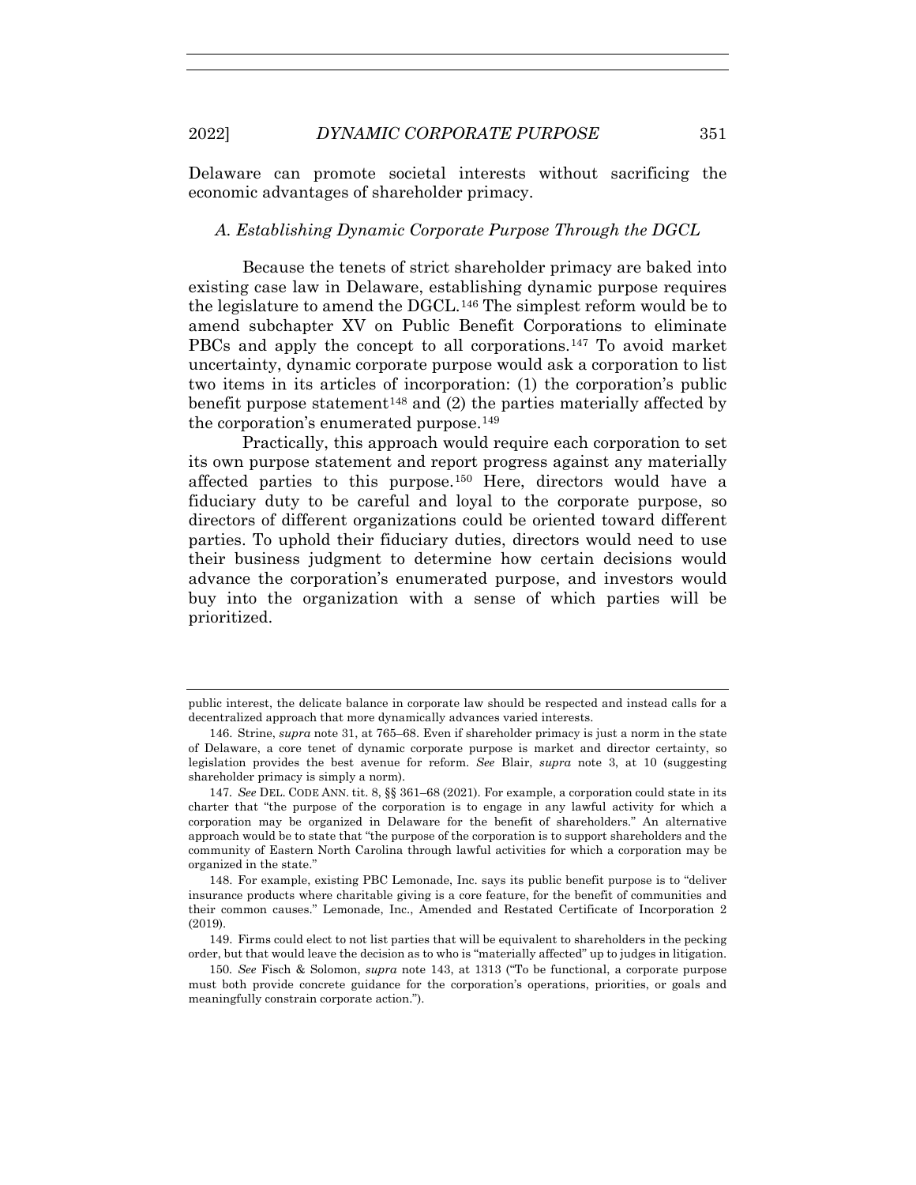Delaware can promote societal interests without sacrificing the economic advantages of shareholder primacy.

### *A. Establishing Dynamic Corporate Purpose Through the DGCL*

Because the tenets of strict shareholder primacy are baked into existing case law in Delaware, establishing dynamic purpose requires the legislature to amend the DGCL.[146] The simplest reform would be to amend subchapter XV on Public Benefit Corporations to eliminate PBCs and apply the concept to all corporations.[147] To avoid market uncertainty, dynamic corporate purpose would ask a corporation to list two items in its articles of incorporation: (1) the corporation's public benefit purpose statement[148] and (2) the parties materially affected by the corporation's enumerated purpose.[149]

Practically, this approach would require each corporation to set its own purpose statement and report progress against any materially affected parties to this purpose.[150] Here, directors would have a fiduciary duty to be careful and loyal to the corporate purpose, so directors of different organizations could be oriented toward different parties. To uphold their fiduciary duties, directors would need to use their business judgment to determine how certain decisions would advance the corporation's enumerated purpose, and investors would buy into the organization with a sense of which parties will be prioritized.

---

public interest, the delicate balance in corporate law should be respected and instead calls for a decentralized approach that more dynamically advances varied interests.

146. Strine, *supra* note 31, at 765–68. Even if shareholder primacy is just a norm in the state of Delaware, a core tenet of dynamic corporate purpose is market and director certainty, so legislation provides the best avenue for reform. *See* Blair, *supra* note 3, at 10 (suggesting shareholder primacy is simply a norm).

147. *See* DEL. CODE ANN. tit. 8, §§ 361–68 (2021). For example, a corporation could state in its charter that "the purpose of the corporation is to engage in any lawful activity for which a corporation may be organized in Delaware for the benefit of shareholders." An alternative approach would be to state that "the purpose of the corporation is to support shareholders and the community of Eastern North Carolina through lawful activities for which a corporation may be organized in the state."

148. For example, existing PBC Lemonade, Inc. says its public benefit purpose is to "deliver insurance products where charitable giving is a core feature, for the benefit of communities and their common causes." Lemonade, Inc., Amended and Restated Certificate of Incorporation 2 (2019).

149. Firms could elect to not list parties that will be equivalent to shareholders in the pecking order, but that would leave the decision as to who is "materially affected" up to judges in litigation.

150. *See* Fisch & Solomon, *supra* note 143, at 1313 ("To be functional, a corporate purpose must both provide concrete guidance for the corporation's operations, priorities, or goals and meaningfully constrain corporate action.").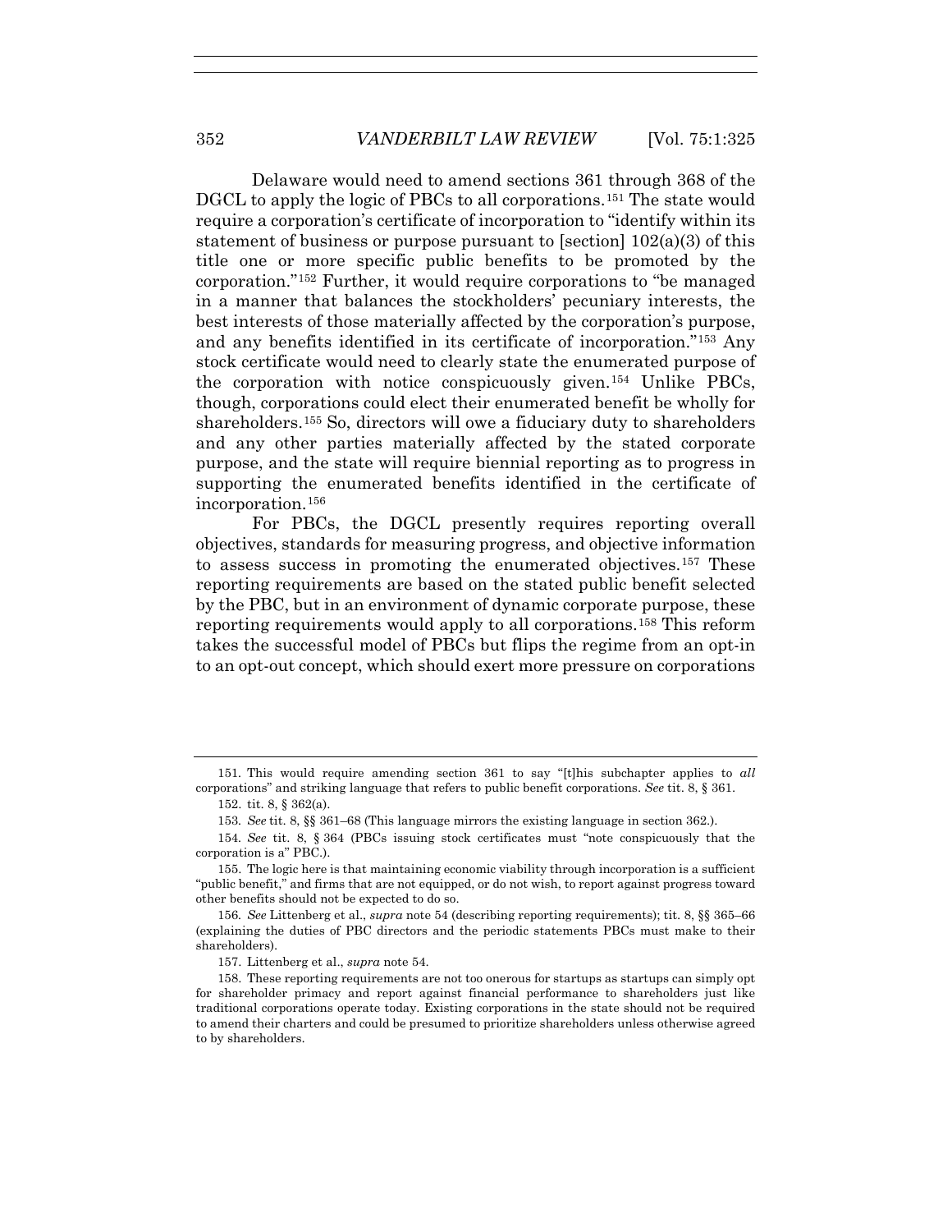Delaware would need to amend sections 361 through 368 of the DGCL to apply the logic of PBCs to all corporations.[151] The state would require a corporation's certificate of incorporation to "identify within its statement of business or purpose pursuant to [section] 102(a)(3) of this title one or more specific public benefits to be promoted by the corporation."[152] Further, it would require corporations to "be managed in a manner that balances the stockholders' pecuniary interests, the best interests of those materially affected by the corporation's purpose, and any benefits identified in its certificate of incorporation."[153] Any stock certificate would need to clearly state the enumerated purpose of the corporation with notice conspicuously given.[154] Unlike PBCs, though, corporations could elect their enumerated benefit be wholly for shareholders.[155] So, directors will owe a fiduciary duty to shareholders and any other parties materially affected by the stated corporate purpose, and the state will require biennial reporting as to progress in supporting the enumerated benefits identified in the certificate of incorporation.[156]

For PBCs, the DGCL presently requires reporting overall objectives, standards for measuring progress, and objective information to assess success in promoting the enumerated objectives.[157] These reporting requirements are based on the stated public benefit selected by the PBC, but in an environment of dynamic corporate purpose, these reporting requirements would apply to all corporations.[158] This reform takes the successful model of PBCs but flips the regime from an opt-in to an opt-out concept, which should exert more pressure on corporations

---

151. This would require amending section 361 to say "[t]his subchapter applies to *all* corporations" and striking language that refers to public benefit corporations. *See* tit. 8, § 361.

152. tit. 8, § 362(a).

153. *See* tit. 8, §§ 361–68 (This language mirrors the existing language in section 362.).

154. *See* tit. 8, § 364 (PBCs issuing stock certificates must "note conspicuously that the corporation is a" PBC.).

155. The logic here is that maintaining economic viability through incorporation is a sufficient "public benefit," and firms that are not equipped, or do not wish, to report against progress toward other benefits should not be expected to do so.

156. *See* Littenberg et al., *supra* note 54 (describing reporting requirements); tit. 8, §§ 365–66 (explaining the duties of PBC directors and the periodic statements PBCs must make to their shareholders).

157. Littenberg et al., *supra* note 54.

158. These reporting requirements are not too onerous for startups as startups can simply opt for shareholder primacy and report against financial performance to shareholders just like traditional corporations operate today. Existing corporations in the state should not be required to amend their charters and could be presumed to prioritize shareholders unless otherwise agreed to by shareholders.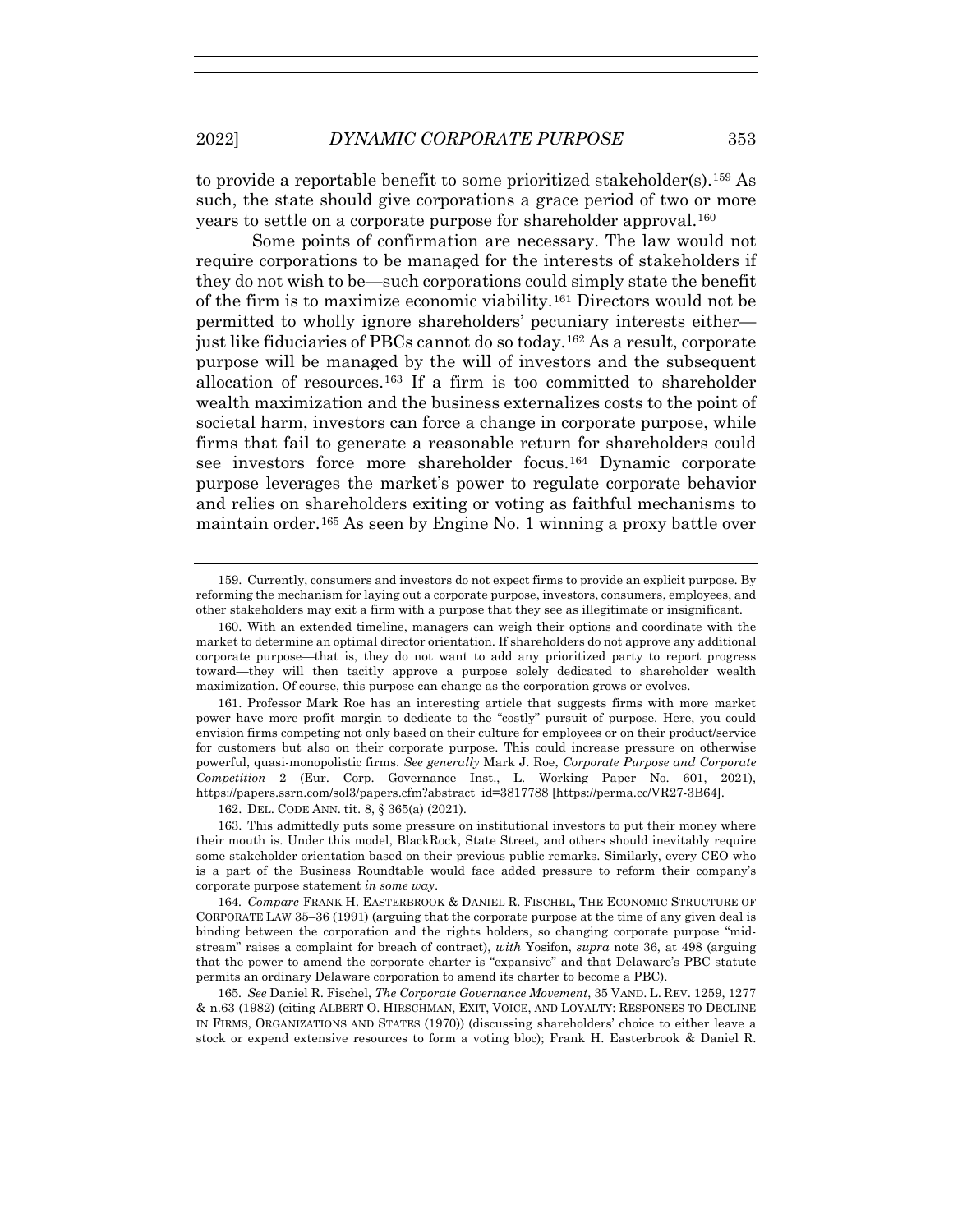to provide a reportable benefit to some prioritized stakeholder(s).[159] As such, the state should give corporations a grace period of two or more years to settle on a corporate purpose for shareholder approval.[160]

Some points of confirmation are necessary. The law would not require corporations to be managed for the interests of stakeholders if they do not wish to be—such corporations could simply state the benefit of the firm is to maximize economic viability.[161] Directors would not be permitted to wholly ignore shareholders' pecuniary interests either—just like fiduciaries of PBCs cannot do so today.[162] As a result, corporate purpose will be managed by the will of investors and the subsequent allocation of resources.[163] If a firm is too committed to shareholder wealth maximization and the business externalizes costs to the point of societal harm, investors can force a change in corporate purpose, while firms that fail to generate a reasonable return for shareholders could see investors force more shareholder focus.[164] Dynamic corporate purpose leverages the market's power to regulate corporate behavior and relies on shareholders exiting or voting as faithful mechanisms to maintain order.[165] As seen by Engine No. 1 winning a proxy battle over

---

159. Currently, consumers and investors do not expect firms to provide an explicit purpose. By reforming the mechanism for laying out a corporate purpose, investors, consumers, employees, and other stakeholders may exit a firm with a purpose that they see as illegitimate or insignificant.

160. With an extended timeline, managers can weigh their options and coordinate with the market to determine an optimal director orientation. If shareholders do not approve any additional corporate purpose—that is, they do not want to add any prioritized party to report progress toward—they will then tacitly approve a purpose solely dedicated to shareholder wealth maximization. Of course, this purpose can change as the corporation grows or evolves.

161. Professor Mark Roe has an interesting article that suggests firms with more market power have more profit margin to dedicate to the "costly" pursuit of purpose. Here, you could envision firms competing not only based on their culture for employees or on their product/service for customers but also on their corporate purpose. This could increase pressure on otherwise powerful, quasi-monopolistic firms. *See generally* Mark J. Roe, *Corporate Purpose and Corporate Competition* 2 (Eur. Corp. Governance Inst., L. Working Paper No. 601, 2021), https://papers.ssrn.com/sol3/papers.cfm?abstract_id=3817788 [https://perma.cc/VR27-3B64].

162. DEL. CODE ANN. tit. 8, § 365(a) (2021).

163. This admittedly puts some pressure on institutional investors to put their money where their mouth is. Under this model, BlackRock, State Street, and others should inevitably require some stakeholder orientation based on their previous public remarks. Similarly, every CEO who is a part of the Business Roundtable would face added pressure to reform their company's corporate purpose statement *in some way*.

164. *Compare* FRANK H. EASTERBROOK & DANIEL R. FISCHEL, THE ECONOMIC STRUCTURE OF CORPORATE LAW 35–36 (1991) (arguing that the corporate purpose at the time of any given deal is binding between the corporation and the rights holders, so changing corporate purpose "mid-stream" raises a complaint for breach of contract), *with* Yosifon, *supra* note 36, at 498 (arguing that the power to amend the corporate charter is "expansive" and that Delaware's PBC statute permits an ordinary Delaware corporation to amend its charter to become a PBC).

165. *See* Daniel R. Fischel, *The Corporate Governance Movement*, 35 VAND. L. REV. 1259, 1277 & n.63 (1982) (citing ALBERT O. HIRSCHMAN, EXIT, VOICE, AND LOYALTY: RESPONSES TO DECLINE IN FIRMS, ORGANIZATIONS AND STATES (1970)) (discussing shareholders' choice to either leave a stock or expend extensive resources to form a voting bloc); Frank H. Easterbrook & Daniel R.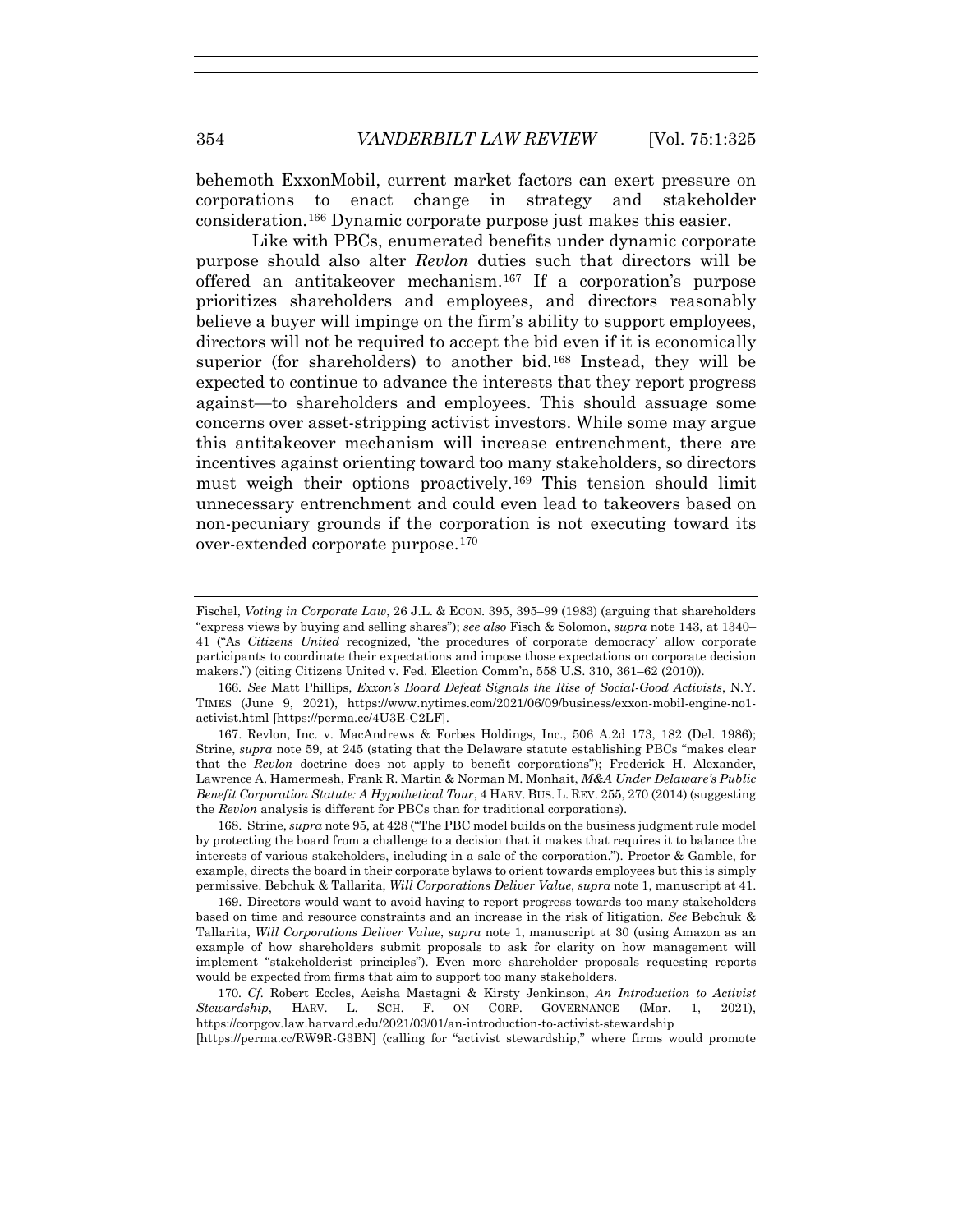behemoth ExxonMobil, current market factors can exert pressure on corporations to enact change in strategy and stakeholder consideration.[166] Dynamic corporate purpose just makes this easier.

Like with PBCs, enumerated benefits under dynamic corporate purpose should also alter *Revlon* duties such that directors will be offered an antitakeover mechanism.[167] If a corporation's purpose prioritizes shareholders and employees, and directors reasonably believe a buyer will impinge on the firm's ability to support employees, directors will not be required to accept the bid even if it is economically superior (for shareholders) to another bid.[168] Instead, they will be expected to continue to advance the interests that they report progress against—to shareholders and employees. This should assuage some concerns over asset-stripping activist investors. While some may argue this antitakeover mechanism will increase entrenchment, there are incentives against orienting toward too many stakeholders, so directors must weigh their options proactively.[169] This tension should limit unnecessary entrenchment and could even lead to takeovers based on non-pecuniary grounds if the corporation is not executing toward its over-extended corporate purpose.[170]

---

Fischel, *Voting in Corporate Law*, 26 J.L. & ECON. 395, 395–99 (1983) (arguing that shareholders "express views by buying and selling shares"); *see also* Fisch & Solomon, *supra* note 143, at 1340–41 ("As *Citizens United* recognized, 'the procedures of corporate democracy' allow corporate participants to coordinate their expectations and impose those expectations on corporate decision makers.") (citing Citizens United v. Fed. Election Comm'n, 558 U.S. 310, 361–62 (2010)).

166. *See* Matt Phillips, *Exxon's Board Defeat Signals the Rise of Social-Good Activists*, N.Y. TIMES (June 9, 2021), https://www.nytimes.com/2021/06/09/business/exxon-mobil-engine-no1-activist.html [https://perma.cc/4U3E-C2LF].

167. Revlon, Inc. v. MacAndrews & Forbes Holdings, Inc., 506 A.2d 173, 182 (Del. 1986); Strine, *supra* note 59, at 245 (stating that the Delaware statute establishing PBCs "makes clear that the *Revlon* doctrine does not apply to benefit corporations"); Frederick H. Alexander, Lawrence A. Hamermesh, Frank R. Martin & Norman M. Monhait, *M&A Under Delaware's Public Benefit Corporation Statute: A Hypothetical Tour*, 4 HARV. BUS. L. REV. 255, 270 (2014) (suggesting the *Revlon* analysis is different for PBCs than for traditional corporations).

168. Strine, *supra* note 95, at 428 ("The PBC model builds on the business judgment rule model by protecting the board from a challenge to a decision that it makes that requires it to balance the interests of various stakeholders, including in a sale of the corporation."). Proctor & Gamble, for example, directs the board in their corporate bylaws to orient towards employees but this is simply permissive. Bebchuk & Tallarita, *Will Corporations Deliver Value*, *supra* note 1, manuscript at 41.

169. Directors would want to avoid having to report progress towards too many stakeholders based on time and resource constraints and an increase in the risk of litigation. *See* Bebchuk & Tallarita, *Will Corporations Deliver Value*, *supra* note 1, manuscript at 30 (using Amazon as an example of how shareholders submit proposals to ask for clarity on how management will implement "stakeholderist principles"). Even more shareholder proposals requesting reports would be expected from firms that aim to support too many stakeholders.

170. *Cf.* Robert Eccles, Aeisha Mastagni & Kirsty Jenkinson, *An Introduction to Activist Stewardship*, HARV. L. SCH. F. ON CORP. GOVERNANCE (Mar. 1, 2021), https://corpgov.law.harvard.edu/2021/03/01/an-introduction-to-activist-stewardship [https://perma.cc/RW9R-G3BN] (calling for "activist stewardship," where firms would promote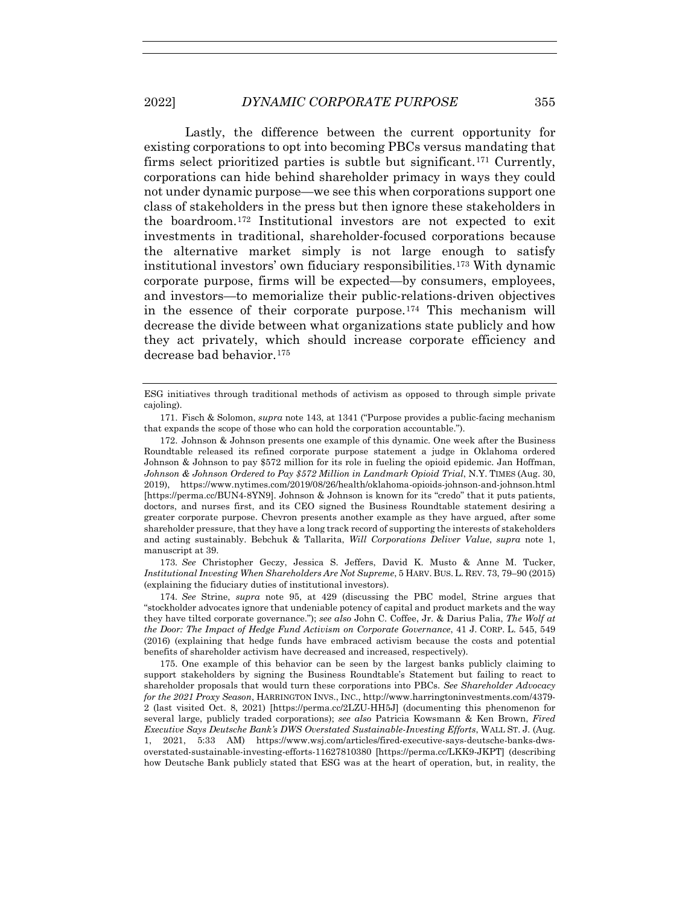Lastly, the difference between the current opportunity for existing corporations to opt into becoming PBCs versus mandating that firms select prioritized parties is subtle but significant.[171] Currently, corporations can hide behind shareholder primacy in ways they could not under dynamic purpose—we see this when corporations support one class of stakeholders in the press but then ignore these stakeholders in the boardroom.[172] Institutional investors are not expected to exit investments in traditional, shareholder-focused corporations because the alternative market simply is not large enough to satisfy institutional investors' own fiduciary responsibilities.[173] With dynamic corporate purpose, firms will be expected—by consumers, employees, and investors—to memorialize their public-relations-driven objectives in the essence of their corporate purpose.[174] This mechanism will decrease the divide between what organizations state publicly and how they act privately, which should increase corporate efficiency and decrease bad behavior.[175]

---

ESG initiatives through traditional methods of activism as opposed to through simple private cajoling).

171. Fisch & Solomon, *supra* note 143, at 1341 ("Purpose provides a public-facing mechanism that expands the scope of those who can hold the corporation accountable.").

172. Johnson & Johnson presents one example of this dynamic. One week after the Business Roundtable released its refined corporate purpose statement a judge in Oklahoma ordered Johnson & Johnson to pay $572 million for its role in fueling the opioid epidemic. Jan Hoffman, *Johnson & Johnson Ordered to Pay $572 Million in Landmark Opioid Trial*, N.Y. TIMES (Aug. 30, 2019), https://www.nytimes.com/2019/08/26/health/oklahoma-opioids-johnson-and-johnson.html [https://perma.cc/BUN4-8YN9]. Johnson & Johnson is known for its "credo" that it puts patients, doctors, and nurses first, and its CEO signed the Business Roundtable statement desiring a greater corporate purpose. Chevron presents another example as they have argued, after some shareholder pressure, that they have a long track record of supporting the interests of stakeholders and acting sustainably. Bebchuk & Tallarita, *Will Corporations Deliver Value*, *supra* note 1, manuscript at 39.

173. *See* Christopher Geczy, Jessica S. Jeffers, David K. Musto & Anne M. Tucker, *Institutional Investing When Shareholders Are Not Supreme*, 5 HARV. BUS. L. REV. 73, 79–90 (2015) (explaining the fiduciary duties of institutional investors).

174. *See* Strine, *supra* note 95, at 429 (discussing the PBC model, Strine argues that "stockholder advocates ignore that undeniable potency of capital and product markets and the way they have tilted corporate governance."); *see also* John C. Coffee, Jr. & Darius Palia, *The Wolf at the Door: The Impact of Hedge Fund Activism on Corporate Governance*, 41 J. CORP. L. 545, 549 (2016) (explaining that hedge funds have embraced activism because the costs and potential benefits of shareholder activism have decreased and increased, respectively).

175. One example of this behavior can be seen by the largest banks publicly claiming to support stakeholders by signing the Business Roundtable's Statement but failing to react to shareholder proposals that would turn these corporations into PBCs. *See Shareholder Advocacy for the 2021 Proxy Season*, HARRINGTON INVS., INC., http://www.harringtoninvestments.com/4379-2 (last visited Oct. 8, 2021) [https://perma.cc/2LZU-HH5J] (documenting this phenomenon for several large, publicly traded corporations); *see also* Patricia Kowsmann & Ken Brown, *Fired Executive Says Deutsche Bank's DWS Overstated Sustainable-Investing Efforts*, WALL ST. J. (Aug. 1, 2021, 5:33 AM) https://www.wsj.com/articles/fired-executive-says-deutsche-banks-dws-overstated-sustainable-investing-efforts-11627810380 [https://perma.cc/LKK9-JKPT] (describing how Deutsche Bank publicly stated that ESG was at the heart of operation, but, in reality, the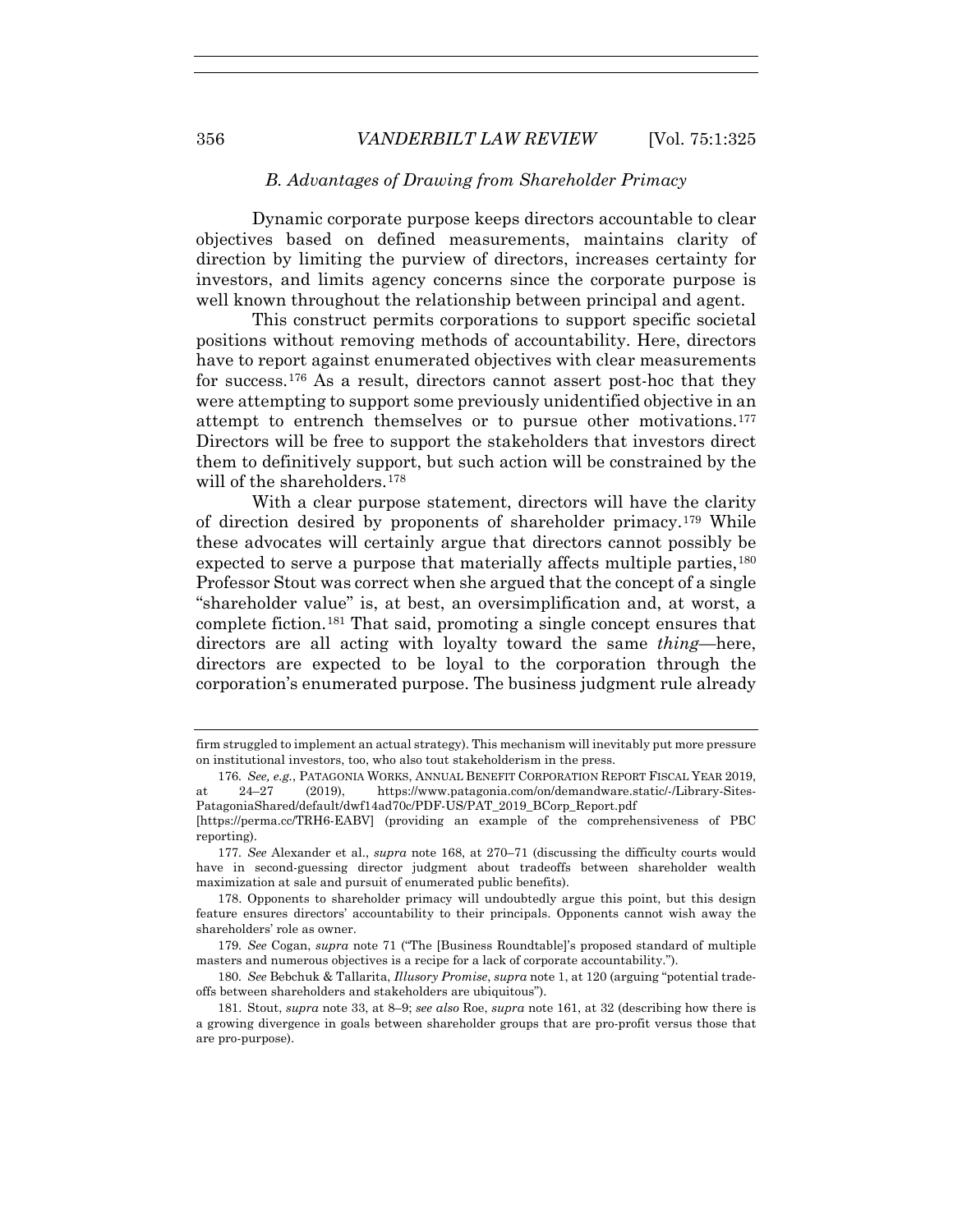### *B. Advantages of Drawing from Shareholder Primacy*

Dynamic corporate purpose keeps directors accountable to clear objectives based on defined measurements, maintains clarity of direction by limiting the purview of directors, increases certainty for investors, and limits agency concerns since the corporate purpose is well known throughout the relationship between principal and agent.

This construct permits corporations to support specific societal positions without removing methods of accountability. Here, directors have to report against enumerated objectives with clear measurements for success.[176] As a result, directors cannot assert post-hoc that they were attempting to support some previously unidentified objective in an attempt to entrench themselves or to pursue other motivations.[177] Directors will be free to support the stakeholders that investors direct them to definitively support, but such action will be constrained by the will of the shareholders.[178]

With a clear purpose statement, directors will have the clarity of direction desired by proponents of shareholder primacy.[179] While these advocates will certainly argue that directors cannot possibly be expected to serve a purpose that materially affects multiple parties,[180] Professor Stout was correct when she argued that the concept of a single "shareholder value" is, at best, an oversimplification and, at worst, a complete fiction.[181] That said, promoting a single concept ensures that directors are all acting with loyalty toward the same *thing*—here, directors are expected to be loyal to the corporation through the corporation's enumerated purpose. The business judgment rule already

---

firm struggled to implement an actual strategy). This mechanism will inevitably put more pressure on institutional investors, too, who also tout stakeholderism in the press.

176. *See, e.g.*, PATAGONIA WORKS, ANNUAL BENEFIT CORPORATION REPORT FISCAL YEAR 2019, at 24–27 (2019), https://www.patagonia.com/on/demandware.static/-/Library-Sites-PatagoniaShared/default/dwf14ad70c/PDF-US/PAT_2019_BCorp_Report.pdf [https://perma.cc/TRH6-EABV] (providing an example of the comprehensiveness of PBC reporting).

177. *See* Alexander et al., *supra* note 168, at 270–71 (discussing the difficulty courts would have in second-guessing director judgment about tradeoffs between shareholder wealth maximization at sale and pursuit of enumerated public benefits).

178. Opponents to shareholder primacy will undoubtedly argue this point, but this design feature ensures directors' accountability to their principals. Opponents cannot wish away the shareholders' role as owner.

179. *See* Cogan, *supra* note 71 ("The [Business Roundtable]'s proposed standard of multiple masters and numerous objectives is a recipe for a lack of corporate accountability.").

180. *See* Bebchuk & Tallarita, *Illusory Promise*, *supra* note 1, at 120 (arguing "potential trade-offs between shareholders and stakeholders are ubiquitous").

181. Stout, *supra* note 33, at 8–9; *see also* Roe, *supra* note 161, at 32 (describing how there is a growing divergence in goals between shareholder groups that are pro-profit versus those that are pro-purpose).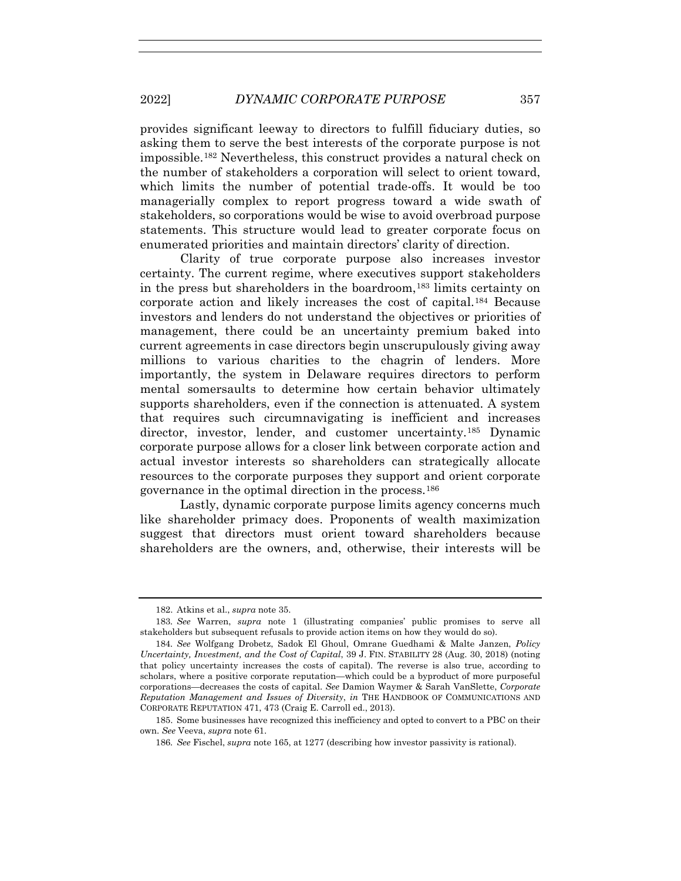provides significant leeway to directors to fulfill fiduciary duties, so asking them to serve the best interests of the corporate purpose is not impossible.[182] Nevertheless, this construct provides a natural check on the number of stakeholders a corporation will select to orient toward, which limits the number of potential trade-offs. It would be too managerially complex to report progress toward a wide swath of stakeholders, so corporations would be wise to avoid overbroad purpose statements. This structure would lead to greater corporate focus on enumerated priorities and maintain directors' clarity of direction.

Clarity of true corporate purpose also increases investor certainty. The current regime, where executives support stakeholders in the press but shareholders in the boardroom,[183] limits certainty on corporate action and likely increases the cost of capital.[184] Because investors and lenders do not understand the objectives or priorities of management, there could be an uncertainty premium baked into current agreements in case directors begin unscrupulously giving away millions to various charities to the chagrin of lenders. More importantly, the system in Delaware requires directors to perform mental somersaults to determine how certain behavior ultimately supports shareholders, even if the connection is attenuated. A system that requires such circumnavigating is inefficient and increases director, investor, lender, and customer uncertainty.[185] Dynamic corporate purpose allows for a closer link between corporate action and actual investor interests so shareholders can strategically allocate resources to the corporate purposes they support and orient corporate governance in the optimal direction in the process.[186]

Lastly, dynamic corporate purpose limits agency concerns much like shareholder primacy does. Proponents of wealth maximization suggest that directors must orient toward shareholders because shareholders are the owners, and, otherwise, their interests will be

---

182. Atkins et al., *supra* note 35.

183. *See* Warren, *supra* note 1 (illustrating companies' public promises to serve all stakeholders but subsequent refusals to provide action items on how they would do so).

184. *See* Wolfgang Drobetz, Sadok El Ghoul, Omrane Guedhami & Malte Janzen, *Policy Uncertainty, Investment, and the Cost of Capital*, 39 J. FIN. STABILITY 28 (Aug. 30, 2018) (noting that policy uncertainty increases the costs of capital). The reverse is also true, according to scholars, where a positive corporate reputation—which could be a byproduct of more purposeful corporations—decreases the costs of capital. *See* Damion Waymer & Sarah VanSlette, *Corporate Reputation Management and Issues of Diversity*, *in* THE HANDBOOK OF COMMUNICATIONS AND CORPORATE REPUTATION 471, 473 (Craig E. Carroll ed., 2013).

185. Some businesses have recognized this inefficiency and opted to convert to a PBC on their own. *See* Veeva, *supra* note 61.

186. *See* Fischel, *supra* note 165, at 1277 (describing how investor passivity is rational).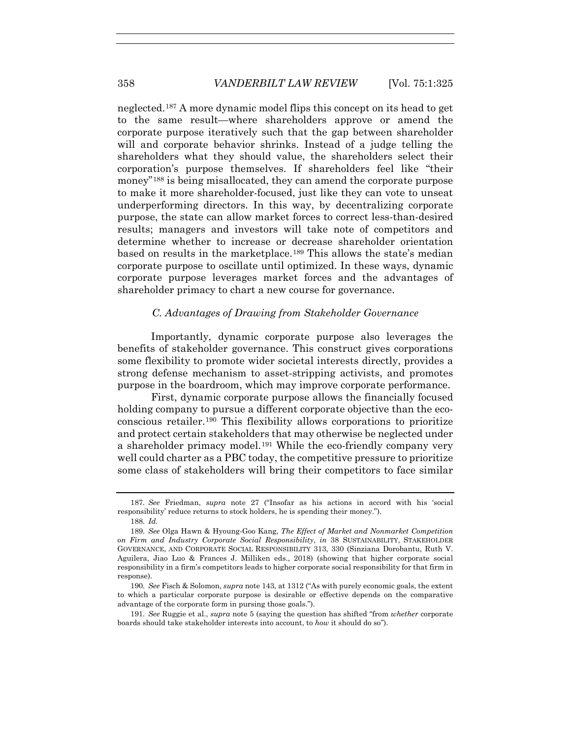neglected.[187] A more dynamic model flips this concept on its head to get to the same result—where shareholders approve or amend the corporate purpose iteratively such that the gap between shareholder will and corporate behavior shrinks. Instead of a judge telling the shareholders what they should value, the shareholders select their corporation's purpose themselves. If shareholders feel like "their money"[188] is being misallocated, they can amend the corporate purpose to make it more shareholder-focused, just like they can vote to unseat underperforming directors. In this way, by decentralizing corporate purpose, the state can allow market forces to correct less-than-desired results; managers and investors will take note of competitors and determine whether to increase or decrease shareholder orientation based on results in the marketplace.[189] This allows the state's median corporate purpose to oscillate until optimized. In these ways, dynamic corporate purpose leverages market forces and the advantages of shareholder primacy to chart a new course for governance.

### *C. Advantages of Drawing from Stakeholder Governance*

Importantly, dynamic corporate purpose also leverages the benefits of stakeholder governance. This construct gives corporations some flexibility to promote wider societal interests directly, provides a strong defense mechanism to asset-stripping activists, and promotes purpose in the boardroom, which may improve corporate performance.

First, dynamic corporate purpose allows the financially focused holding company to pursue a different corporate objective than the eco-conscious retailer.[190] This flexibility allows corporations to prioritize and protect certain stakeholders that may otherwise be neglected under a shareholder primacy model.[191] While the eco-friendly company very well could charter as a PBC today, the competitive pressure to prioritize some class of stakeholders will bring their competitors to face similar

---

187. *See* Friedman, *supra* note 27 ("Insofar as his actions in accord with his 'social responsibility' reduce returns to stock holders, he is spending their money.").

188. *Id.*

189. *See* Olga Hawn & Hyoung-Goo Kang, *The Effect of Market and Nonmarket Competition on Firm and Industry Corporate Social Responsibility*, *in* 38 SUSTAINABILITY, STAKEHOLDER GOVERNANCE, AND CORPORATE SOCIAL RESPONSIBILITY 313, 330 (Sinziana Dorobantu, Ruth V. Aguilera, Jiao Luo & Frances J. Milliken eds., 2018) (showing that higher corporate social responsibility in a firm's competitors leads to higher corporate social responsibility for that firm in response).

190. *See* Fisch & Solomon, *supra* note 143, at 1312 ("As with purely economic goals, the extent to which a particular corporate purpose is desirable or effective depends on the comparative advantage of the corporate form in pursing those goals.").

191. *See* Ruggie et al., *supra* note 5 (saying the question has shifted "from *whether* corporate boards should take stakeholder interests into account, to *how* it should do so").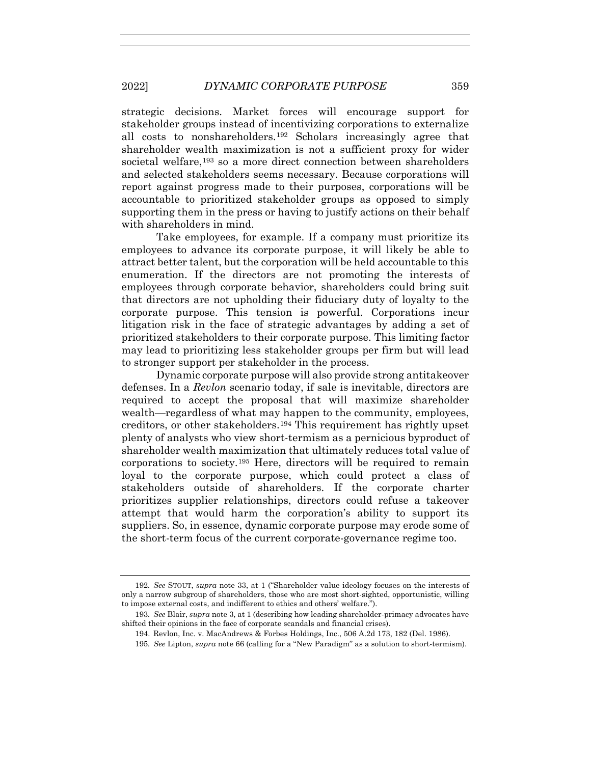strategic decisions. Market forces will encourage support for stakeholder groups instead of incentivizing corporations to externalize all costs to nonshareholders.[192] Scholars increasingly agree that shareholder wealth maximization is not a sufficient proxy for wider societal welfare,[193] so a more direct connection between shareholders and selected stakeholders seems necessary. Because corporations will report against progress made to their purposes, corporations will be accountable to prioritized stakeholder groups as opposed to simply supporting them in the press or having to justify actions on their behalf with shareholders in mind.

Take employees, for example. If a company must prioritize its employees to advance its corporate purpose, it will likely be able to attract better talent, but the corporation will be held accountable to this enumeration. If the directors are not promoting the interests of employees through corporate behavior, shareholders could bring suit that directors are not upholding their fiduciary duty of loyalty to the corporate purpose. This tension is powerful. Corporations incur litigation risk in the face of strategic advantages by adding a set of prioritized stakeholders to their corporate purpose. This limiting factor may lead to prioritizing less stakeholder groups per firm but will lead to stronger support per stakeholder in the process.

Dynamic corporate purpose will also provide strong antitakeover defenses. In a *Revlon* scenario today, if sale is inevitable, directors are required to accept the proposal that will maximize shareholder wealth—regardless of what may happen to the community, employees, creditors, or other stakeholders.[194] This requirement has rightly upset plenty of analysts who view short-termism as a pernicious byproduct of shareholder wealth maximization that ultimately reduces total value of corporations to society.[195] Here, directors will be required to remain loyal to the corporate purpose, which could protect a class of stakeholders outside of shareholders. If the corporate charter prioritizes supplier relationships, directors could refuse a takeover attempt that would harm the corporation's ability to support its suppliers. So, in essence, dynamic corporate purpose may erode some of the short-term focus of the current corporate-governance regime too.

---

192. *See* STOUT, *supra* note 33, at 1 ("Shareholder value ideology focuses on the interests of only a narrow subgroup of shareholders, those who are most short-sighted, opportunistic, willing to impose external costs, and indifferent to ethics and others' welfare.").

193. *See* Blair, *supra* note 3, at 1 (describing how leading shareholder-primacy advocates have shifted their opinions in the face of corporate scandals and financial crises).

194. Revlon, Inc. v. MacAndrews & Forbes Holdings, Inc., 506 A.2d 173, 182 (Del. 1986).

195. *See* Lipton, *supra* note 66 (calling for a "New Paradigm" as a solution to short-termism).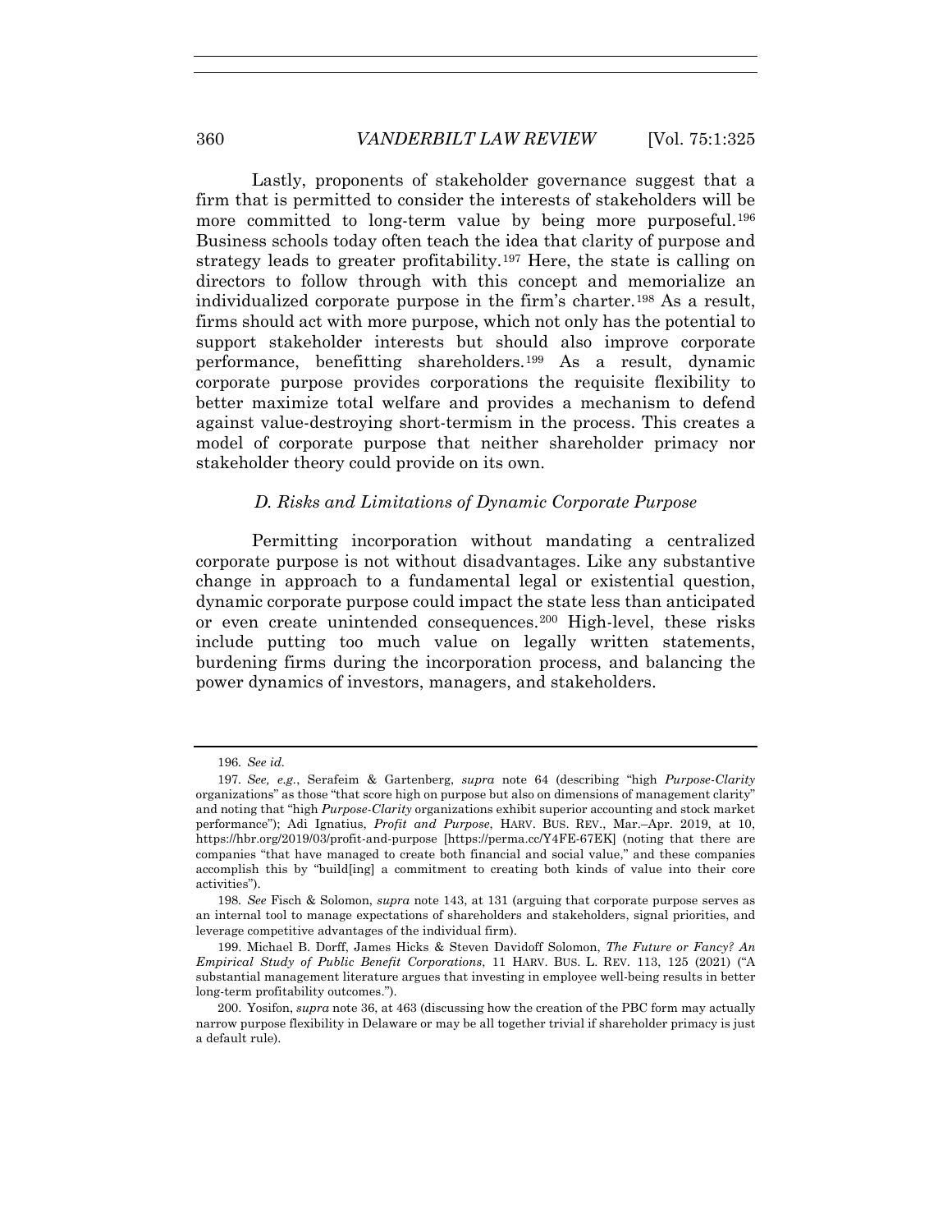Lastly, proponents of stakeholder governance suggest that a firm that is permitted to consider the interests of stakeholders will be more committed to long-term value by being more purposeful.[196] Business schools today often teach the idea that clarity of purpose and strategy leads to greater profitability.[197] Here, the state is calling on directors to follow through with this concept and memorialize an individualized corporate purpose in the firm's charter.[198] As a result, firms should act with more purpose, which not only has the potential to support stakeholder interests but should also improve corporate performance, benefitting shareholders.[199] As a result, dynamic corporate purpose provides corporations the requisite flexibility to better maximize total welfare and provides a mechanism to defend against value-destroying short-termism in the process. This creates a model of corporate purpose that neither shareholder primacy nor stakeholder theory could provide on its own.

### *D. Risks and Limitations of Dynamic Corporate Purpose*

Permitting incorporation without mandating a centralized corporate purpose is not without disadvantages. Like any substantive change in approach to a fundamental legal or existential question, dynamic corporate purpose could impact the state less than anticipated or even create unintended consequences.[200] High-level, these risks include putting too much value on legally written statements, burdening firms during the incorporation process, and balancing the power dynamics of investors, managers, and stakeholders.

---

196. *See id.*

197. *See, e.g.*, Serafeim & Gartenberg, *supra* note 64 (describing "high *Purpose-Clarity* organizations" as those "that score high on purpose but also on dimensions of management clarity" and noting that "high *Purpose-Clarity* organizations exhibit superior accounting and stock market performance"); Adi Ignatius, *Profit and Purpose*, HARV. BUS. REV., Mar.–Apr. 2019, at 10, https://hbr.org/2019/03/profit-and-purpose [https://perma.cc/Y4FE-67EK] (noting that there are companies "that have managed to create both financial and social value," and these companies accomplish this by "build[ing] a commitment to creating both kinds of value into their core activities").

198. *See* Fisch & Solomon, *supra* note 143, at 131 (arguing that corporate purpose serves as an internal tool to manage expectations of shareholders and stakeholders, signal priorities, and leverage competitive advantages of the individual firm).

199. Michael B. Dorff, James Hicks & Steven Davidoff Solomon, *The Future or Fancy? An Empirical Study of Public Benefit Corporations*, 11 HARV. BUS. L. REV. 113, 125 (2021) ("A substantial management literature argues that investing in employee well-being results in better long-term profitability outcomes.").

200. Yosifon, *supra* note 36, at 463 (discussing how the creation of the PBC form may actually narrow purpose flexibility in Delaware or may be all together trivial if shareholder primacy is just a default rule).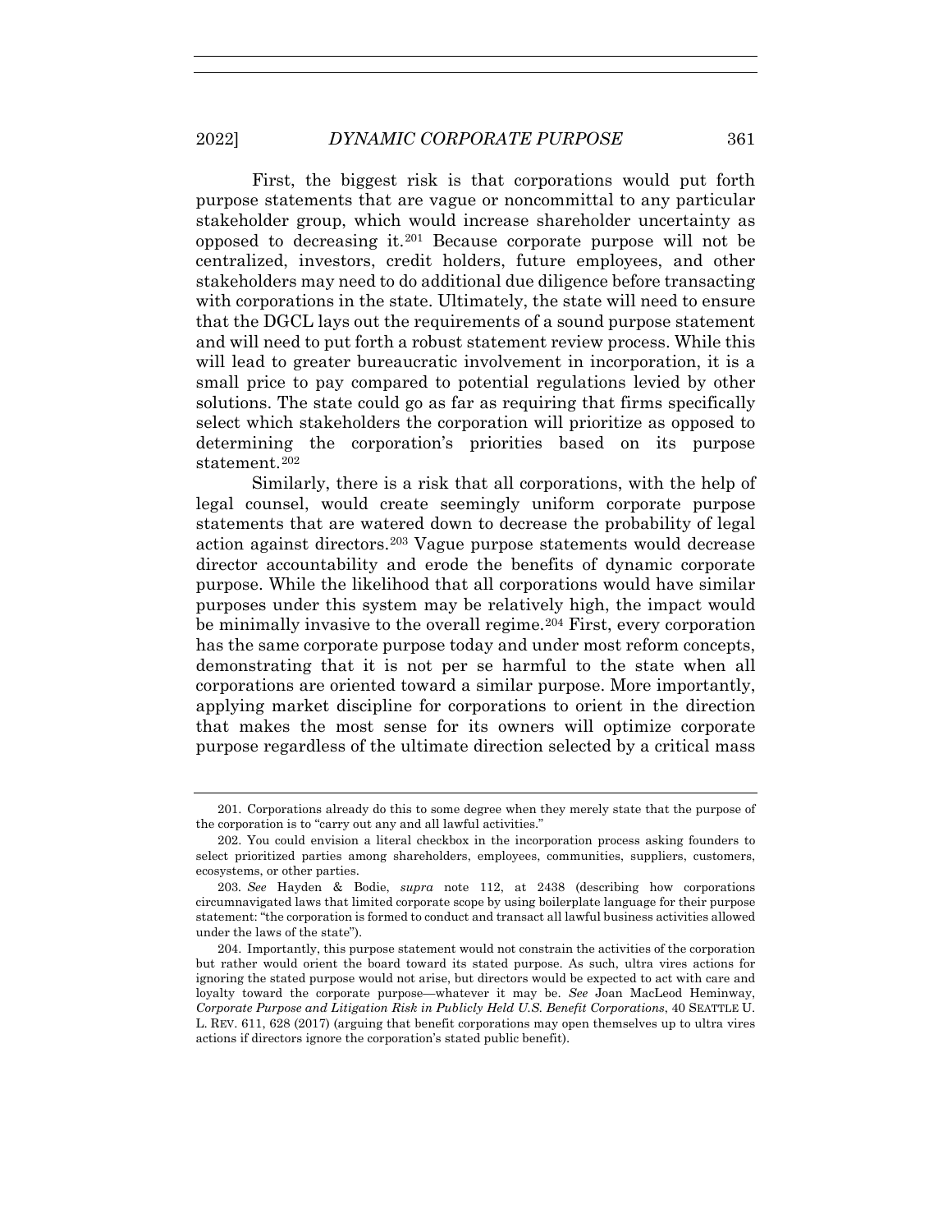First, the biggest risk is that corporations would put forth purpose statements that are vague or noncommittal to any particular stakeholder group, which would increase shareholder uncertainty as opposed to decreasing it.[201] Because corporate purpose will not be centralized, investors, credit holders, future employees, and other stakeholders may need to do additional due diligence before transacting with corporations in the state. Ultimately, the state will need to ensure that the DGCL lays out the requirements of a sound purpose statement and will need to put forth a robust statement review process. While this will lead to greater bureaucratic involvement in incorporation, it is a small price to pay compared to potential regulations levied by other solutions. The state could go as far as requiring that firms specifically select which stakeholders the corporation will prioritize as opposed to determining the corporation's priorities based on its purpose statement.[202]

Similarly, there is a risk that all corporations, with the help of legal counsel, would create seemingly uniform corporate purpose statements that are watered down to decrease the probability of legal action against directors.[203] Vague purpose statements would decrease director accountability and erode the benefits of dynamic corporate purpose. While the likelihood that all corporations would have similar purposes under this system may be relatively high, the impact would be minimally invasive to the overall regime.[204] First, every corporation has the same corporate purpose today and under most reform concepts, demonstrating that it is not per se harmful to the state when all corporations are oriented toward a similar purpose. More importantly, applying market discipline for corporations to orient in the direction that makes the most sense for its owners will optimize corporate purpose regardless of the ultimate direction selected by a critical mass

---

201. Corporations already do this to some degree when they merely state that the purpose of the corporation is to "carry out any and all lawful activities."

202. You could envision a literal checkbox in the incorporation process asking founders to select prioritized parties among shareholders, employees, communities, suppliers, customers, ecosystems, or other parties.

203. *See* Hayden & Bodie, *supra* note 112, at 2438 (describing how corporations circumnavigated laws that limited corporate scope by using boilerplate language for their purpose statement: "the corporation is formed to conduct and transact all lawful business activities allowed under the laws of the state").

204. Importantly, this purpose statement would not constrain the activities of the corporation but rather would orient the board toward its stated purpose. As such, ultra vires actions for ignoring the stated purpose would not arise, but directors would be expected to act with care and loyalty toward the corporate purpose—whatever it may be. *See* Joan MacLeod Heminway, *Corporate Purpose and Litigation Risk in Publicly Held U.S. Benefit Corporations*, 40 SEATTLE U. L. REV. 611, 628 (2017) (arguing that benefit corporations may open themselves up to ultra vires actions if directors ignore the corporation's stated public benefit).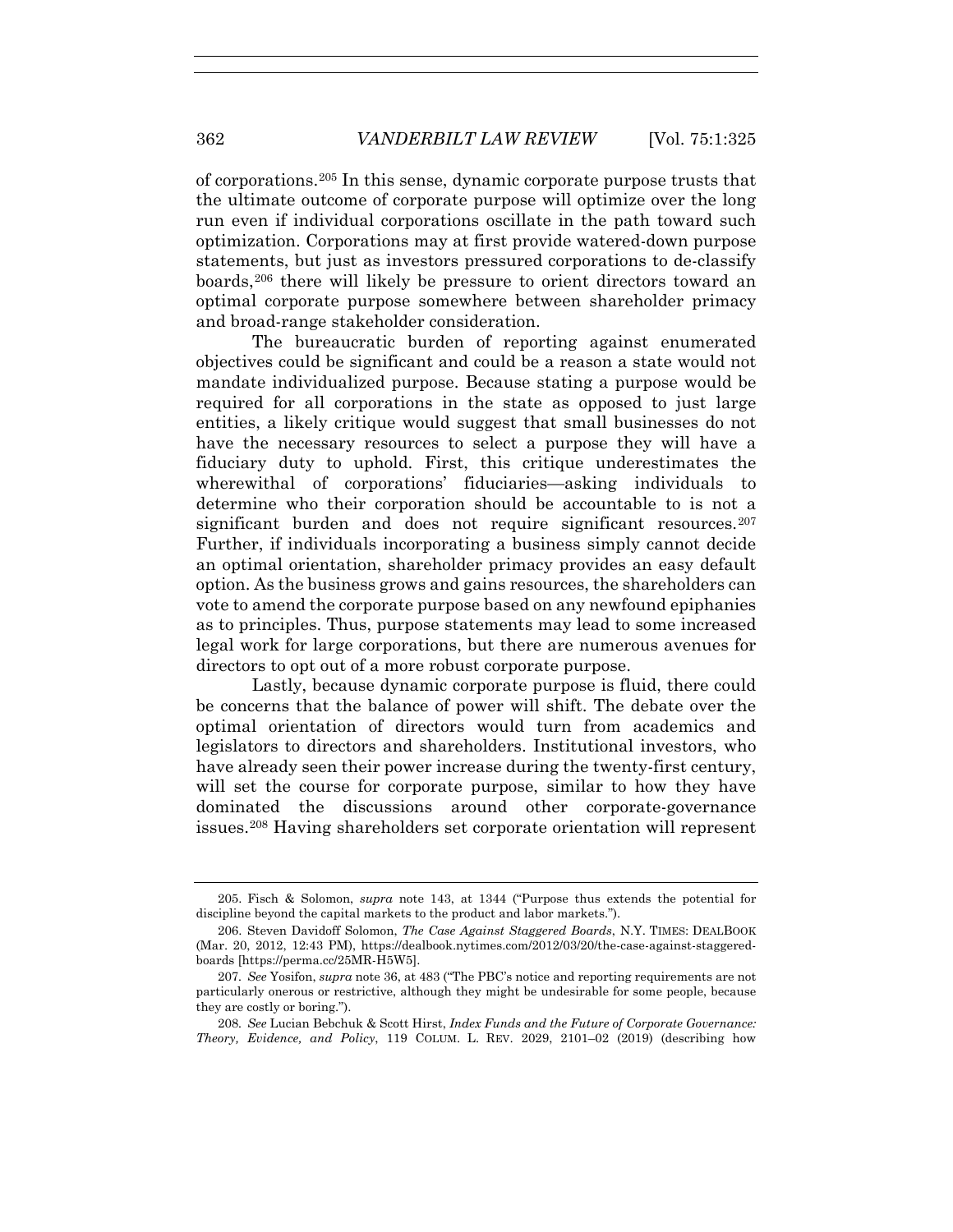of corporations.[205] In this sense, dynamic corporate purpose trusts that the ultimate outcome of corporate purpose will optimize over the long run even if individual corporations oscillate in the path toward such optimization. Corporations may at first provide watered-down purpose statements, but just as investors pressured corporations to de-classify boards,[206] there will likely be pressure to orient directors toward an optimal corporate purpose somewhere between shareholder primacy and broad-range stakeholder consideration.

The bureaucratic burden of reporting against enumerated objectives could be significant and could be a reason a state would not mandate individualized purpose. Because stating a purpose would be required for all corporations in the state as opposed to just large entities, a likely critique would suggest that small businesses do not have the necessary resources to select a purpose they will have a fiduciary duty to uphold. First, this critique underestimates the wherewithal of corporations' fiduciaries—asking individuals to determine who their corporation should be accountable to is not a significant burden and does not require significant resources.[207] Further, if individuals incorporating a business simply cannot decide an optimal orientation, shareholder primacy provides an easy default option. As the business grows and gains resources, the shareholders can vote to amend the corporate purpose based on any newfound epiphanies as to principles. Thus, purpose statements may lead to some increased legal work for large corporations, but there are numerous avenues for directors to opt out of a more robust corporate purpose.

Lastly, because dynamic corporate purpose is fluid, there could be concerns that the balance of power will shift. The debate over the optimal orientation of directors would turn from academics and legislators to directors and shareholders. Institutional investors, who have already seen their power increase during the twenty-first century, will set the course for corporate purpose, similar to how they have dominated the discussions around other corporate-governance issues.[208] Having shareholders set corporate orientation will represent

---

205. Fisch & Solomon, *supra* note 143, at 1344 ("Purpose thus extends the potential for discipline beyond the capital markets to the product and labor markets.").

206. Steven Davidoff Solomon, *The Case Against Staggered Boards*, N.Y. TIMES: DEALBOOK (Mar. 20, 2012, 12:43 PM), https://dealbook.nytimes.com/2012/03/20/the-case-against-staggered-boards [https://perma.cc/25MR-H5W5].

207. *See* Yosifon, *supra* note 36, at 483 ("The PBC's notice and reporting requirements are not particularly onerous or restrictive, although they might be undesirable for some people, because they are costly or boring.").

208. *See* Lucian Bebchuk & Scott Hirst, *Index Funds and the Future of Corporate Governance: Theory, Evidence, and Policy*, 119 COLUM. L. REV. 2029, 2101–02 (2019) (describing how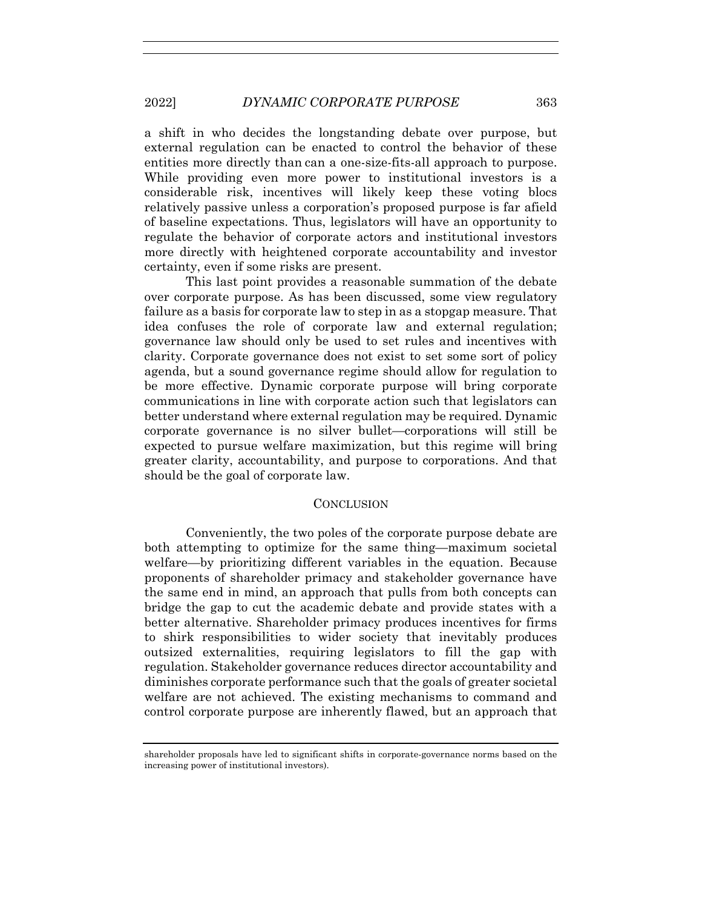a shift in who decides the longstanding debate over purpose, but external regulation can be enacted to control the behavior of these entities more directly than can a one-size-fits-all approach to purpose. While providing even more power to institutional investors is a considerable risk, incentives will likely keep these voting blocs relatively passive unless a corporation's proposed purpose is far afield of baseline expectations. Thus, legislators will have an opportunity to regulate the behavior of corporate actors and institutional investors more directly with heightened corporate accountability and investor certainty, even if some risks are present.

This last point provides a reasonable summation of the debate over corporate purpose. As has been discussed, some view regulatory failure as a basis for corporate law to step in as a stopgap measure. That idea confuses the role of corporate law and external regulation; governance law should only be used to set rules and incentives with clarity. Corporate governance does not exist to set some sort of policy agenda, but a sound governance regime should allow for regulation to be more effective. Dynamic corporate purpose will bring corporate communications in line with corporate action such that legislators can better understand where external regulation may be required. Dynamic corporate governance is no silver bullet—corporations will still be expected to pursue welfare maximization, but this regime will bring greater clarity, accountability, and purpose to corporations. And that should be the goal of corporate law.

## CONCLUSION

Conveniently, the two poles of the corporate purpose debate are both attempting to optimize for the same thing—maximum societal welfare—by prioritizing different variables in the equation. Because proponents of shareholder primacy and stakeholder governance have the same end in mind, an approach that pulls from both concepts can bridge the gap to cut the academic debate and provide states with a better alternative. Shareholder primacy produces incentives for firms to shirk responsibilities to wider society that inevitably produces outsized externalities, requiring legislators to fill the gap with regulation. Stakeholder governance reduces director accountability and diminishes corporate performance such that the goals of greater societal welfare are not achieved. The existing mechanisms to command and control corporate purpose are inherently flawed, but an approach that

shareholder proposals have led to significant shifts in corporate-governance norms based on the increasing power of institutional investors).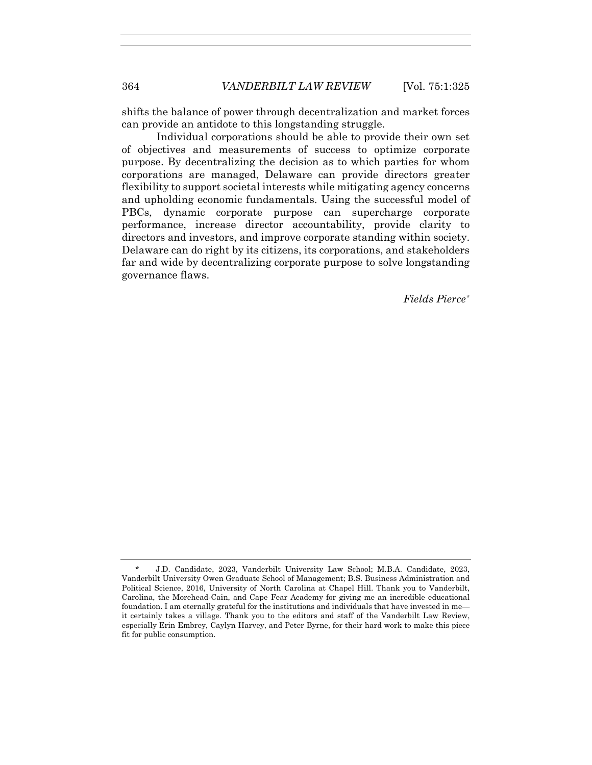shifts the balance of power through decentralization and market forces can provide an antidote to this longstanding struggle.

Individual corporations should be able to provide their own set of objectives and measurements of success to optimize corporate purpose. By decentralizing the decision as to which parties for whom corporations are managed, Delaware can provide directors greater flexibility to support societal interests while mitigating agency concerns and upholding economic fundamentals. Using the successful model of PBCs, dynamic corporate purpose can supercharge corporate performance, increase director accountability, provide clarity to directors and investors, and improve corporate standing within society. Delaware can do right by its citizens, its corporations, and stakeholders far and wide by decentralizing corporate purpose to solve longstanding governance flaws.

*Fields Pierce*[*]

---

\* J.D. Candidate, 2023, Vanderbilt University Law School; M.B.A. Candidate, 2023, Vanderbilt University Owen Graduate School of Management; B.S. Business Administration and Political Science, 2016, University of North Carolina at Chapel Hill. Thank you to Vanderbilt, Carolina, the Morehead-Cain, and Cape Fear Academy for giving me an incredible educational foundation. I am eternally grateful for the institutions and individuals that have invested in me—it certainly takes a village. Thank you to the editors and staff of the Vanderbilt Law Review, especially Erin Embrey, Caylyn Harvey, and Peter Byrne, for their hard work to make this piece fit for public consumption.